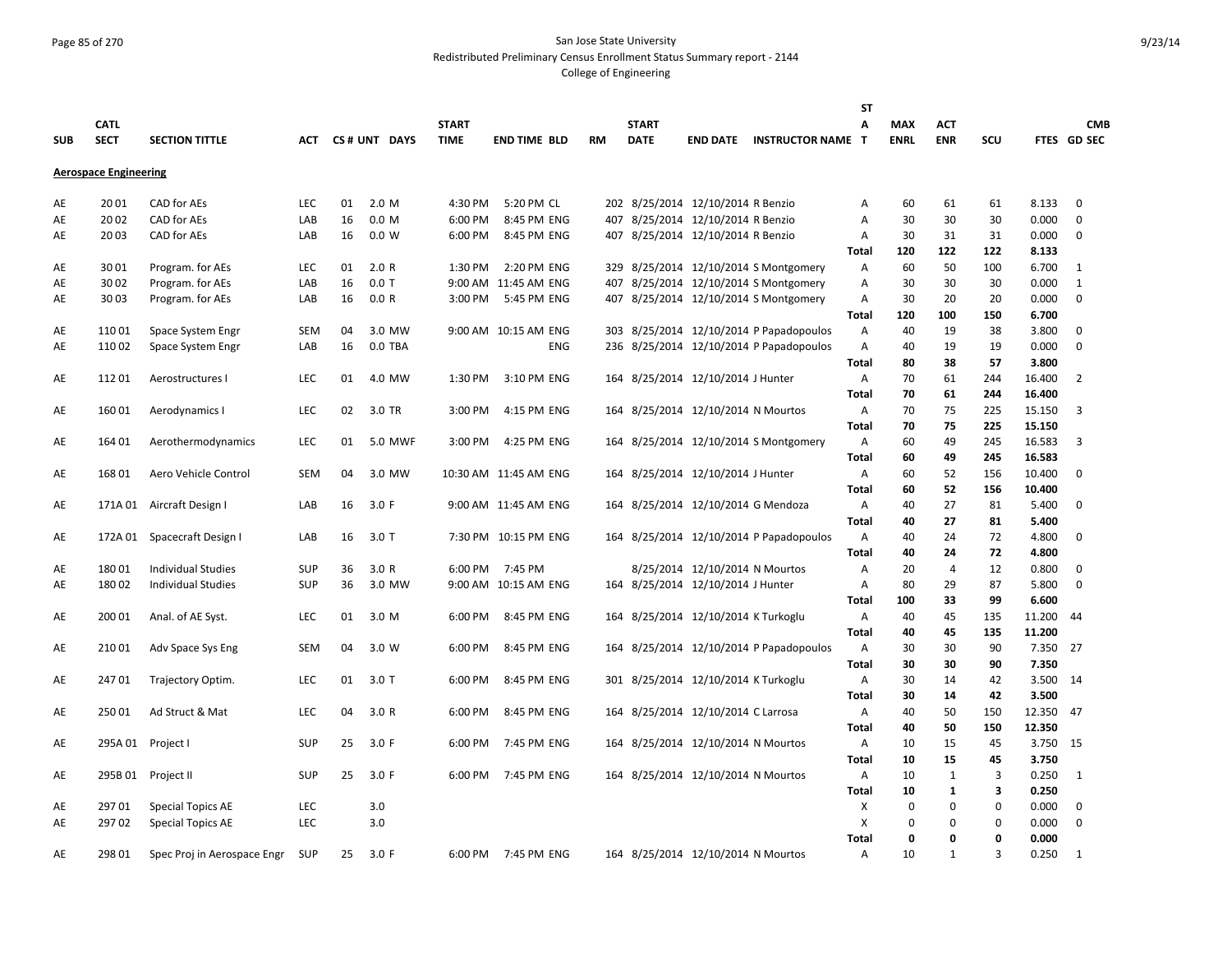San Jose State University
Redistributed Preliminary Census Enrollment Status Summary report - 2144
College of Engineering

## Aerospace Engineering

| SUB | CATL SECT | SECTION TITTLE | ACT | CS # | UNT | DAYS | START TIME | END TIME | BLD | RM | START DATE | END DATE | INSTRUCTOR NAME | ST A T | MAX ENRL | ACT ENR | SCU | FTES | CMB GD SEC |
|---|---|---|---|---|---|---|---|---|---|---|---|---|---|---|---|---|---|---|---|
| AE | 20 01 | CAD for AEs | LEC | 01 | 2.0 | M | 4:30 PM | 5:20 PM | CL | 202 | 8/25/2014 | 12/10/2014 | R Benzio | A | 60 | 61 | 61 | 8.133 | 0 |
| AE | 20 02 | CAD for AEs | LAB | 16 | 0.0 | M | 6:00 PM | 8:45 PM | ENG | 407 | 8/25/2014 | 12/10/2014 | R Benzio | A | 30 | 30 | 30 | 0.000 | 0 |
| AE | 20 03 | CAD for AEs | LAB | 16 | 0.0 | W | 6:00 PM | 8:45 PM | ENG | 407 | 8/25/2014 | 12/10/2014 | R Benzio | A | 30 | 31 | 31 | 0.000 | 0 |
| | | | | | | | | | | | | | | **Total** | **120** | **122** | **122** | **8.133** | |
| AE | 30 01 | Program. for AEs | LEC | 01 | 2.0 | R | 1:30 PM | 2:20 PM | ENG | 329 | 8/25/2014 | 12/10/2014 | S Montgomery | A | 60 | 50 | 100 | 6.700 | 1 |
| AE | 30 02 | Program. for AEs | LAB | 16 | 0.0 | T | 9:00 AM | 11:45 AM | ENG | 407 | 8/25/2014 | 12/10/2014 | S Montgomery | A | 30 | 30 | 30 | 0.000 | 1 |
| AE | 30 03 | Program. for AEs | LAB | 16 | 0.0 | R | 3:00 PM | 5:45 PM | ENG | 407 | 8/25/2014 | 12/10/2014 | S Montgomery | A | 30 | 20 | 20 | 0.000 | 0 |
| | | | | | | | | | | | | | | **Total** | **120** | **100** | **150** | **6.700** | |
| AE | 110 01 | Space System Engr | SEM | 04 | 3.0 | MW | 9:00 AM | 10:15 AM | ENG | 303 | 8/25/2014 | 12/10/2014 | P Papadopoulos | A | 40 | 19 | 38 | 3.800 | 0 |
| AE | 110 02 | Space System Engr | LAB | 16 | 0.0 | TBA | | | ENG | 236 | 8/25/2014 | 12/10/2014 | P Papadopoulos | A | 40 | 19 | 19 | 0.000 | 0 |
| | | | | | | | | | | | | | | **Total** | **80** | **38** | **57** | **3.800** | |
| AE | 112 01 | Aerostructures I | LEC | 01 | 4.0 | MW | 1:30 PM | 3:10 PM | ENG | 164 | 8/25/2014 | 12/10/2014 | J Hunter | A | 70 | 61 | 244 | 16.400 | 2 |
| | | | | | | | | | | | | | | **Total** | **70** | **61** | **244** | **16.400** | |
| AE | 160 01 | Aerodynamics I | LEC | 02 | 3.0 | TR | 3:00 PM | 4:15 PM | ENG | 164 | 8/25/2014 | 12/10/2014 | N Mourtos | A | 70 | 75 | 225 | 15.150 | 3 |
| | | | | | | | | | | | | | | **Total** | **70** | **75** | **225** | **15.150** | |
| AE | 164 01 | Aerothermodynamics | LEC | 01 | 5.0 | MWF | 3:00 PM | 4:25 PM | ENG | 164 | 8/25/2014 | 12/10/2014 | S Montgomery | A | 60 | 49 | 245 | 16.583 | 3 |
| | | | | | | | | | | | | | | **Total** | **60** | **49** | **245** | **16.583** | |
| AE | 168 01 | Aero Vehicle Control | SEM | 04 | 3.0 | MW | 10:30 AM | 11:45 AM | ENG | 164 | 8/25/2014 | 12/10/2014 | J Hunter | A | 60 | 52 | 156 | 10.400 | 0 |
| | | | | | | | | | | | | | | **Total** | **60** | **52** | **156** | **10.400** | |
| AE | 171A 01 | Aircraft Design I | LAB | 16 | 3.0 | F | 9:00 AM | 11:45 AM | ENG | 164 | 8/25/2014 | 12/10/2014 | G Mendoza | A | 40 | 27 | 81 | 5.400 | 0 |
| | | | | | | | | | | | | | | **Total** | **40** | **27** | **81** | **5.400** | |
| AE | 172A 01 | Spacecraft Design I | LAB | 16 | 3.0 | T | 7:30 PM | 10:15 PM | ENG | 164 | 8/25/2014 | 12/10/2014 | P Papadopoulos | A | 40 | 24 | 72 | 4.800 | 0 |
| | | | | | | | | | | | | | | **Total** | **40** | **24** | **72** | **4.800** | |
| AE | 180 01 | Individual Studies | SUP | 36 | 3.0 | R | 6:00 PM | 7:45 PM | | | 8/25/2014 | 12/10/2014 | N Mourtos | A | 20 | 4 | 12 | 0.800 | 0 |
| AE | 180 02 | Individual Studies | SUP | 36 | 3.0 | MW | 9:00 AM | 10:15 AM | ENG | 164 | 8/25/2014 | 12/10/2014 | J Hunter | A | 80 | 29 | 87 | 5.800 | 0 |
| | | | | | | | | | | | | | | **Total** | **100** | **33** | **99** | **6.600** | |
| AE | 200 01 | Anal. of AE Syst. | LEC | 01 | 3.0 | M | 6:00 PM | 8:45 PM | ENG | 164 | 8/25/2014 | 12/10/2014 | K Turkoglu | A | 40 | 45 | 135 | 11.200 | 44 |
| | | | | | | | | | | | | | | **Total** | **40** | **45** | **135** | **11.200** | |
| AE | 210 01 | Adv Space Sys Eng | SEM | 04 | 3.0 | W | 6:00 PM | 8:45 PM | ENG | 164 | 8/25/2014 | 12/10/2014 | P Papadopoulos | A | 30 | 30 | 90 | 7.350 | 27 |
| | | | | | | | | | | | | | | **Total** | **30** | **30** | **90** | **7.350** | |
| AE | 247 01 | Trajectory Optim. | LEC | 01 | 3.0 | T | 6:00 PM | 8:45 PM | ENG | 301 | 8/25/2014 | 12/10/2014 | K Turkoglu | A | 30 | 14 | 42 | 3.500 | 14 |
| | | | | | | | | | | | | | | **Total** | **30** | **14** | **42** | **3.500** | |
| AE | 250 01 | Ad Struct & Mat | LEC | 04 | 3.0 | R | 6:00 PM | 8:45 PM | ENG | 164 | 8/25/2014 | 12/10/2014 | C Larrosa | A | 40 | 50 | 150 | 12.350 | 47 |
| | | | | | | | | | | | | | | **Total** | **40** | **50** | **150** | **12.350** | |
| AE | 295A 01 | Project I | SUP | 25 | 3.0 | F | 6:00 PM | 7:45 PM | ENG | 164 | 8/25/2014 | 12/10/2014 | N Mourtos | A | 10 | 15 | 45 | 3.750 | 15 |
| | | | | | | | | | | | | | | **Total** | **10** | **15** | **45** | **3.750** | |
| AE | 295B 01 | Project II | SUP | 25 | 3.0 | F | 6:00 PM | 7:45 PM | ENG | 164 | 8/25/2014 | 12/10/2014 | N Mourtos | A | 10 | 1 | 3 | 0.250 | 1 |
| | | | | | | | | | | | | | | **Total** | **10** | **1** | **3** | **0.250** | |
| AE | 297 01 | Special Topics AE | LEC | | 3.0 | | | | | | | | | X | 0 | 0 | 0 | 0.000 | 0 |
| AE | 297 02 | Special Topics AE | LEC | | 3.0 | | | | | | | | | X | 0 | 0 | 0 | 0.000 | 0 |
| | | | | | | | | | | | | | | **Total** | **0** | **0** | **0** | **0.000** | |
| AE | 298 01 | Spec Proj in Aerospace Engr | SUP | 25 | 3.0 | F | 6:00 PM | 7:45 PM | ENG | 164 | 8/25/2014 | 12/10/2014 | N Mourtos | A | 10 | 1 | 3 | 0.250 | 1 |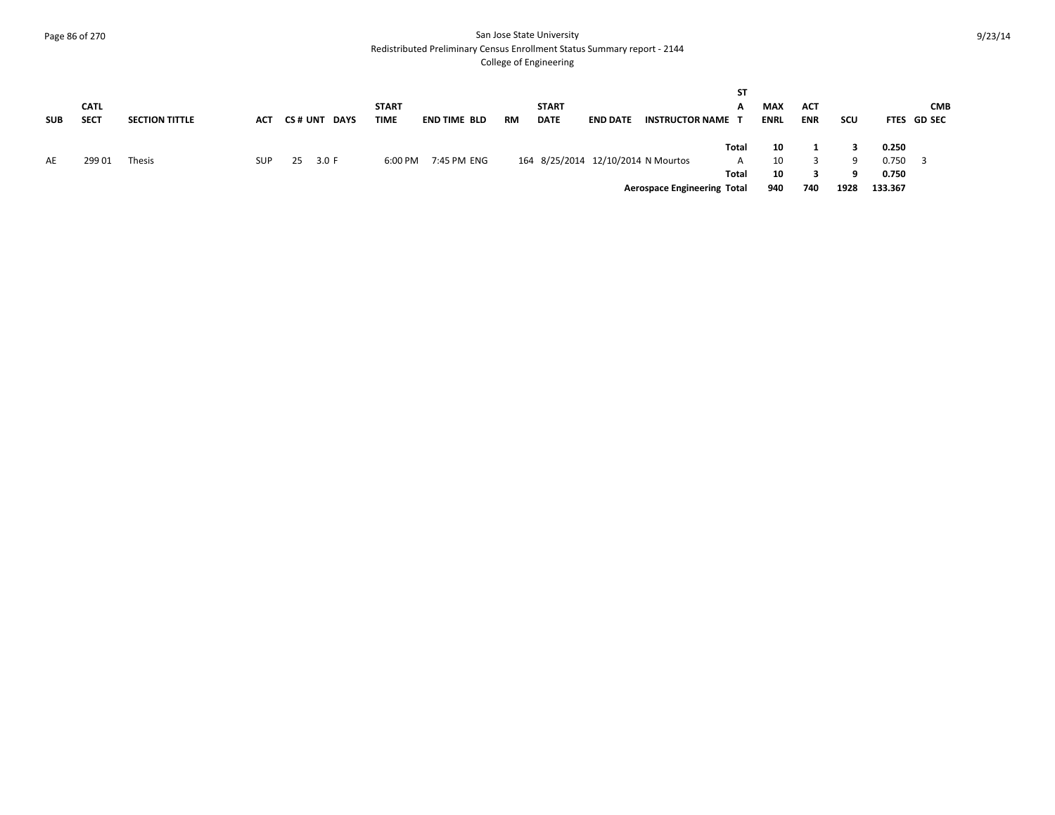San Jose State University
Redistributed Preliminary Census Enrollment Status Summary report - 2144
College of Engineering

| SUB | CATL SECT | SECTION TITTLE | ACT | CS # | UNT | DAYS | START TIME | END TIME | BLD | RM | START DATE | END DATE | INSTRUCTOR NAME | STAT | MAX ENRL | ACT ENR | SCU | FTES | GD | CMB SEC |
|---|---|---|---|---|---|---|---|---|---|---|---|---|---|---|---|---|---|---|---|---|
| | | | | | | | | | | | | | | **Total** | **10** | **1** | **3** | **0.250** | | |
| AE | 299 01 | Thesis | SUP | 25 | 3.0 | F | 6:00 PM | 7:45 PM | ENG | 164 | 8/25/2014 | 12/10/2014 | N Mourtos | A | 10 | 3 | 9 | 0.750 | 3 | |
| | | | | | | | | | | | | | | **Total** | **10** | **3** | **9** | **0.750** | | |
| | | | | | | | | | | | | | **Aerospace Engineering** | **Total** | **940** | **740** | **1928** | **133.367** | | |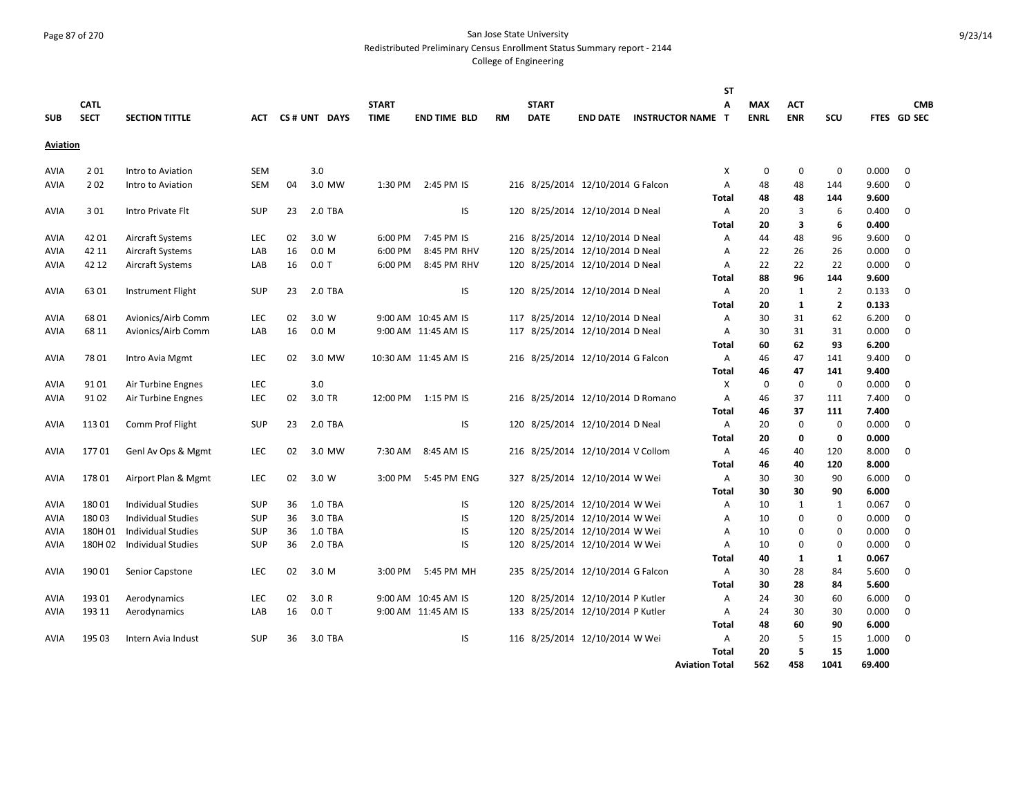San Jose State University
Redistributed Preliminary Census Enrollment Status Summary report - 2144
College of Engineering

| SUB | CATL SECT | SECTION TITTLE | ACT | CS # | UNT | DAYS | START TIME | END TIME | BLD | RM | START DATE | END DATE | INSTRUCTOR NAME | ST A T | MAX ENRL | ACT ENR | SCU | FTES | CMB GD SEC |
|---|---|---|---|---|---|---|---|---|---|---|---|---|---|---|---|---|---|---|---|
| **Aviation** | | | | | | | | | | | | | | | | | | | |
| AVIA | 2 01 | Intro to Aviation | SEM | | 3.0 | | | | | | | | | X | 0 | 0 | 0 | 0.000 | 0 |
| AVIA | 2 02 | Intro to Aviation | SEM | 04 | 3.0 | MW | 1:30 PM | 2:45 PM | IS | 216 | 8/25/2014 | 12/10/2014 | G Falcon | A | 48 | 48 | 144 | 9.600 | 0 |
| | | | | | | | | | | | | | | **Total** | **48** | **48** | **144** | **9.600** | |
| AVIA | 3 01 | Intro Private Flt | SUP | 23 | 2.0 | TBA | | | IS | 120 | 8/25/2014 | 12/10/2014 | D Neal | A | 20 | 3 | 6 | 0.400 | 0 |
| | | | | | | | | | | | | | | **Total** | **20** | **3** | **6** | **0.400** | |
| AVIA | 42 01 | Aircraft Systems | LEC | 02 | 3.0 | W | 6:00 PM | 7:45 PM | IS | 216 | 8/25/2014 | 12/10/2014 | D Neal | A | 44 | 48 | 96 | 9.600 | 0 |
| AVIA | 42 11 | Aircraft Systems | LAB | 16 | 0.0 | M | 6:00 PM | 8:45 PM | RHV | 120 | 8/25/2014 | 12/10/2014 | D Neal | A | 22 | 26 | 26 | 0.000 | 0 |
| AVIA | 42 12 | Aircraft Systems | LAB | 16 | 0.0 | T | 6:00 PM | 8:45 PM | RHV | 120 | 8/25/2014 | 12/10/2014 | D Neal | A | 22 | 22 | 22 | 0.000 | 0 |
| | | | | | | | | | | | | | | **Total** | **88** | **96** | **144** | **9.600** | |
| AVIA | 63 01 | Instrument Flight | SUP | 23 | 2.0 | TBA | | | IS | 120 | 8/25/2014 | 12/10/2014 | D Neal | A | 20 | 1 | 2 | 0.133 | 0 |
| | | | | | | | | | | | | | | **Total** | **20** | **1** | **2** | **0.133** | |
| AVIA | 68 01 | Avionics/Airb Comm | LEC | 02 | 3.0 | W | 9:00 AM | 10:45 AM | IS | 117 | 8/25/2014 | 12/10/2014 | D Neal | A | 30 | 31 | 62 | 6.200 | 0 |
| AVIA | 68 11 | Avionics/Airb Comm | LAB | 16 | 0.0 | M | 9:00 AM | 11:45 AM | IS | 117 | 8/25/2014 | 12/10/2014 | D Neal | A | 30 | 31 | 31 | 0.000 | 0 |
| | | | | | | | | | | | | | | **Total** | **60** | **62** | **93** | **6.200** | |
| AVIA | 78 01 | Intro Avia Mgmt | LEC | 02 | 3.0 | MW | 10:30 AM | 11:45 AM | IS | 216 | 8/25/2014 | 12/10/2014 | G Falcon | A | 46 | 47 | 141 | 9.400 | 0 |
| | | | | | | | | | | | | | | **Total** | **46** | **47** | **141** | **9.400** | |
| AVIA | 91 01 | Air Turbine Engnes | LEC | | 3.0 | | | | | | | | | X | 0 | 0 | 0 | 0.000 | 0 |
| AVIA | 91 02 | Air Turbine Engnes | LEC | 02 | 3.0 | TR | 12:00 PM | 1:15 PM | IS | 216 | 8/25/2014 | 12/10/2014 | D Romano | A | 46 | 37 | 111 | 7.400 | 0 |
| | | | | | | | | | | | | | | **Total** | **46** | **37** | **111** | **7.400** | |
| AVIA | 113 01 | Comm Prof Flight | SUP | 23 | 2.0 | TBA | | | IS | 120 | 8/25/2014 | 12/10/2014 | D Neal | A | 20 | 0 | 0 | 0.000 | 0 |
| | | | | | | | | | | | | | | **Total** | **20** | **0** | **0** | **0.000** | |
| AVIA | 177 01 | Genl Av Ops & Mgmt | LEC | 02 | 3.0 | MW | 7:30 AM | 8:45 AM | IS | 216 | 8/25/2014 | 12/10/2014 | V Collom | A | 46 | 40 | 120 | 8.000 | 0 |
| | | | | | | | | | | | | | | **Total** | **46** | **40** | **120** | **8.000** | |
| AVIA | 178 01 | Airport Plan & Mgmt | LEC | 02 | 3.0 | W | 3:00 PM | 5:45 PM | ENG | 327 | 8/25/2014 | 12/10/2014 | W Wei | A | 30 | 30 | 90 | 6.000 | 0 |
| | | | | | | | | | | | | | | **Total** | **30** | **30** | **90** | **6.000** | |
| AVIA | 180 01 | Individual Studies | SUP | 36 | 1.0 | TBA | | | IS | 120 | 8/25/2014 | 12/10/2014 | W Wei | A | 10 | 1 | 1 | 0.067 | 0 |
| AVIA | 180 03 | Individual Studies | SUP | 36 | 3.0 | TBA | | | IS | 120 | 8/25/2014 | 12/10/2014 | W Wei | A | 10 | 0 | 0 | 0.000 | 0 |
| AVIA | 180H 01 | Individual Studies | SUP | 36 | 1.0 | TBA | | | IS | 120 | 8/25/2014 | 12/10/2014 | W Wei | A | 10 | 0 | 0 | 0.000 | 0 |
| AVIA | 180H 02 | Individual Studies | SUP | 36 | 2.0 | TBA | | | IS | 120 | 8/25/2014 | 12/10/2014 | W Wei | A | 10 | 0 | 0 | 0.000 | 0 |
| | | | | | | | | | | | | | | **Total** | **40** | **1** | **1** | **0.067** | |
| AVIA | 190 01 | Senior Capstone | LEC | 02 | 3.0 | M | 3:00 PM | 5:45 PM | MH | 235 | 8/25/2014 | 12/10/2014 | G Falcon | A | 30 | 28 | 84 | 5.600 | 0 |
| | | | | | | | | | | | | | | **Total** | **30** | **28** | **84** | **5.600** | |
| AVIA | 193 01 | Aerodynamics | LEC | 02 | 3.0 | R | 9:00 AM | 10:45 AM | IS | 120 | 8/25/2014 | 12/10/2014 | P Kutler | A | 24 | 30 | 60 | 6.000 | 0 |
| AVIA | 193 11 | Aerodynamics | LAB | 16 | 0.0 | T | 9:00 AM | 11:45 AM | IS | 133 | 8/25/2014 | 12/10/2014 | P Kutler | A | 24 | 30 | 30 | 0.000 | 0 |
| | | | | | | | | | | | | | | **Total** | **48** | **60** | **90** | **6.000** | |
| AVIA | 195 03 | Intern Avia Indust | SUP | 36 | 3.0 | TBA | | | IS | 116 | 8/25/2014 | 12/10/2014 | W Wei | A | 20 | 5 | 15 | 1.000 | 0 |
| | | | | | | | | | | | | | | **Total** | **20** | **5** | **15** | **1.000** | |
| | | | | | | | | | | | | | | **Aviation Total** | **562** | **458** | **1041** | **69.400** | |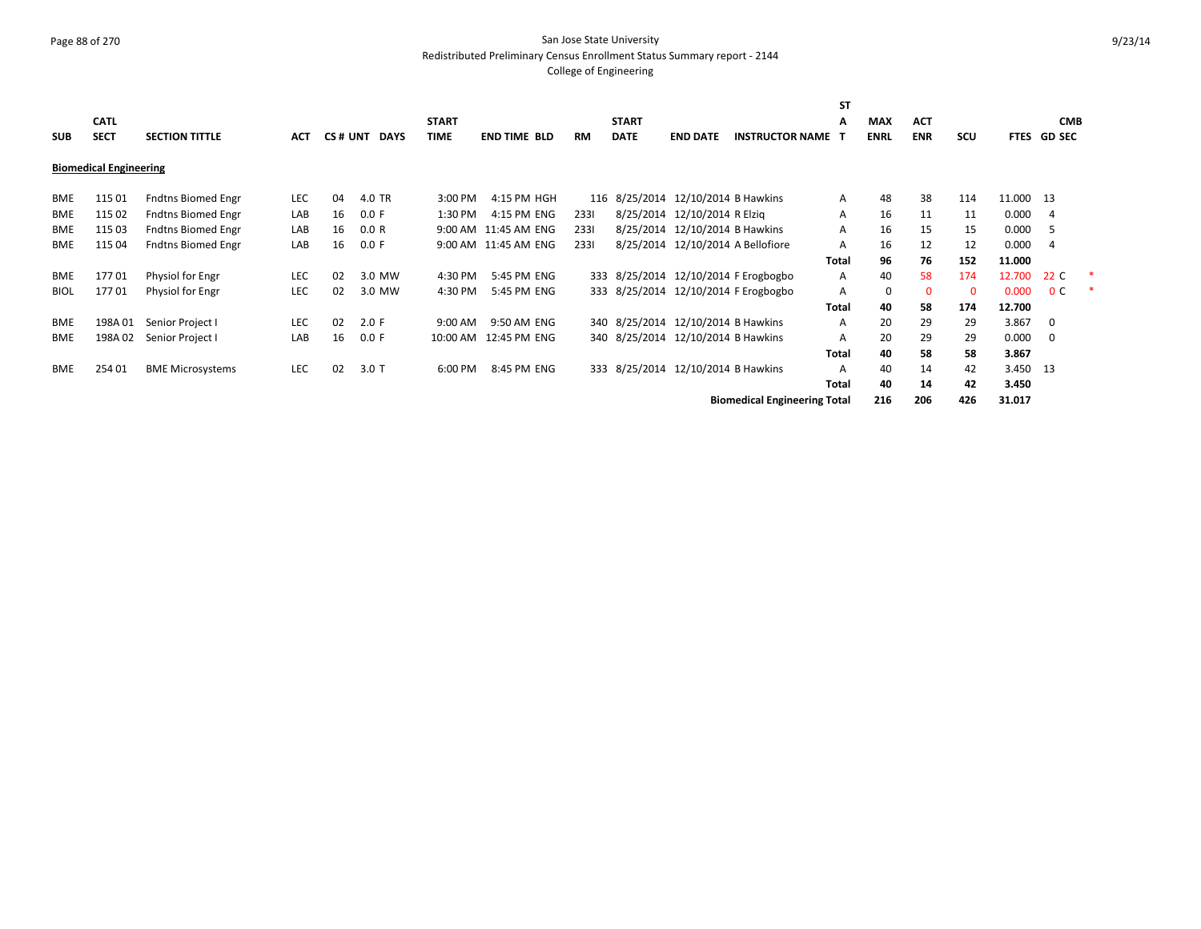San Jose State University
Redistributed Preliminary Census Enrollment Status Summary report - 2144
College of Engineering

| SUB | CATL SECT | SECTION TITTLE | ACT | CS # | UNT | DAYS | START TIME | END TIME | BLD | RM | START DATE | END DATE | INSTRUCTOR NAME | STAT | MAX ENRL | ACT ENR | SCU | FTES | GD | CMB SEC | |
|---|---|---|---|---|---|---|---|---|---|---|---|---|---|---|---|---|---|---|---|---|---|
| **Biomedical Engineering** | | | | | | | | | | | | | | | | | | | | | |
| BME | 115 01 | Fndtns Biomed Engr | LEC | 04 | 4.0 | TR | 3:00 PM | 4:15 PM | HGH | 116 | 8/25/2014 | 12/10/2014 | B Hawkins | A | 48 | 38 | 114 | 11.000 | 13 | | |
| BME | 115 02 | Fndtns Biomed Engr | LAB | 16 | 0.0 | F | 1:30 PM | 4:15 PM | ENG | 233I | 8/25/2014 | 12/10/2014 | R Elziq | A | 16 | 11 | 11 | 0.000 | 4 | | |
| BME | 115 03 | Fndtns Biomed Engr | LAB | 16 | 0.0 | R | 9:00 AM | 11:45 AM | ENG | 233I | 8/25/2014 | 12/10/2014 | B Hawkins | A | 16 | 15 | 15 | 0.000 | 5 | | |
| BME | 115 04 | Fndtns Biomed Engr | LAB | 16 | 0.0 | F | 9:00 AM | 11:45 AM | ENG | 233I | 8/25/2014 | 12/10/2014 | A Bellofiore | A | 16 | 12 | 12 | 0.000 | 4 | | |
| | | | | | | | | | | | | | | **Total** | **96** | **76** | **152** | **11.000** | | | |
| BME | 177 01 | Physiol for Engr | LEC | 02 | 3.0 | MW | 4:30 PM | 5:45 PM | ENG | 333 | 8/25/2014 | 12/10/2014 | F Erogbogbo | A | 40 | 58 | 174 | 12.700 | 22 | C | * |
| BIOL | 177 01 | Physiol for Engr | LEC | 02 | 3.0 | MW | 4:30 PM | 5:45 PM | ENG | 333 | 8/25/2014 | 12/10/2014 | F Erogbogbo | A | 0 | 0 | 0 | 0.000 | 0 | C | * |
| | | | | | | | | | | | | | | **Total** | **40** | **58** | **174** | **12.700** | | | |
| BME | 198A 01 | Senior Project I | LEC | 02 | 2.0 | F | 9:00 AM | 9:50 AM | ENG | 340 | 8/25/2014 | 12/10/2014 | B Hawkins | A | 20 | 29 | 29 | 3.867 | 0 | | |
| BME | 198A 02 | Senior Project I | LAB | 16 | 0.0 | F | 10:00 AM | 12:45 PM | ENG | 340 | 8/25/2014 | 12/10/2014 | B Hawkins | A | 20 | 29 | 29 | 0.000 | 0 | | |
| | | | | | | | | | | | | | | **Total** | **40** | **58** | **58** | **3.867** | | | |
| BME | 254 01 | BME Microsystems | LEC | 02 | 3.0 | T | 6:00 PM | 8:45 PM | ENG | 333 | 8/25/2014 | 12/10/2014 | B Hawkins | A | 40 | 14 | 42 | 3.450 | 13 | | |
| | | | | | | | | | | | | | | **Total** | **40** | **14** | **42** | **3.450** | | | |
| | | | | | | | | | | | | | **Biomedical Engineering Total** | | **216** | **206** | **426** | **31.017** | | | |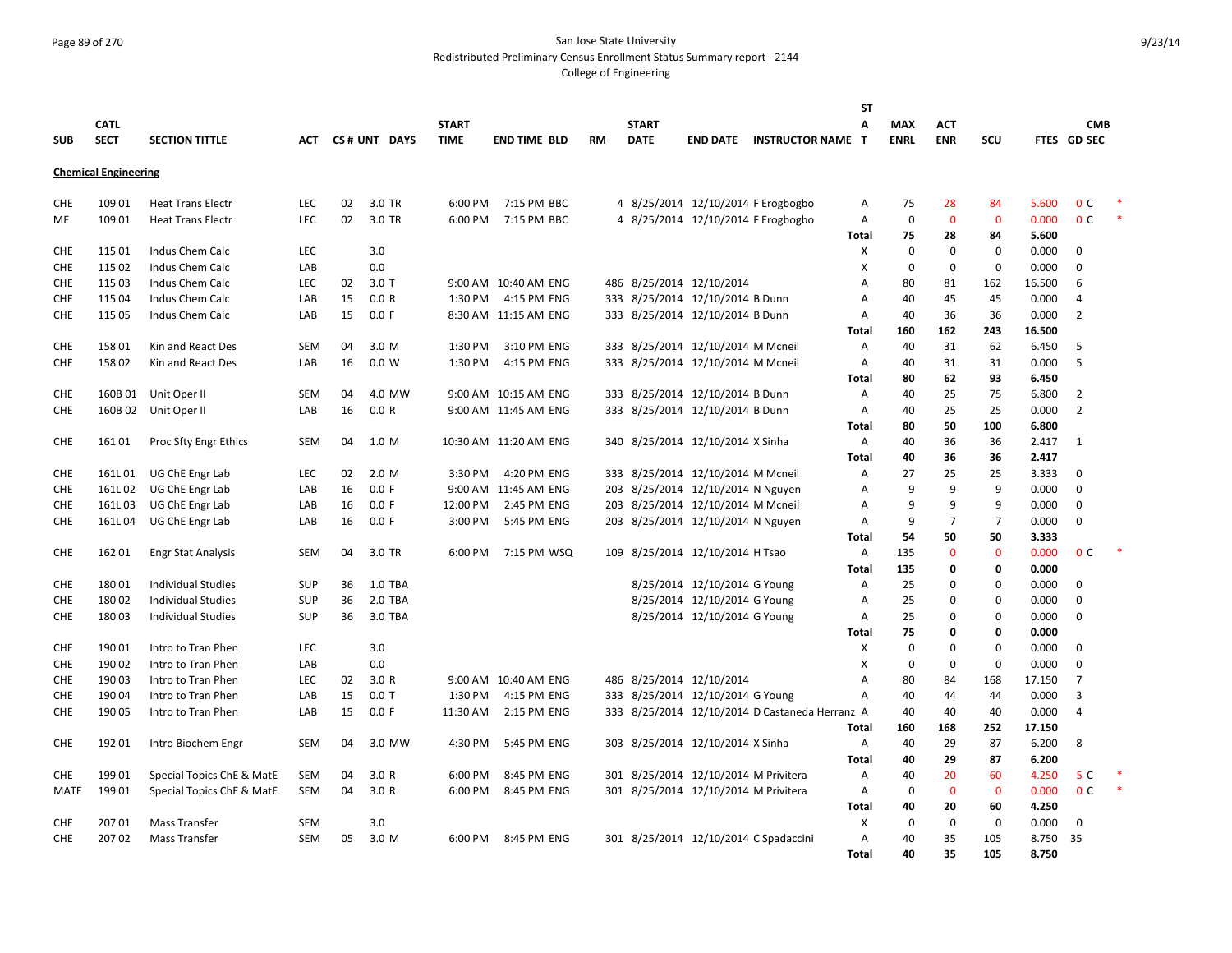San Jose State University
Redistributed Preliminary Census Enrollment Status Summary report - 2144
College of Engineering

| SUB | CATL SECT | SECTION TITTLE | ACT | CS # | UNT | DAYS | START TIME | END TIME | BLD | RM | START DATE | END DATE | INSTRUCTOR NAME | STAT | MAX ENRL | ACT ENR | SCU | FTES | GD | CMB SEC | |
|---|---|---|---|---|---|---|---|---|---|---|---|---|---|---|---|---|---|---|---|---|---|
| **Chemical Engineering** | | | | | | | | | | | | | | | | | | | | | |
| CHE | 109 01 | Heat Trans Electr | LEC | 02 | 3.0 | TR | 6:00 PM | 7:15 PM | BBC | 4 | 8/25/2014 | 12/10/2014 | F Erogbogbo | A | 75 | 28 | 84 | 5.600 | 0 | C | * |
| ME | 109 01 | Heat Trans Electr | LEC | 02 | 3.0 | TR | 6:00 PM | 7:15 PM | BBC | 4 | 8/25/2014 | 12/10/2014 | F Erogbogbo | A | 0 | 0 | 0 | 0.000 | 0 | C | * |
| | | | | | | | | | | | | | | **Total** | **75** | **28** | **84** | **5.600** | | | |
| CHE | 115 01 | Indus Chem Calc | LEC | | 3.0 | | | | | | | | | X | 0 | 0 | 0 | 0.000 | 0 | | |
| CHE | 115 02 | Indus Chem Calc | LAB | | 0.0 | | | | | | | | | X | 0 | 0 | 0 | 0.000 | 0 | | |
| CHE | 115 03 | Indus Chem Calc | LEC | 02 | 3.0 | T | 9:00 AM | 10:40 AM | ENG | 486 | 8/25/2014 | 12/10/2014 | | A | 80 | 81 | 162 | 16.500 | 6 | | |
| CHE | 115 04 | Indus Chem Calc | LAB | 15 | 0.0 | R | 1:30 PM | 4:15 PM | ENG | 333 | 8/25/2014 | 12/10/2014 | B Dunn | A | 40 | 45 | 45 | 0.000 | 4 | | |
| CHE | 115 05 | Indus Chem Calc | LAB | 15 | 0.0 | F | 8:30 AM | 11:15 AM | ENG | 333 | 8/25/2014 | 12/10/2014 | B Dunn | A | 40 | 36 | 36 | 0.000 | 2 | | |
| | | | | | | | | | | | | | | **Total** | **160** | **162** | **243** | **16.500** | | | |
| CHE | 158 01 | Kin and React Des | SEM | 04 | 3.0 | M | 1:30 PM | 3:10 PM | ENG | 333 | 8/25/2014 | 12/10/2014 | M Mcneil | A | 40 | 31 | 62 | 6.450 | 5 | | |
| CHE | 158 02 | Kin and React Des | LAB | 16 | 0.0 | W | 1:30 PM | 4:15 PM | ENG | 333 | 8/25/2014 | 12/10/2014 | M Mcneil | A | 40 | 31 | 31 | 0.000 | 5 | | |
| | | | | | | | | | | | | | | **Total** | **80** | **62** | **93** | **6.450** | | | |
| CHE | 160B 01 | Unit Oper II | SEM | 04 | 4.0 | MW | 9:00 AM | 10:15 AM | ENG | 333 | 8/25/2014 | 12/10/2014 | B Dunn | A | 40 | 25 | 75 | 6.800 | 2 | | |
| CHE | 160B 02 | Unit Oper II | LAB | 16 | 0.0 | R | 9:00 AM | 11:45 AM | ENG | 333 | 8/25/2014 | 12/10/2014 | B Dunn | A | 40 | 25 | 25 | 0.000 | 2 | | |
| | | | | | | | | | | | | | | **Total** | **80** | **50** | **100** | **6.800** | | | |
| CHE | 161 01 | Proc Sfty Engr Ethics | SEM | 04 | 1.0 | M | 10:30 AM | 11:20 AM | ENG | 340 | 8/25/2014 | 12/10/2014 | X Sinha | A | 40 | 36 | 36 | 2.417 | 1 | | |
| | | | | | | | | | | | | | | **Total** | **40** | **36** | **36** | **2.417** | | | |
| CHE | 161L 01 | UG ChE Engr Lab | LEC | 02 | 2.0 | M | 3:30 PM | 4:20 PM | ENG | 333 | 8/25/2014 | 12/10/2014 | M Mcneil | A | 27 | 25 | 25 | 3.333 | 0 | | |
| CHE | 161L 02 | UG ChE Engr Lab | LAB | 16 | 0.0 | F | 9:00 AM | 11:45 AM | ENG | 203 | 8/25/2014 | 12/10/2014 | N Nguyen | A | 9 | 9 | 9 | 0.000 | 0 | | |
| CHE | 161L 03 | UG ChE Engr Lab | LAB | 16 | 0.0 | F | 12:00 PM | 2:45 PM | ENG | 203 | 8/25/2014 | 12/10/2014 | M Mcneil | A | 9 | 9 | 9 | 0.000 | 0 | | |
| CHE | 161L 04 | UG ChE Engr Lab | LAB | 16 | 0.0 | F | 3:00 PM | 5:45 PM | ENG | 203 | 8/25/2014 | 12/10/2014 | N Nguyen | A | 9 | 7 | 7 | 0.000 | 0 | | |
| | | | | | | | | | | | | | | **Total** | **54** | **50** | **50** | **3.333** | | | |
| CHE | 162 01 | Engr Stat Analysis | SEM | 04 | 3.0 | TR | 6:00 PM | 7:15 PM | WSQ | 109 | 8/25/2014 | 12/10/2014 | H Tsao | A | 135 | 0 | 0 | 0.000 | 0 | C | * |
| | | | | | | | | | | | | | | **Total** | **135** | **0** | **0** | **0.000** | | | |
| CHE | 180 01 | Individual Studies | SUP | 36 | 1.0 | TBA | | | | | 8/25/2014 | 12/10/2014 | G Young | A | 25 | 0 | 0 | 0.000 | 0 | | |
| CHE | 180 02 | Individual Studies | SUP | 36 | 2.0 | TBA | | | | | 8/25/2014 | 12/10/2014 | G Young | A | 25 | 0 | 0 | 0.000 | 0 | | |
| CHE | 180 03 | Individual Studies | SUP | 36 | 3.0 | TBA | | | | | 8/25/2014 | 12/10/2014 | G Young | A | 25 | 0 | 0 | 0.000 | 0 | | |
| | | | | | | | | | | | | | | **Total** | **75** | **0** | **0** | **0.000** | | | |
| CHE | 190 01 | Intro to Tran Phen | LEC | | 3.0 | | | | | | | | | X | 0 | 0 | 0 | 0.000 | 0 | | |
| CHE | 190 02 | Intro to Tran Phen | LAB | | 0.0 | | | | | | | | | X | 0 | 0 | 0 | 0.000 | 0 | | |
| CHE | 190 03 | Intro to Tran Phen | LEC | 02 | 3.0 | R | 9:00 AM | 10:40 AM | ENG | 486 | 8/25/2014 | 12/10/2014 | | A | 80 | 84 | 168 | 17.150 | 7 | | |
| CHE | 190 04 | Intro to Tran Phen | LAB | 15 | 0.0 | T | 1:30 PM | 4:15 PM | ENG | 333 | 8/25/2014 | 12/10/2014 | G Young | A | 40 | 44 | 44 | 0.000 | 3 | | |
| CHE | 190 05 | Intro to Tran Phen | LAB | 15 | 0.0 | F | 11:30 AM | 2:15 PM | ENG | 333 | 8/25/2014 | 12/10/2014 | D Castaneda Herranz | A | 40 | 40 | 40 | 0.000 | 4 | | |
| | | | | | | | | | | | | | | **Total** | **160** | **168** | **252** | **17.150** | | | |
| CHE | 192 01 | Intro Biochem Engr | SEM | 04 | 3.0 | MW | 4:30 PM | 5:45 PM | ENG | 303 | 8/25/2014 | 12/10/2014 | X Sinha | A | 40 | 29 | 87 | 6.200 | 8 | | |
| | | | | | | | | | | | | | | **Total** | **40** | **29** | **87** | **6.200** | | | |
| CHE | 199 01 | Special Topics ChE & MatE | SEM | 04 | 3.0 | R | 6:00 PM | 8:45 PM | ENG | 301 | 8/25/2014 | 12/10/2014 | M Privitera | A | 40 | 20 | 60 | 4.250 | 5 | C | * |
| MATE | 199 01 | Special Topics ChE & MatE | SEM | 04 | 3.0 | R | 6:00 PM | 8:45 PM | ENG | 301 | 8/25/2014 | 12/10/2014 | M Privitera | A | 0 | 0 | 0 | 0.000 | 0 | C | * |
| | | | | | | | | | | | | | | **Total** | **40** | **20** | **60** | **4.250** | | | |
| CHE | 207 01 | Mass Transfer | SEM | | 3.0 | | | | | | | | | X | 0 | 0 | 0 | 0.000 | 0 | | |
| CHE | 207 02 | Mass Transfer | SEM | 05 | 3.0 | M | 6:00 PM | 8:45 PM | ENG | 301 | 8/25/2014 | 12/10/2014 | C Spadaccini | A | 40 | 35 | 105 | 8.750 | 35 | | |
| | | | | | | | | | | | | | | **Total** | **40** | **35** | **105** | **8.750** | | | |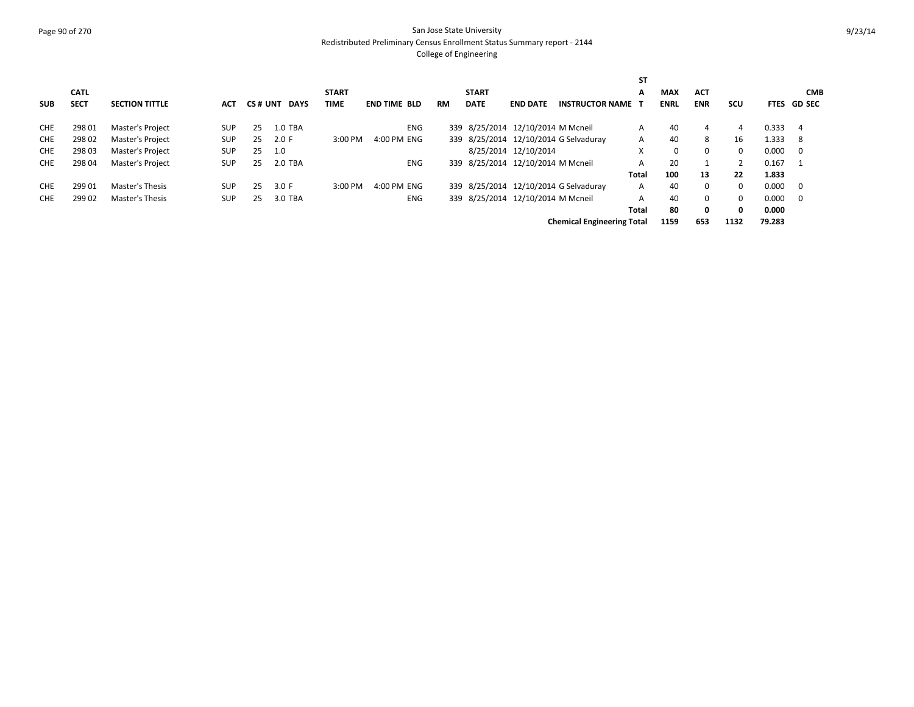San Jose State University
Redistributed Preliminary Census Enrollment Status Summary report - 2144
College of Engineering

| SUB | CATL SECT | SECTION TITTLE | ACT | CS # | UNT | DAYS | START TIME | END TIME | BLD | RM | START DATE | END DATE | INSTRUCTOR NAME | STAT | MAX ENRL | ACT ENR | SCU | FTES | CMB GD SEC |
|---|---|---|---|---|---|---|---|---|---|---|---|---|---|---|---|---|---|---|---|
| CHE | 298 01 | Master's Project | SUP | 25 | 1.0 | TBA | | | ENG | 339 | 8/25/2014 | 12/10/2014 | M Mcneil | A | 40 | 4 | 4 | 0.333 | 4 |
| CHE | 298 02 | Master's Project | SUP | 25 | 2.0 | F | 3:00 PM | 4:00 PM | ENG | 339 | 8/25/2014 | 12/10/2014 | G Selvaduray | A | 40 | 8 | 16 | 1.333 | 8 |
| CHE | 298 03 | Master's Project | SUP | 25 | 1.0 | | | | | | 8/25/2014 | 12/10/2014 | | X | 0 | 0 | 0 | 0.000 | 0 |
| CHE | 298 04 | Master's Project | SUP | 25 | 2.0 | TBA | | | ENG | 339 | 8/25/2014 | 12/10/2014 | M Mcneil | A | 20 | 1 | 2 | 0.167 | 1 |
| | | | | | | | | | | | | | | **Total** | **100** | **13** | **22** | **1.833** | |
| CHE | 299 01 | Master's Thesis | SUP | 25 | 3.0 | F | 3:00 PM | 4:00 PM | ENG | 339 | 8/25/2014 | 12/10/2014 | G Selvaduray | A | 40 | 0 | 0 | 0.000 | 0 |
| CHE | 299 02 | Master's Thesis | SUP | 25 | 3.0 | TBA | | | ENG | 339 | 8/25/2014 | 12/10/2014 | M Mcneil | A | 40 | 0 | 0 | 0.000 | 0 |
| | | | | | | | | | | | | | | **Total** | **80** | **0** | **0** | **0.000** | |
| | | | | | | | | | | | | | **Chemical Engineering Total** | | **1159** | **653** | **1132** | **79.283** | |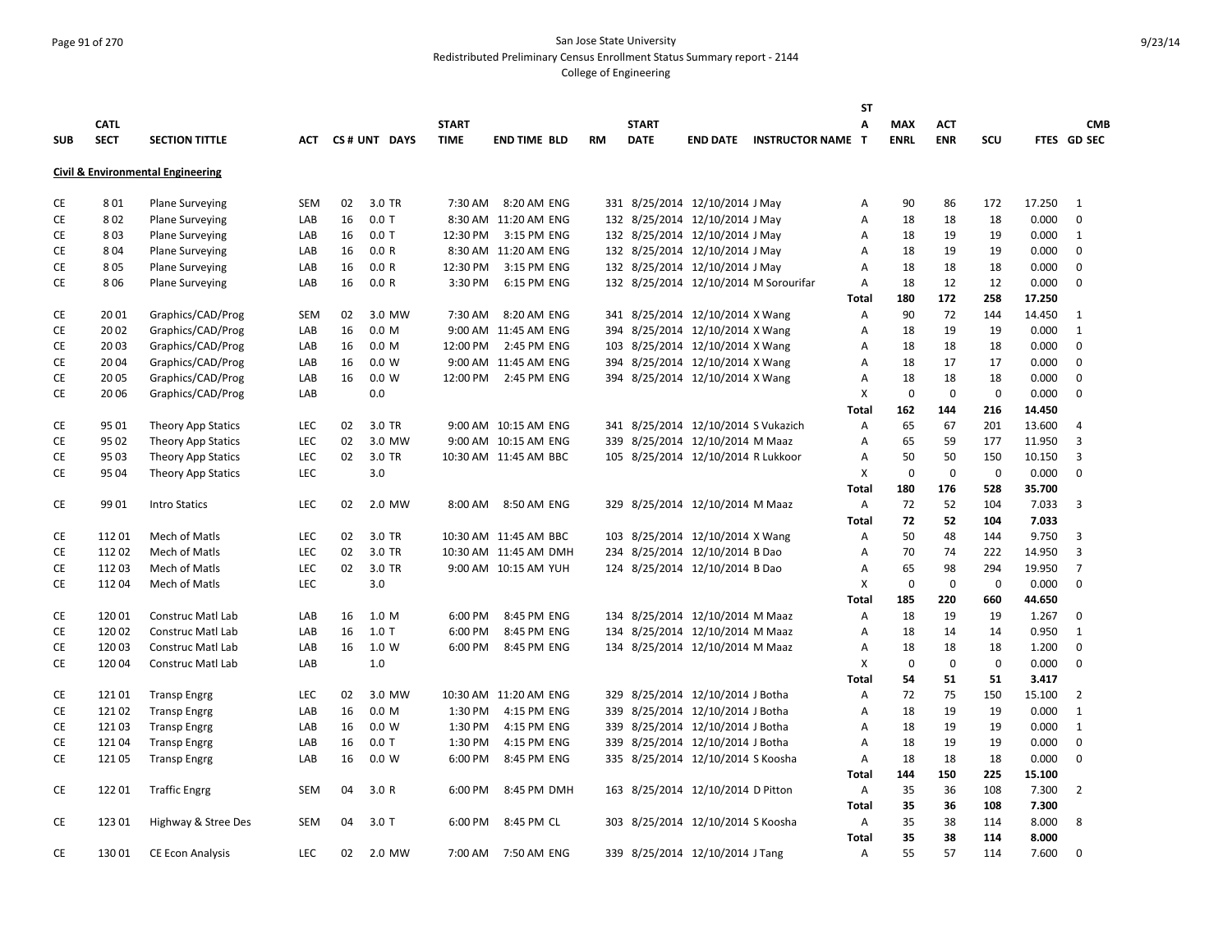San Jose State University
Redistributed Preliminary Census Enrollment Status Summary report - 2144
College of Engineering

| SUB | CATL SECT | SECTION TITTLE | ACT | CS # | UNT | DAYS | START TIME | END TIME | BLD | RM | START DATE | END DATE | INSTRUCTOR NAME | ST A T | MAX ENRL | ACT ENR | SCU | FTES | CMB GD SEC |
|---|---|---|---|---|---|---|---|---|---|---|---|---|---|---|---|---|---|---|---|
| **Civil & Environmental Engineering** | | | | | | | | | | | | | | | | | | | |
| CE | 8 01 | Plane Surveying | SEM | 02 | 3.0 | TR | 7:30 AM | 8:20 AM | ENG | 331 | 8/25/2014 | 12/10/2014 | J May | A | 90 | 86 | 172 | 17.250 | 1 |
| CE | 8 02 | Plane Surveying | LAB | 16 | 0.0 | T | 8:30 AM | 11:20 AM | ENG | 132 | 8/25/2014 | 12/10/2014 | J May | A | 18 | 18 | 18 | 0.000 | 0 |
| CE | 8 03 | Plane Surveying | LAB | 16 | 0.0 | T | 12:30 PM | 3:15 PM | ENG | 132 | 8/25/2014 | 12/10/2014 | J May | A | 18 | 19 | 19 | 0.000 | 1 |
| CE | 8 04 | Plane Surveying | LAB | 16 | 0.0 | R | 8:30 AM | 11:20 AM | ENG | 132 | 8/25/2014 | 12/10/2014 | J May | A | 18 | 19 | 19 | 0.000 | 0 |
| CE | 8 05 | Plane Surveying | LAB | 16 | 0.0 | R | 12:30 PM | 3:15 PM | ENG | 132 | 8/25/2014 | 12/10/2014 | J May | A | 18 | 18 | 18 | 0.000 | 0 |
| CE | 8 06 | Plane Surveying | LAB | 16 | 0.0 | R | 3:30 PM | 6:15 PM | ENG | 132 | 8/25/2014 | 12/10/2014 | M Sorourifar | A | 18 | 12 | 12 | 0.000 | 0 |
| | | | | | | | | | | | | | | **Total** | **180** | **172** | **258** | **17.250** | |
| CE | 20 01 | Graphics/CAD/Prog | SEM | 02 | 3.0 | MW | 7:30 AM | 8:20 AM | ENG | 341 | 8/25/2014 | 12/10/2014 | X Wang | A | 90 | 72 | 144 | 14.450 | 1 |
| CE | 20 02 | Graphics/CAD/Prog | LAB | 16 | 0.0 | M | 9:00 AM | 11:45 AM | ENG | 394 | 8/25/2014 | 12/10/2014 | X Wang | A | 18 | 19 | 19 | 0.000 | 1 |
| CE | 20 03 | Graphics/CAD/Prog | LAB | 16 | 0.0 | M | 12:00 PM | 2:45 PM | ENG | 103 | 8/25/2014 | 12/10/2014 | X Wang | A | 18 | 18 | 18 | 0.000 | 0 |
| CE | 20 04 | Graphics/CAD/Prog | LAB | 16 | 0.0 | W | 9:00 AM | 11:45 AM | ENG | 394 | 8/25/2014 | 12/10/2014 | X Wang | A | 18 | 17 | 17 | 0.000 | 0 |
| CE | 20 05 | Graphics/CAD/Prog | LAB | 16 | 0.0 | W | 12:00 PM | 2:45 PM | ENG | 394 | 8/25/2014 | 12/10/2014 | X Wang | A | 18 | 18 | 18 | 0.000 | 0 |
| CE | 20 06 | Graphics/CAD/Prog | LAB | | 0.0 | | | | | | | | | X | 0 | 0 | 0 | 0.000 | 0 |
| | | | | | | | | | | | | | | **Total** | **162** | **144** | **216** | **14.450** | |
| CE | 95 01 | Theory App Statics | LEC | 02 | 3.0 | TR | 9:00 AM | 10:15 AM | ENG | 341 | 8/25/2014 | 12/10/2014 | S Vukazich | A | 65 | 67 | 201 | 13.600 | 4 |
| CE | 95 02 | Theory App Statics | LEC | 02 | 3.0 | MW | 9:00 AM | 10:15 AM | ENG | 339 | 8/25/2014 | 12/10/2014 | M Maaz | A | 65 | 59 | 177 | 11.950 | 3 |
| CE | 95 03 | Theory App Statics | LEC | 02 | 3.0 | TR | 10:30 AM | 11:45 AM | BBC | 105 | 8/25/2014 | 12/10/2014 | R Lukkoor | A | 50 | 50 | 150 | 10.150 | 3 |
| CE | 95 04 | Theory App Statics | LEC | | 3.0 | | | | | | | | | X | 0 | 0 | 0 | 0.000 | 0 |
| | | | | | | | | | | | | | | **Total** | **180** | **176** | **528** | **35.700** | |
| CE | 99 01 | Intro Statics | LEC | 02 | 2.0 | MW | 8:00 AM | 8:50 AM | ENG | 329 | 8/25/2014 | 12/10/2014 | M Maaz | A | 72 | 52 | 104 | 7.033 | 3 |
| | | | | | | | | | | | | | | **Total** | **72** | **52** | **104** | **7.033** | |
| CE | 112 01 | Mech of Matls | LEC | 02 | 3.0 | TR | 10:30 AM | 11:45 AM | BBC | 103 | 8/25/2014 | 12/10/2014 | X Wang | A | 50 | 48 | 144 | 9.750 | 3 |
| CE | 112 02 | Mech of Matls | LEC | 02 | 3.0 | TR | 10:30 AM | 11:45 AM | DMH | 234 | 8/25/2014 | 12/10/2014 | B Dao | A | 70 | 74 | 222 | 14.950 | 3 |
| CE | 112 03 | Mech of Matls | LEC | 02 | 3.0 | TR | 9:00 AM | 10:15 AM | YUH | 124 | 8/25/2014 | 12/10/2014 | B Dao | A | 65 | 98 | 294 | 19.950 | 7 |
| CE | 112 04 | Mech of Matls | LEC | | 3.0 | | | | | | | | | X | 0 | 0 | 0 | 0.000 | 0 |
| | | | | | | | | | | | | | | **Total** | **185** | **220** | **660** | **44.650** | |
| CE | 120 01 | Construc Matl Lab | LAB | 16 | 1.0 | M | 6:00 PM | 8:45 PM | ENG | 134 | 8/25/2014 | 12/10/2014 | M Maaz | A | 18 | 19 | 19 | 1.267 | 0 |
| CE | 120 02 | Construc Matl Lab | LAB | 16 | 1.0 | T | 6:00 PM | 8:45 PM | ENG | 134 | 8/25/2014 | 12/10/2014 | M Maaz | A | 18 | 14 | 14 | 0.950 | 1 |
| CE | 120 03 | Construc Matl Lab | LAB | 16 | 1.0 | W | 6:00 PM | 8:45 PM | ENG | 134 | 8/25/2014 | 12/10/2014 | M Maaz | A | 18 | 18 | 18 | 1.200 | 0 |
| CE | 120 04 | Construc Matl Lab | LAB | | 1.0 | | | | | | | | | X | 0 | 0 | 0 | 0.000 | 0 |
| | | | | | | | | | | | | | | **Total** | **54** | **51** | **51** | **3.417** | |
| CE | 121 01 | Transp Engrg | LEC | 02 | 3.0 | MW | 10:30 AM | 11:20 AM | ENG | 329 | 8/25/2014 | 12/10/2014 | J Botha | A | 72 | 75 | 150 | 15.100 | 2 |
| CE | 121 02 | Transp Engrg | LAB | 16 | 0.0 | M | 1:30 PM | 4:15 PM | ENG | 339 | 8/25/2014 | 12/10/2014 | J Botha | A | 18 | 19 | 19 | 0.000 | 1 |
| CE | 121 03 | Transp Engrg | LAB | 16 | 0.0 | W | 1:30 PM | 4:15 PM | ENG | 339 | 8/25/2014 | 12/10/2014 | J Botha | A | 18 | 19 | 19 | 0.000 | 1 |
| CE | 121 04 | Transp Engrg | LAB | 16 | 0.0 | T | 1:30 PM | 4:15 PM | ENG | 339 | 8/25/2014 | 12/10/2014 | J Botha | A | 18 | 19 | 19 | 0.000 | 0 |
| CE | 121 05 | Transp Engrg | LAB | 16 | 0.0 | W | 6:00 PM | 8:45 PM | ENG | 335 | 8/25/2014 | 12/10/2014 | S Koosha | A | 18 | 18 | 18 | 0.000 | 0 |
| | | | | | | | | | | | | | | **Total** | **144** | **150** | **225** | **15.100** | |
| CE | 122 01 | Traffic Engrg | SEM | 04 | 3.0 | R | 6:00 PM | 8:45 PM | DMH | 163 | 8/25/2014 | 12/10/2014 | D Pitton | A | 35 | 36 | 108 | 7.300 | 2 |
| | | | | | | | | | | | | | | **Total** | **35** | **36** | **108** | **7.300** | |
| CE | 123 01 | Highway & Stree Des | SEM | 04 | 3.0 | T | 6:00 PM | 8:45 PM | CL | 303 | 8/25/2014 | 12/10/2014 | S Koosha | A | 35 | 38 | 114 | 8.000 | 8 |
| | | | | | | | | | | | | | | **Total** | **35** | **38** | **114** | **8.000** | |
| CE | 130 01 | CE Econ Analysis | LEC | 02 | 2.0 | MW | 7:00 AM | 7:50 AM | ENG | 339 | 8/25/2014 | 12/10/2014 | J Tang | A | 55 | 57 | 114 | 7.600 | 0 |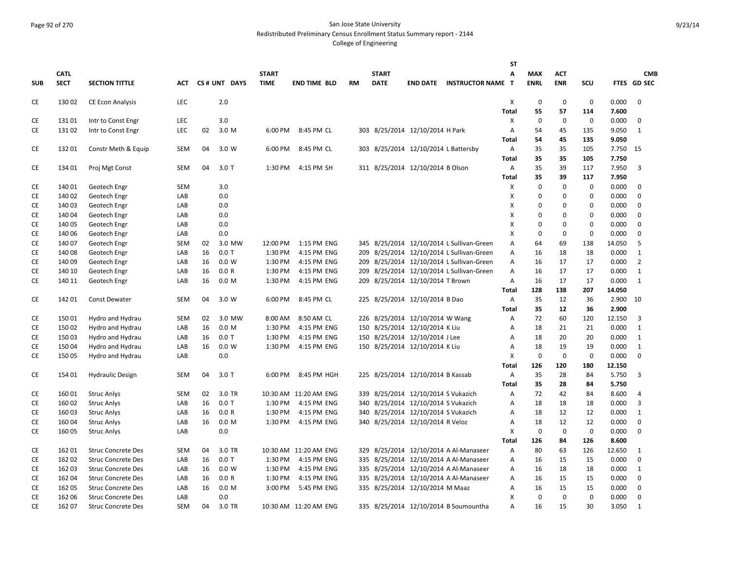San Jose State University
Redistributed Preliminary Census Enrollment Status Summary report - 2144
College of Engineering

| SUB | CATL SECT | SECTION TITTLE | ACT | CS # | UNT | DAYS | START TIME | END TIME | BLD | RM | START DATE | END DATE | INSTRUCTOR NAME | ST A T | MAX ENRL | ACT ENR | SCU | FTES | CMB GD SEC |
|---|---|---|---|---|---|---|---|---|---|---|---|---|---|---|---|---|---|---|---|
| CE | 130 02 | CE Econ Analysis | LEC | | 2.0 | | | | | | | | | X | 0 | 0 | 0 | 0.000 | 0 |
| | | | | | | | | | | | | | | Total | 55 | 57 | 114 | 7.600 | |
| CE | 131 01 | Intr to Const Engr | LEC | | 3.0 | | | | | | | | | X | 0 | 0 | 0 | 0.000 | 0 |
| CE | 131 02 | Intr to Const Engr | LEC | 02 | 3.0 | M | 6:00 PM | 8:45 PM | CL | 303 | 8/25/2014 | 12/10/2014 | H Park | A | 54 | 45 | 135 | 9.050 | 1 |
| | | | | | | | | | | | | | | Total | 54 | 45 | 135 | 9.050 | |
| CE | 132 01 | Constr Meth & Equip | SEM | 04 | 3.0 | W | 6:00 PM | 8:45 PM | CL | 303 | 8/25/2014 | 12/10/2014 | L Battersby | A | 35 | 35 | 105 | 7.750 | 15 |
| | | | | | | | | | | | | | | Total | 35 | 35 | 105 | 7.750 | |
| CE | 134 01 | Proj Mgt Const | SEM | 04 | 3.0 | T | 1:30 PM | 4:15 PM | SH | 311 | 8/25/2014 | 12/10/2014 | B Olson | A | 35 | 39 | 117 | 7.950 | 3 |
| | | | | | | | | | | | | | | Total | 35 | 39 | 117 | 7.950 | |
| CE | 140 01 | Geotech Engr | SEM | | 3.0 | | | | | | | | | X | 0 | 0 | 0 | 0.000 | 0 |
| CE | 140 02 | Geotech Engr | LAB | | 0.0 | | | | | | | | | X | 0 | 0 | 0 | 0.000 | 0 |
| CE | 140 03 | Geotech Engr | LAB | | 0.0 | | | | | | | | | X | 0 | 0 | 0 | 0.000 | 0 |
| CE | 140 04 | Geotech Engr | LAB | | 0.0 | | | | | | | | | X | 0 | 0 | 0 | 0.000 | 0 |
| CE | 140 05 | Geotech Engr | LAB | | 0.0 | | | | | | | | | X | 0 | 0 | 0 | 0.000 | 0 |
| CE | 140 06 | Geotech Engr | LAB | | 0.0 | | | | | | | | | X | 0 | 0 | 0 | 0.000 | 0 |
| CE | 140 07 | Geotech Engr | SEM | 02 | 3.0 | MW | 12:00 PM | 1:15 PM | ENG | 345 | 8/25/2014 | 12/10/2014 | L Sullivan-Green | A | 64 | 69 | 138 | 14.050 | 5 |
| CE | 140 08 | Geotech Engr | LAB | 16 | 0.0 | T | 1:30 PM | 4:15 PM | ENG | 209 | 8/25/2014 | 12/10/2014 | L Sullivan-Green | A | 16 | 18 | 18 | 0.000 | 1 |
| CE | 140 09 | Geotech Engr | LAB | 16 | 0.0 | W | 1:30 PM | 4:15 PM | ENG | 209 | 8/25/2014 | 12/10/2014 | L Sullivan-Green | A | 16 | 17 | 17 | 0.000 | 2 |
| CE | 140 10 | Geotech Engr | LAB | 16 | 0.0 | R | 1:30 PM | 4:15 PM | ENG | 209 | 8/25/2014 | 12/10/2014 | L Sullivan-Green | A | 16 | 17 | 17 | 0.000 | 1 |
| CE | 140 11 | Geotech Engr | LAB | 16 | 0.0 | M | 1:30 PM | 4:15 PM | ENG | 209 | 8/25/2014 | 12/10/2014 | T Brown | A | 16 | 17 | 17 | 0.000 | 1 |
| | | | | | | | | | | | | | | Total | 128 | 138 | 207 | 14.050 | |
| CE | 142 01 | Const Dewater | SEM | 04 | 3.0 | W | 6:00 PM | 8:45 PM | CL | 225 | 8/25/2014 | 12/10/2014 | B Dao | A | 35 | 12 | 36 | 2.900 | 10 |
| | | | | | | | | | | | | | | Total | 35 | 12 | 36 | 2.900 | |
| CE | 150 01 | Hydro and Hydrau | SEM | 02 | 3.0 | MW | 8:00 AM | 8:50 AM | CL | 226 | 8/25/2014 | 12/10/2014 | W Wang | A | 72 | 60 | 120 | 12.150 | 3 |
| CE | 150 02 | Hydro and Hydrau | LAB | 16 | 0.0 | M | 1:30 PM | 4:15 PM | ENG | 150 | 8/25/2014 | 12/10/2014 | K Liu | A | 18 | 21 | 21 | 0.000 | 1 |
| CE | 150 03 | Hydro and Hydrau | LAB | 16 | 0.0 | T | 1:30 PM | 4:15 PM | ENG | 150 | 8/25/2014 | 12/10/2014 | J Lee | A | 18 | 20 | 20 | 0.000 | 1 |
| CE | 150 04 | Hydro and Hydrau | LAB | 16 | 0.0 | W | 1:30 PM | 4:15 PM | ENG | 150 | 8/25/2014 | 12/10/2014 | K Liu | A | 18 | 19 | 19 | 0.000 | 1 |
| CE | 150 05 | Hydro and Hydrau | LAB | | 0.0 | | | | | | | | | X | 0 | 0 | 0 | 0.000 | 0 |
| | | | | | | | | | | | | | | Total | 126 | 120 | 180 | 12.150 | |
| CE | 154 01 | Hydraulic Design | SEM | 04 | 3.0 | T | 6:00 PM | 8:45 PM | HGH | 225 | 8/25/2014 | 12/10/2014 | B Kassab | A | 35 | 28 | 84 | 5.750 | 3 |
| | | | | | | | | | | | | | | Total | 35 | 28 | 84 | 5.750 | |
| CE | 160 01 | Struc Anlys | SEM | 02 | 3.0 | TR | 10:30 AM | 11:20 AM | ENG | 339 | 8/25/2014 | 12/10/2014 | S Vukazich | A | 72 | 42 | 84 | 8.600 | 4 |
| CE | 160 02 | Struc Anlys | LAB | 16 | 0.0 | T | 1:30 PM | 4:15 PM | ENG | 340 | 8/25/2014 | 12/10/2014 | S Vukazich | A | 18 | 18 | 18 | 0.000 | 3 |
| CE | 160 03 | Struc Anlys | LAB | 16 | 0.0 | R | 1:30 PM | 4:15 PM | ENG | 340 | 8/25/2014 | 12/10/2014 | S Vukazich | A | 18 | 12 | 12 | 0.000 | 1 |
| CE | 160 04 | Struc Anlys | LAB | 16 | 0.0 | M | 1:30 PM | 4:15 PM | ENG | 340 | 8/25/2014 | 12/10/2014 | R Veloz | A | 18 | 12 | 12 | 0.000 | 0 |
| CE | 160 05 | Struc Anlys | LAB | | 0.0 | | | | | | | | | X | 0 | 0 | 0 | 0.000 | 0 |
| | | | | | | | | | | | | | | Total | 126 | 84 | 126 | 8.600 | |
| CE | 162 01 | Struc Concrete Des | SEM | 04 | 3.0 | TR | 10:30 AM | 11:20 AM | ENG | 329 | 8/25/2014 | 12/10/2014 | A Al-Manaseer | A | 80 | 63 | 126 | 12.650 | 1 |
| CE | 162 02 | Struc Concrete Des | LAB | 16 | 0.0 | T | 1:30 PM | 4:15 PM | ENG | 335 | 8/25/2014 | 12/10/2014 | A Al-Manaseer | A | 16 | 15 | 15 | 0.000 | 0 |
| CE | 162 03 | Struc Concrete Des | LAB | 16 | 0.0 | W | 1:30 PM | 4:15 PM | ENG | 335 | 8/25/2014 | 12/10/2014 | A Al-Manaseer | A | 16 | 18 | 18 | 0.000 | 1 |
| CE | 162 04 | Struc Concrete Des | LAB | 16 | 0.0 | R | 1:30 PM | 4:15 PM | ENG | 335 | 8/25/2014 | 12/10/2014 | A Al-Manaseer | A | 16 | 15 | 15 | 0.000 | 0 |
| CE | 162 05 | Struc Concrete Des | LAB | 16 | 0.0 | M | 3:00 PM | 5:45 PM | ENG | 335 | 8/25/2014 | 12/10/2014 | M Maaz | A | 16 | 15 | 15 | 0.000 | 0 |
| CE | 162 06 | Struc Concrete Des | LAB | | 0.0 | | | | | | | | | X | 0 | 0 | 0 | 0.000 | 0 |
| CE | 162 07 | Struc Concrete Des | SEM | 04 | 3.0 | TR | 10:30 AM | 11:20 AM | ENG | 335 | 8/25/2014 | 12/10/2014 | B Soumountha | A | 16 | 15 | 30 | 3.050 | 1 |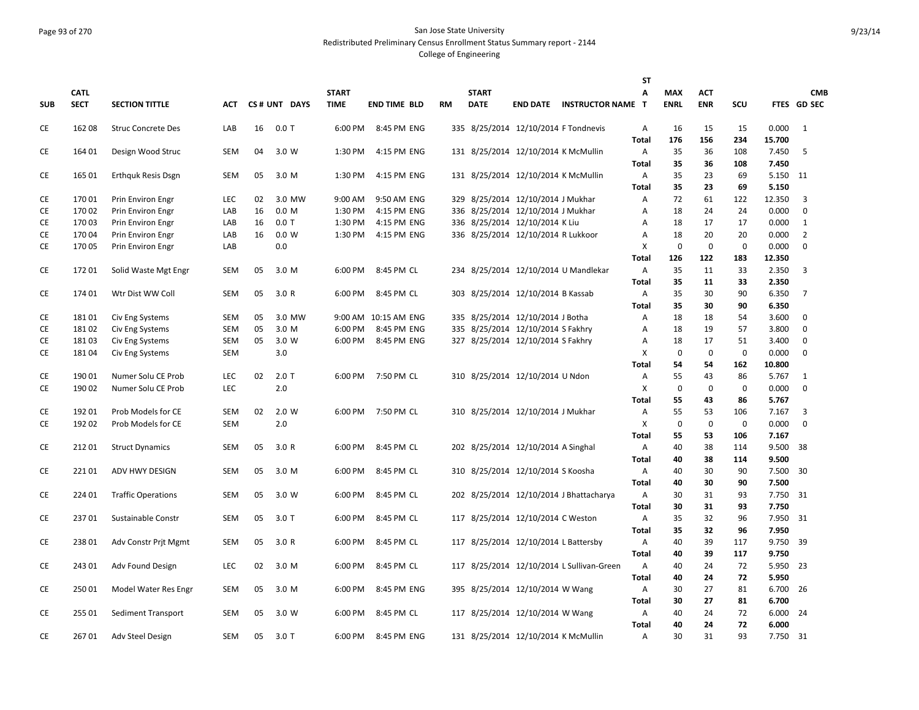# San Jose State University
## Redistributed Preliminary Census Enrollment Status Summary report - 2144
### College of Engineering

| SUB | CATL SECT | SECTION TITTLE | ACT | CS # | UNT | DAYS | START TIME | END TIME | BLD | RM | START DATE | END DATE | INSTRUCTOR NAME | ST A T | MAX ENRL | ACT ENR | SCU | FTES | CMB GD SEC |
|---|---|---|---|---|---|---|---|---|---|---|---|---|---|---|---|---|---|---|---|
| CE | 162 08 | Struc Concrete Des | LAB | 16 | 0.0 | T | 6:00 PM | 8:45 PM | ENG | 335 | 8/25/2014 | 12/10/2014 | F Tondnevis | A | 16 | 15 | 15 | 0.000 | 1 |
| | | | | | | | | | | | | | | **Total** | **176** | **156** | **234** | **15.700** | |
| CE | 164 01 | Design Wood Struc | SEM | 04 | 3.0 | W | 1:30 PM | 4:15 PM | ENG | 131 | 8/25/2014 | 12/10/2014 | K McMullin | A | 35 | 36 | 108 | 7.450 | 5 |
| | | | | | | | | | | | | | | **Total** | **35** | **36** | **108** | **7.450** | |
| CE | 165 01 | Erthquk Resis Dsgn | SEM | 05 | 3.0 | M | 1:30 PM | 4:15 PM | ENG | 131 | 8/25/2014 | 12/10/2014 | K McMullin | A | 35 | 23 | 69 | 5.150 | 11 |
| | | | | | | | | | | | | | | **Total** | **35** | **23** | **69** | **5.150** | |
| CE | 170 01 | Prin Environ Engr | LEC | 02 | 3.0 | MW | 9:00 AM | 9:50 AM | ENG | 329 | 8/25/2014 | 12/10/2014 | J Mukhar | A | 72 | 61 | 122 | 12.350 | 3 |
| CE | 170 02 | Prin Environ Engr | LAB | 16 | 0.0 | M | 1:30 PM | 4:15 PM | ENG | 336 | 8/25/2014 | 12/10/2014 | J Mukhar | A | 18 | 24 | 24 | 0.000 | 0 |
| CE | 170 03 | Prin Environ Engr | LAB | 16 | 0.0 | T | 1:30 PM | 4:15 PM | ENG | 336 | 8/25/2014 | 12/10/2014 | K Liu | A | 18 | 17 | 17 | 0.000 | 1 |
| CE | 170 04 | Prin Environ Engr | LAB | 16 | 0.0 | W | 1:30 PM | 4:15 PM | ENG | 336 | 8/25/2014 | 12/10/2014 | R Lukkoor | A | 18 | 20 | 20 | 0.000 | 2 |
| CE | 170 05 | Prin Environ Engr | LAB | | 0.0 | | | | | | | | | X | 0 | 0 | 0 | 0.000 | 0 |
| | | | | | | | | | | | | | | **Total** | **126** | **122** | **183** | **12.350** | |
| CE | 172 01 | Solid Waste Mgt Engr | SEM | 05 | 3.0 | M | 6:00 PM | 8:45 PM | CL | 234 | 8/25/2014 | 12/10/2014 | U Mandlekar | A | 35 | 11 | 33 | 2.350 | 3 |
| | | | | | | | | | | | | | | **Total** | **35** | **11** | **33** | **2.350** | |
| CE | 174 01 | Wtr Dist WW Coll | SEM | 05 | 3.0 | R | 6:00 PM | 8:45 PM | CL | 303 | 8/25/2014 | 12/10/2014 | B Kassab | A | 35 | 30 | 90 | 6.350 | 7 |
| | | | | | | | | | | | | | | **Total** | **35** | **30** | **90** | **6.350** | |
| CE | 181 01 | Civ Eng Systems | SEM | 05 | 3.0 | MW | 9:00 AM | 10:15 AM | ENG | 335 | 8/25/2014 | 12/10/2014 | J Botha | A | 18 | 18 | 54 | 3.600 | 0 |
| CE | 181 02 | Civ Eng Systems | SEM | 05 | 3.0 | M | 6:00 PM | 8:45 PM | ENG | 335 | 8/25/2014 | 12/10/2014 | S Fakhry | A | 18 | 19 | 57 | 3.800 | 0 |
| CE | 181 03 | Civ Eng Systems | SEM | 05 | 3.0 | W | 6:00 PM | 8:45 PM | ENG | 327 | 8/25/2014 | 12/10/2014 | S Fakhry | A | 18 | 17 | 51 | 3.400 | 0 |
| CE | 181 04 | Civ Eng Systems | SEM | | 3.0 | | | | | | | | | X | 0 | 0 | 0 | 0.000 | 0 |
| | | | | | | | | | | | | | | **Total** | **54** | **54** | **162** | **10.800** | |
| CE | 190 01 | Numer Solu CE Prob | LEC | 02 | 2.0 | T | 6:00 PM | 7:50 PM | CL | 310 | 8/25/2014 | 12/10/2014 | U Ndon | A | 55 | 43 | 86 | 5.767 | 1 |
| CE | 190 02 | Numer Solu CE Prob | LEC | | 2.0 | | | | | | | | | X | 0 | 0 | 0 | 0.000 | 0 |
| | | | | | | | | | | | | | | **Total** | **55** | **43** | **86** | **5.767** | |
| CE | 192 01 | Prob Models for CE | SEM | 02 | 2.0 | W | 6:00 PM | 7:50 PM | CL | 310 | 8/25/2014 | 12/10/2014 | J Mukhar | A | 55 | 53 | 106 | 7.167 | 3 |
| CE | 192 02 | Prob Models for CE | SEM | | 2.0 | | | | | | | | | X | 0 | 0 | 0 | 0.000 | 0 |
| | | | | | | | | | | | | | | **Total** | **55** | **53** | **106** | **7.167** | |
| CE | 212 01 | Struct Dynamics | SEM | 05 | 3.0 | R | 6:00 PM | 8:45 PM | CL | 202 | 8/25/2014 | 12/10/2014 | A Singhal | A | 40 | 38 | 114 | 9.500 | 38 |
| | | | | | | | | | | | | | | **Total** | **40** | **38** | **114** | **9.500** | |
| CE | 221 01 | ADV HWY DESIGN | SEM | 05 | 3.0 | M | 6:00 PM | 8:45 PM | CL | 310 | 8/25/2014 | 12/10/2014 | S Koosha | A | 40 | 30 | 90 | 7.500 | 30 |
| | | | | | | | | | | | | | | **Total** | **40** | **30** | **90** | **7.500** | |
| CE | 224 01 | Traffic Operations | SEM | 05 | 3.0 | W | 6:00 PM | 8:45 PM | CL | 202 | 8/25/2014 | 12/10/2014 | J Bhattacharya | A | 30 | 31 | 93 | 7.750 | 31 |
| | | | | | | | | | | | | | | **Total** | **30** | **31** | **93** | **7.750** | |
| CE | 237 01 | Sustainable Constr | SEM | 05 | 3.0 | T | 6:00 PM | 8:45 PM | CL | 117 | 8/25/2014 | 12/10/2014 | C Weston | A | 35 | 32 | 96 | 7.950 | 31 |
| | | | | | | | | | | | | | | **Total** | **35** | **32** | **96** | **7.950** | |
| CE | 238 01 | Adv Constr Prjt Mgmt | SEM | 05 | 3.0 | R | 6:00 PM | 8:45 PM | CL | 117 | 8/25/2014 | 12/10/2014 | L Battersby | A | 40 | 39 | 117 | 9.750 | 39 |
| | | | | | | | | | | | | | | **Total** | **40** | **39** | **117** | **9.750** | |
| CE | 243 01 | Adv Found Design | LEC | 02 | 3.0 | M | 6:00 PM | 8:45 PM | CL | 117 | 8/25/2014 | 12/10/2014 | L Sullivan-Green | A | 40 | 24 | 72 | 5.950 | 23 |
| | | | | | | | | | | | | | | **Total** | **40** | **24** | **72** | **5.950** | |
| CE | 250 01 | Model Water Res Engr | SEM | 05 | 3.0 | M | 6:00 PM | 8:45 PM | ENG | 395 | 8/25/2014 | 12/10/2014 | W Wang | A | 30 | 27 | 81 | 6.700 | 26 |
| | | | | | | | | | | | | | | **Total** | **30** | **27** | **81** | **6.700** | |
| CE | 255 01 | Sediment Transport | SEM | 05 | 3.0 | W | 6:00 PM | 8:45 PM | CL | 117 | 8/25/2014 | 12/10/2014 | W Wang | A | 40 | 24 | 72 | 6.000 | 24 |
| | | | | | | | | | | | | | | **Total** | **40** | **24** | **72** | **6.000** | |
| CE | 267 01 | Adv Steel Design | SEM | 05 | 3.0 | T | 6:00 PM | 8:45 PM | ENG | 131 | 8/25/2014 | 12/10/2014 | K McMullin | A | 30 | 31 | 93 | 7.750 | 31 |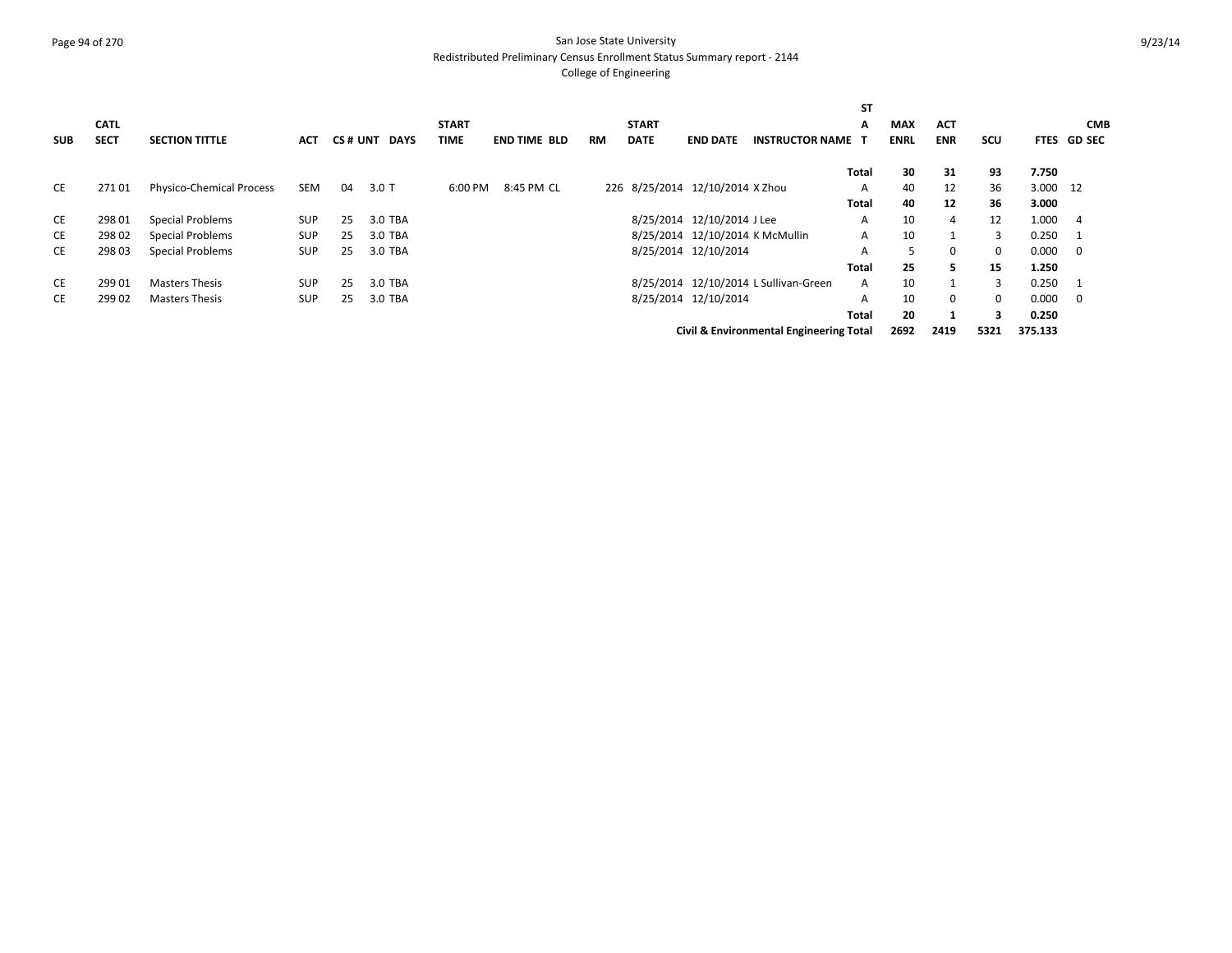# San Jose State University

Redistributed Preliminary Census Enrollment Status Summary report - 2144

College of Engineering

| SUB | CATL SECT | SECTION TITTLE | ACT | CS # | UNT | DAYS | START TIME | END TIME | BLD | RM | START DATE | END DATE | INSTRUCTOR NAME | STAT | MAX ENRL | ACT ENR | SCU | FTES | CMB GD SEC |
|---|---|---|---|---|---|---|---|---|---|---|---|---|---|---|---|---|---|---|---|
| | | | | | | | | | | | | | | **Total** | **30** | **31** | **93** | **7.750** | |
| CE | 271 01 | Physico-Chemical Process | SEM | 04 | 3.0 | T | 6:00 PM | 8:45 PM | CL | 226 | 8/25/2014 | 12/10/2014 | X Zhou | A | 40 | 12 | 36 | 3.000 | 12 |
| | | | | | | | | | | | | | | **Total** | **40** | **12** | **36** | **3.000** | |
| CE | 298 01 | Special Problems | SUP | 25 | 3.0 | TBA | | | | | 8/25/2014 | 12/10/2014 | J Lee | A | 10 | 4 | 12 | 1.000 | 4 |
| CE | 298 02 | Special Problems | SUP | 25 | 3.0 | TBA | | | | | 8/25/2014 | 12/10/2014 | K McMullin | A | 10 | 1 | 3 | 0.250 | 1 |
| CE | 298 03 | Special Problems | SUP | 25 | 3.0 | TBA | | | | | 8/25/2014 | 12/10/2014 | | A | 5 | 0 | 0 | 0.000 | 0 |
| | | | | | | | | | | | | | | **Total** | **25** | **5** | **15** | **1.250** | |
| CE | 299 01 | Masters Thesis | SUP | 25 | 3.0 | TBA | | | | | 8/25/2014 | 12/10/2014 | L Sullivan-Green | A | 10 | 1 | 3 | 0.250 | 1 |
| CE | 299 02 | Masters Thesis | SUP | 25 | 3.0 | TBA | | | | | 8/25/2014 | 12/10/2014 | | A | 10 | 0 | 0 | 0.000 | 0 |
| | | | | | | | | | | | | | | **Total** | **20** | **1** | **3** | **0.250** | |
| | | | | | | | | | | | | | **Civil & Environmental Engineering Total** | | **2692** | **2419** | **5321** | **375.133** | |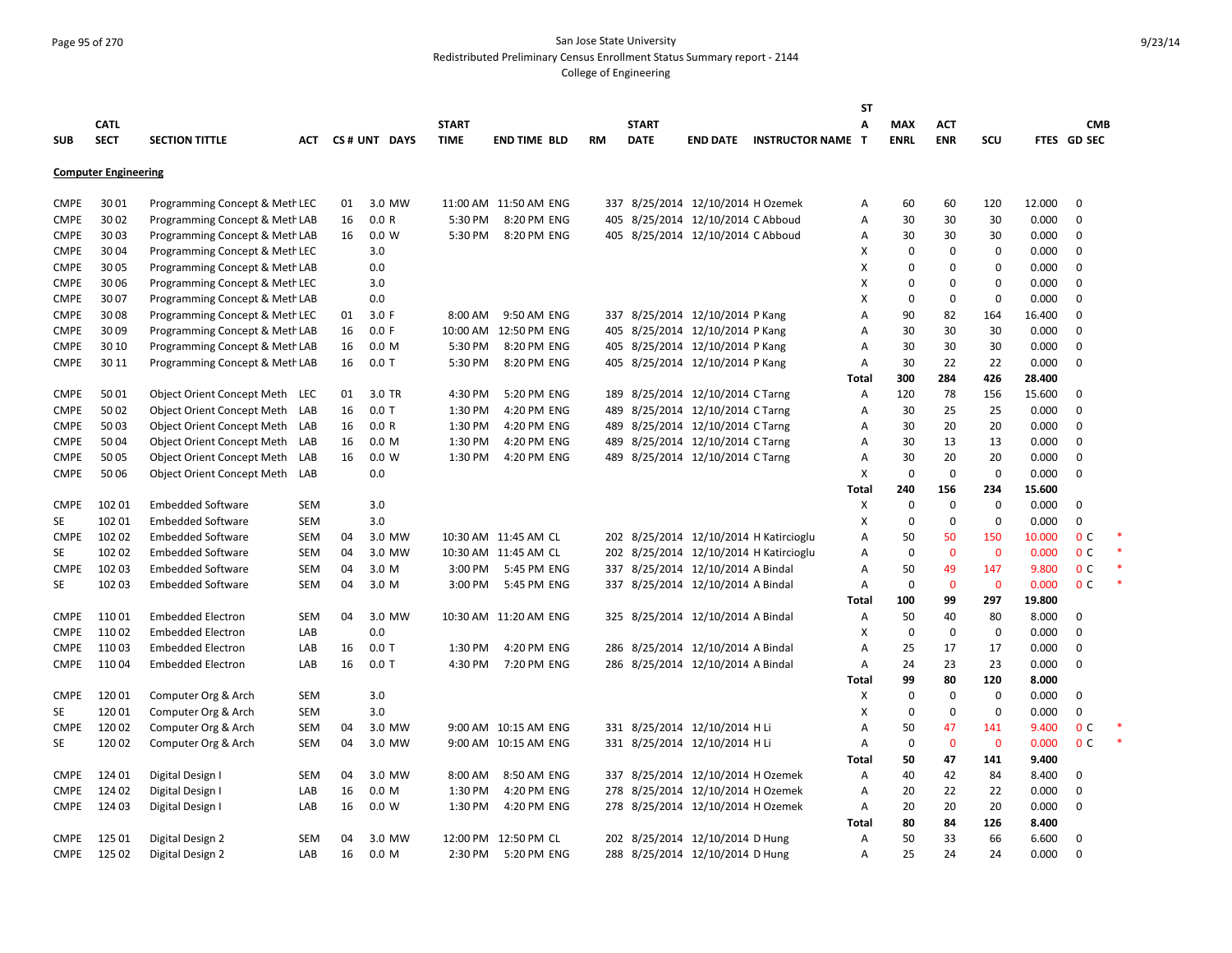San Jose State University
Redistributed Preliminary Census Enrollment Status Summary report - 2144
College of Engineering

## Computer Engineering

| SUB | CATL SECT | SECTION TITTLE | ACT | CS # | UNT | DAYS | START TIME | END TIME | BLD | RM | START DATE | END DATE | INSTRUCTOR NAME | STAT | MAX ENRL | ACT ENR | SCU | FTES | GD | CMB SEC |
|---|---|---|---|---|---|---|---|---|---|---|---|---|---|---|---|---|---|---|---|---|
| CMPE | 30 01 | Programming Concept & Meth | LEC | 01 | 3.0 | MW | 11:00 AM | 11:50 AM | ENG | 337 | 8/25/2014 | 12/10/2014 | H Ozemek | A | 60 | 60 | 120 | 12.000 | 0 | |
| CMPE | 30 02 | Programming Concept & Meth | LAB | 16 | 0.0 | R | 5:30 PM | 8:20 PM | ENG | 405 | 8/25/2014 | 12/10/2014 | C Abboud | A | 30 | 30 | 30 | 0.000 | 0 | |
| CMPE | 30 03 | Programming Concept & Meth | LAB | 16 | 0.0 | W | 5:30 PM | 8:20 PM | ENG | 405 | 8/25/2014 | 12/10/2014 | C Abboud | A | 30 | 30 | 30 | 0.000 | 0 | |
| CMPE | 30 04 | Programming Concept & Meth | LEC | | 3.0 | | | | | | | | | X | 0 | 0 | 0 | 0.000 | 0 | |
| CMPE | 30 05 | Programming Concept & Meth | LAB | | 0.0 | | | | | | | | | X | 0 | 0 | 0 | 0.000 | 0 | |
| CMPE | 30 06 | Programming Concept & Meth | LEC | | 3.0 | | | | | | | | | X | 0 | 0 | 0 | 0.000 | 0 | |
| CMPE | 30 07 | Programming Concept & Meth | LAB | | 0.0 | | | | | | | | | X | 0 | 0 | 0 | 0.000 | 0 | |
| CMPE | 30 08 | Programming Concept & Meth | LEC | 01 | 3.0 | F | 8:00 AM | 9:50 AM | ENG | 337 | 8/25/2014 | 12/10/2014 | P Kang | A | 90 | 82 | 164 | 16.400 | 0 | |
| CMPE | 30 09 | Programming Concept & Meth | LAB | 16 | 0.0 | F | 10:00 AM | 12:50 PM | ENG | 405 | 8/25/2014 | 12/10/2014 | P Kang | A | 30 | 30 | 30 | 0.000 | 0 | |
| CMPE | 30 10 | Programming Concept & Meth | LAB | 16 | 0.0 | M | 5:30 PM | 8:20 PM | ENG | 405 | 8/25/2014 | 12/10/2014 | P Kang | A | 30 | 30 | 30 | 0.000 | 0 | |
| CMPE | 30 11 | Programming Concept & Meth | LAB | 16 | 0.0 | T | 5:30 PM | 8:20 PM | ENG | 405 | 8/25/2014 | 12/10/2014 | P Kang | A | 30 | 22 | 22 | 0.000 | 0 | |
| | | | | | | | | | | | | | | **Total** | **300** | **284** | **426** | **28.400** | | |
| CMPE | 50 01 | Object Orient Concept Meth | LEC | 01 | 3.0 | TR | 4:30 PM | 5:20 PM | ENG | 189 | 8/25/2014 | 12/10/2014 | C Tarng | A | 120 | 78 | 156 | 15.600 | 0 | |
| CMPE | 50 02 | Object Orient Concept Meth | LAB | 16 | 0.0 | T | 1:30 PM | 4:20 PM | ENG | 489 | 8/25/2014 | 12/10/2014 | C Tarng | A | 30 | 25 | 25 | 0.000 | 0 | |
| CMPE | 50 03 | Object Orient Concept Meth | LAB | 16 | 0.0 | R | 1:30 PM | 4:20 PM | ENG | 489 | 8/25/2014 | 12/10/2014 | C Tarng | A | 30 | 20 | 20 | 0.000 | 0 | |
| CMPE | 50 04 | Object Orient Concept Meth | LAB | 16 | 0.0 | M | 1:30 PM | 4:20 PM | ENG | 489 | 8/25/2014 | 12/10/2014 | C Tarng | A | 30 | 13 | 13 | 0.000 | 0 | |
| CMPE | 50 05 | Object Orient Concept Meth | LAB | 16 | 0.0 | W | 1:30 PM | 4:20 PM | ENG | 489 | 8/25/2014 | 12/10/2014 | C Tarng | A | 30 | 20 | 20 | 0.000 | 0 | |
| CMPE | 50 06 | Object Orient Concept Meth | LAB | | 0.0 | | | | | | | | | X | 0 | 0 | 0 | 0.000 | 0 | |
| | | | | | | | | | | | | | | **Total** | **240** | **156** | **234** | **15.600** | | |
| CMPE | 102 01 | Embedded Software | SEM | | 3.0 | | | | | | | | | X | 0 | 0 | 0 | 0.000 | 0 | |
| SE | 102 01 | Embedded Software | SEM | | 3.0 | | | | | | | | | X | 0 | 0 | 0 | 0.000 | 0 | |
| CMPE | 102 02 | Embedded Software | SEM | 04 | 3.0 | MW | 10:30 AM | 11:45 AM | CL | 202 | 8/25/2014 | 12/10/2014 | H Katircioglu | A | 50 | 50 | 150 | 10.000 | 0 | C * |
| SE | 102 02 | Embedded Software | SEM | 04 | 3.0 | MW | 10:30 AM | 11:45 AM | CL | 202 | 8/25/2014 | 12/10/2014 | H Katircioglu | A | 0 | 0 | 0 | 0.000 | 0 | C * |
| CMPE | 102 03 | Embedded Software | SEM | 04 | 3.0 | M | 3:00 PM | 5:45 PM | ENG | 337 | 8/25/2014 | 12/10/2014 | A Bindal | A | 50 | 49 | 147 | 9.800 | 0 | C * |
| SE | 102 03 | Embedded Software | SEM | 04 | 3.0 | M | 3:00 PM | 5:45 PM | ENG | 337 | 8/25/2014 | 12/10/2014 | A Bindal | A | 0 | 0 | 0 | 0.000 | 0 | C * |
| | | | | | | | | | | | | | | **Total** | **100** | **99** | **297** | **19.800** | | |
| CMPE | 110 01 | Embedded Electron | SEM | 04 | 3.0 | MW | 10:30 AM | 11:20 AM | ENG | 325 | 8/25/2014 | 12/10/2014 | A Bindal | A | 50 | 40 | 80 | 8.000 | 0 | |
| CMPE | 110 02 | Embedded Electron | LAB | | 0.0 | | | | | | | | | X | 0 | 0 | 0 | 0.000 | 0 | |
| CMPE | 110 03 | Embedded Electron | LAB | 16 | 0.0 | T | 1:30 PM | 4:20 PM | ENG | 286 | 8/25/2014 | 12/10/2014 | A Bindal | A | 25 | 17 | 17 | 0.000 | 0 | |
| CMPE | 110 04 | Embedded Electron | LAB | 16 | 0.0 | T | 4:30 PM | 7:20 PM | ENG | 286 | 8/25/2014 | 12/10/2014 | A Bindal | A | 24 | 23 | 23 | 0.000 | 0 | |
| | | | | | | | | | | | | | | **Total** | **99** | **80** | **120** | **8.000** | | |
| CMPE | 120 01 | Computer Org & Arch | SEM | | 3.0 | | | | | | | | | X | 0 | 0 | 0 | 0.000 | 0 | |
| SE | 120 01 | Computer Org & Arch | SEM | | 3.0 | | | | | | | | | X | 0 | 0 | 0 | 0.000 | 0 | |
| CMPE | 120 02 | Computer Org & Arch | SEM | 04 | 3.0 | MW | 9:00 AM | 10:15 AM | ENG | 331 | 8/25/2014 | 12/10/2014 | H Li | A | 50 | 47 | 141 | 9.400 | 0 | C * |
| SE | 120 02 | Computer Org & Arch | SEM | 04 | 3.0 | MW | 9:00 AM | 10:15 AM | ENG | 331 | 8/25/2014 | 12/10/2014 | H Li | A | 0 | 0 | 0 | 0.000 | 0 | C * |
| | | | | | | | | | | | | | | **Total** | **50** | **47** | **141** | **9.400** | | |
| CMPE | 124 01 | Digital Design I | SEM | 04 | 3.0 | MW | 8:00 AM | 8:50 AM | ENG | 337 | 8/25/2014 | 12/10/2014 | H Ozemek | A | 40 | 42 | 84 | 8.400 | 0 | |
| CMPE | 124 02 | Digital Design I | LAB | 16 | 0.0 | M | 1:30 PM | 4:20 PM | ENG | 278 | 8/25/2014 | 12/10/2014 | H Ozemek | A | 20 | 22 | 22 | 0.000 | 0 | |
| CMPE | 124 03 | Digital Design I | LAB | 16 | 0.0 | W | 1:30 PM | 4:20 PM | ENG | 278 | 8/25/2014 | 12/10/2014 | H Ozemek | A | 20 | 20 | 20 | 0.000 | 0 | |
| | | | | | | | | | | | | | | **Total** | **80** | **84** | **126** | **8.400** | | |
| CMPE | 125 01 | Digital Design 2 | SEM | 04 | 3.0 | MW | 12:00 PM | 12:50 PM | CL | 202 | 8/25/2014 | 12/10/2014 | D Hung | A | 50 | 33 | 66 | 6.600 | 0 | |
| CMPE | 125 02 | Digital Design 2 | LAB | 16 | 0.0 | M | 2:30 PM | 5:20 PM | ENG | 288 | 8/25/2014 | 12/10/2014 | D Hung | A | 25 | 24 | 24 | 0.000 | 0 | |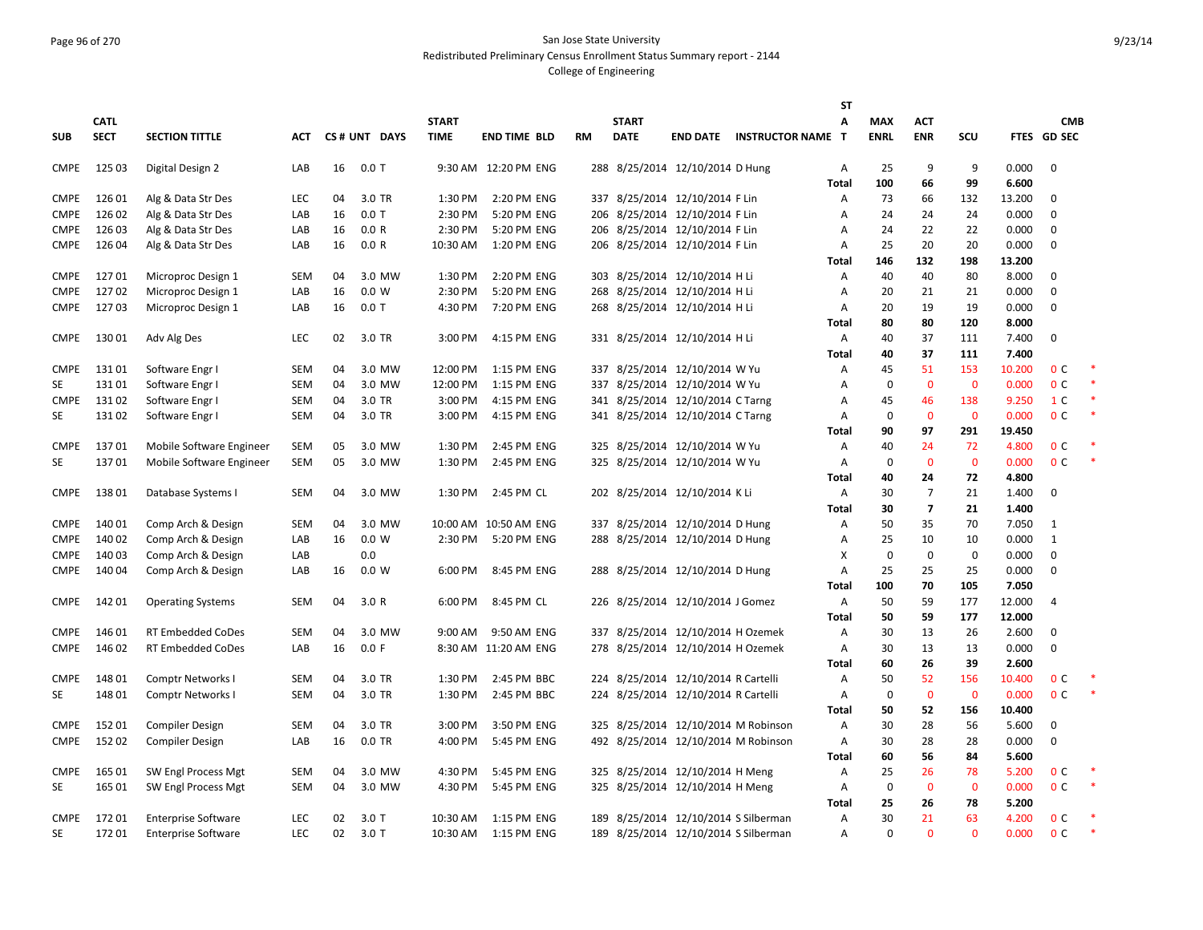San Jose State University
Redistributed Preliminary Census Enrollment Status Summary report - 2144
College of Engineering

| SUB | CATL SECT | SECTION TITTLE | ACT | CS # | UNT | DAYS | START TIME | END TIME | BLD | RM | START DATE | END DATE | INSTRUCTOR NAME | ST A T | MAX ENRL | ACT ENR | SCU | FTES | GD | CMB SEC | |
|---|---|---|---|---|---|---|---|---|---|---|---|---|---|---|---|---|---|---|---|---|---|
| CMPE | 125 03 | Digital Design 2 | LAB | 16 | 0.0 | T | 9:30 AM | 12:20 PM | ENG | 288 | 8/25/2014 | 12/10/2014 | D Hung | A | 25 | 9 | 9 | 0.000 | 0 | | |
| | | | | | | | | | | | | | | **Total** | **100** | **66** | **99** | **6.600** | | | |
| CMPE | 126 01 | Alg & Data Str Des | LEC | 04 | 3.0 | TR | 1:30 PM | 2:20 PM | ENG | 337 | 8/25/2014 | 12/10/2014 | F Lin | A | 73 | 66 | 132 | 13.200 | 0 | | |
| CMPE | 126 02 | Alg & Data Str Des | LAB | 16 | 0.0 | T | 2:30 PM | 5:20 PM | ENG | 206 | 8/25/2014 | 12/10/2014 | F Lin | A | 24 | 24 | 24 | 0.000 | 0 | | |
| CMPE | 126 03 | Alg & Data Str Des | LAB | 16 | 0.0 | R | 2:30 PM | 5:20 PM | ENG | 206 | 8/25/2014 | 12/10/2014 | F Lin | A | 24 | 22 | 22 | 0.000 | 0 | | |
| CMPE | 126 04 | Alg & Data Str Des | LAB | 16 | 0.0 | R | 10:30 AM | 1:20 PM | ENG | 206 | 8/25/2014 | 12/10/2014 | F Lin | A | 25 | 20 | 20 | 0.000 | 0 | | |
| | | | | | | | | | | | | | | **Total** | **146** | **132** | **198** | **13.200** | | | |
| CMPE | 127 01 | Microproc Design 1 | SEM | 04 | 3.0 | MW | 1:30 PM | 2:20 PM | ENG | 303 | 8/25/2014 | 12/10/2014 | H Li | A | 40 | 40 | 80 | 8.000 | 0 | | |
| CMPE | 127 02 | Microproc Design 1 | LAB | 16 | 0.0 | W | 2:30 PM | 5:20 PM | ENG | 268 | 8/25/2014 | 12/10/2014 | H Li | A | 20 | 21 | 21 | 0.000 | 0 | | |
| CMPE | 127 03 | Microproc Design 1 | LAB | 16 | 0.0 | T | 4:30 PM | 7:20 PM | ENG | 268 | 8/25/2014 | 12/10/2014 | H Li | A | 20 | 19 | 19 | 0.000 | 0 | | |
| | | | | | | | | | | | | | | **Total** | **80** | **80** | **120** | **8.000** | | | |
| CMPE | 130 01 | Adv Alg Des | LEC | 02 | 3.0 | TR | 3:00 PM | 4:15 PM | ENG | 331 | 8/25/2014 | 12/10/2014 | H Li | A | 40 | 37 | 111 | 7.400 | 0 | | |
| | | | | | | | | | | | | | | **Total** | **40** | **37** | **111** | **7.400** | | | |
| CMPE | 131 01 | Software Engr I | SEM | 04 | 3.0 | MW | 12:00 PM | 1:15 PM | ENG | 337 | 8/25/2014 | 12/10/2014 | W Yu | A | 45 | 51 | 153 | 10.200 | 0 | C | * |
| SE | 131 01 | Software Engr I | SEM | 04 | 3.0 | MW | 12:00 PM | 1:15 PM | ENG | 337 | 8/25/2014 | 12/10/2014 | W Yu | A | 0 | 0 | 0 | 0.000 | 0 | C | * |
| CMPE | 131 02 | Software Engr I | SEM | 04 | 3.0 | TR | 3:00 PM | 4:15 PM | ENG | 341 | 8/25/2014 | 12/10/2014 | C Tarng | A | 45 | 46 | 138 | 9.250 | 1 | C | * |
| SE | 131 02 | Software Engr I | SEM | 04 | 3.0 | TR | 3:00 PM | 4:15 PM | ENG | 341 | 8/25/2014 | 12/10/2014 | C Tarng | A | 0 | 0 | 0 | 0.000 | 0 | C | * |
| | | | | | | | | | | | | | | **Total** | **90** | **97** | **291** | **19.450** | | | |
| CMPE | 137 01 | Mobile Software Engineer | SEM | 05 | 3.0 | MW | 1:30 PM | 2:45 PM | ENG | 325 | 8/25/2014 | 12/10/2014 | W Yu | A | 40 | 24 | 72 | 4.800 | 0 | C | * |
| SE | 137 01 | Mobile Software Engineer | SEM | 05 | 3.0 | MW | 1:30 PM | 2:45 PM | ENG | 325 | 8/25/2014 | 12/10/2014 | W Yu | A | 0 | 0 | 0 | 0.000 | 0 | C | * |
| | | | | | | | | | | | | | | **Total** | **40** | **24** | **72** | **4.800** | | | |
| CMPE | 138 01 | Database Systems I | SEM | 04 | 3.0 | MW | 1:30 PM | 2:45 PM | CL | 202 | 8/25/2014 | 12/10/2014 | K Li | A | 30 | 7 | 21 | 1.400 | 0 | | |
| | | | | | | | | | | | | | | **Total** | **30** | **7** | **21** | **1.400** | | | |
| CMPE | 140 01 | Comp Arch & Design | SEM | 04 | 3.0 | MW | 10:00 AM | 10:50 AM | ENG | 337 | 8/25/2014 | 12/10/2014 | D Hung | A | 50 | 35 | 70 | 7.050 | 1 | | |
| CMPE | 140 02 | Comp Arch & Design | LAB | 16 | 0.0 | W | 2:30 PM | 5:20 PM | ENG | 288 | 8/25/2014 | 12/10/2014 | D Hung | A | 25 | 10 | 10 | 0.000 | 1 | | |
| CMPE | 140 03 | Comp Arch & Design | LAB | | 0.0 | | | | | | | | | X | 0 | 0 | 0 | 0.000 | 0 | | |
| CMPE | 140 04 | Comp Arch & Design | LAB | 16 | 0.0 | W | 6:00 PM | 8:45 PM | ENG | 288 | 8/25/2014 | 12/10/2014 | D Hung | A | 25 | 25 | 25 | 0.000 | 0 | | |
| | | | | | | | | | | | | | | **Total** | **100** | **70** | **105** | **7.050** | | | |
| CMPE | 142 01 | Operating Systems | SEM | 04 | 3.0 | R | 6:00 PM | 8:45 PM | CL | 226 | 8/25/2014 | 12/10/2014 | J Gomez | A | 50 | 59 | 177 | 12.000 | 4 | | |
| | | | | | | | | | | | | | | **Total** | **50** | **59** | **177** | **12.000** | | | |
| CMPE | 146 01 | RT Embedded CoDes | SEM | 04 | 3.0 | MW | 9:00 AM | 9:50 AM | ENG | 337 | 8/25/2014 | 12/10/2014 | H Ozemek | A | 30 | 13 | 26 | 2.600 | 0 | | |
| CMPE | 146 02 | RT Embedded CoDes | LAB | 16 | 0.0 | F | 8:30 AM | 11:20 AM | ENG | 278 | 8/25/2014 | 12/10/2014 | H Ozemek | A | 30 | 13 | 13 | 0.000 | 0 | | |
| | | | | | | | | | | | | | | **Total** | **60** | **26** | **39** | **2.600** | | | |
| CMPE | 148 01 | Comptr Networks I | SEM | 04 | 3.0 | TR | 1:30 PM | 2:45 PM | BBC | 224 | 8/25/2014 | 12/10/2014 | R Cartelli | A | 50 | 52 | 156 | 10.400 | 0 | C | * |
| SE | 148 01 | Comptr Networks I | SEM | 04 | 3.0 | TR | 1:30 PM | 2:45 PM | BBC | 224 | 8/25/2014 | 12/10/2014 | R Cartelli | A | 0 | 0 | 0 | 0.000 | 0 | C | * |
| | | | | | | | | | | | | | | **Total** | **50** | **52** | **156** | **10.400** | | | |
| CMPE | 152 01 | Compiler Design | SEM | 04 | 3.0 | TR | 3:00 PM | 3:50 PM | ENG | 325 | 8/25/2014 | 12/10/2014 | M Robinson | A | 30 | 28 | 56 | 5.600 | 0 | | |
| CMPE | 152 02 | Compiler Design | LAB | 16 | 0.0 | TR | 4:00 PM | 5:45 PM | ENG | 492 | 8/25/2014 | 12/10/2014 | M Robinson | A | 30 | 28 | 28 | 0.000 | 0 | | |
| | | | | | | | | | | | | | | **Total** | **60** | **56** | **84** | **5.600** | | | |
| CMPE | 165 01 | SW Engl Process Mgt | SEM | 04 | 3.0 | MW | 4:30 PM | 5:45 PM | ENG | 325 | 8/25/2014 | 12/10/2014 | H Meng | A | 25 | 26 | 78 | 5.200 | 0 | C | * |
| SE | 165 01 | SW Engl Process Mgt | SEM | 04 | 3.0 | MW | 4:30 PM | 5:45 PM | ENG | 325 | 8/25/2014 | 12/10/2014 | H Meng | A | 0 | 0 | 0 | 0.000 | 0 | C | * |
| | | | | | | | | | | | | | | **Total** | **25** | **26** | **78** | **5.200** | | | |
| CMPE | 172 01 | Enterprise Software | LEC | 02 | 3.0 | T | 10:30 AM | 1:15 PM | ENG | 189 | 8/25/2014 | 12/10/2014 | S Silberman | A | 30 | 21 | 63 | 4.200 | 0 | C | * |
| SE | 172 01 | Enterprise Software | LEC | 02 | 3.0 | T | 10:30 AM | 1:15 PM | ENG | 189 | 8/25/2014 | 12/10/2014 | S Silberman | A | 0 | 0 | 0 | 0.000 | 0 | C | * |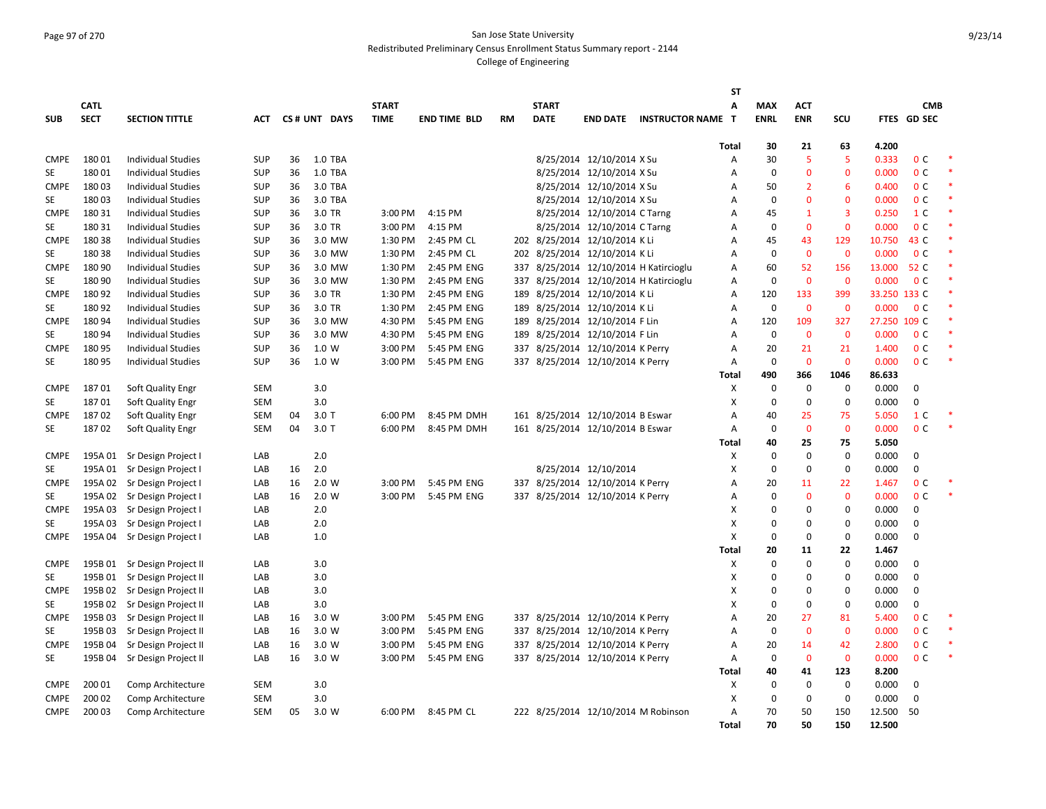San Jose State University
Redistributed Preliminary Census Enrollment Status Summary report - 2144
College of Engineering

| SUB | CATL SECT | SECTION TITTLE | ACT | CS # | UNT | DAYS | START TIME | END TIME | BLD | RM | START DATE | END DATE | INSTRUCTOR NAME | STAT | MAX ENRL | ACT ENR | SCU | FTES | GD | CMB SEC | |
|---|---|---|---|---|---|---|---|---|---|---|---|---|---|---|---|---|---|---|---|---|---|
| | | | | | | | | | | | | | | Total | 30 | 21 | 63 | 4.200 | | | |
| CMPE | 180 01 | Individual Studies | SUP | 36 | 1.0 | TBA | | | | | 8/25/2014 | 12/10/2014 | X Su | A | 30 | 5 | 5 | 0.333 | 0 | C | * |
| SE | 180 01 | Individual Studies | SUP | 36 | 1.0 | TBA | | | | | 8/25/2014 | 12/10/2014 | X Su | A | 0 | 0 | 0 | 0.000 | 0 | C | * |
| CMPE | 180 03 | Individual Studies | SUP | 36 | 3.0 | TBA | | | | | 8/25/2014 | 12/10/2014 | X Su | A | 50 | 2 | 6 | 0.400 | 0 | C | * |
| SE | 180 03 | Individual Studies | SUP | 36 | 3.0 | TBA | | | | | 8/25/2014 | 12/10/2014 | X Su | A | 0 | 0 | 0 | 0.000 | 0 | C | * |
| CMPE | 180 31 | Individual Studies | SUP | 36 | 3.0 | TR | 3:00 PM | 4:15 PM | | | 8/25/2014 | 12/10/2014 | C Tarng | A | 45 | 1 | 3 | 0.250 | 1 | C | * |
| SE | 180 31 | Individual Studies | SUP | 36 | 3.0 | TR | 3:00 PM | 4:15 PM | | | 8/25/2014 | 12/10/2014 | C Tarng | A | 0 | 0 | 0 | 0.000 | 0 | C | * |
| CMPE | 180 38 | Individual Studies | SUP | 36 | 3.0 | MW | 1:30 PM | 2:45 PM | CL | 202 | 8/25/2014 | 12/10/2014 | K Li | A | 45 | 43 | 129 | 10.750 | 43 | C | * |
| SE | 180 38 | Individual Studies | SUP | 36 | 3.0 | MW | 1:30 PM | 2:45 PM | CL | 202 | 8/25/2014 | 12/10/2014 | K Li | A | 0 | 0 | 0 | 0.000 | 0 | C | * |
| CMPE | 180 90 | Individual Studies | SUP | 36 | 3.0 | MW | 1:30 PM | 2:45 PM | ENG | 337 | 8/25/2014 | 12/10/2014 | H Katircioglu | A | 60 | 52 | 156 | 13.000 | 52 | C | * |
| SE | 180 90 | Individual Studies | SUP | 36 | 3.0 | MW | 1:30 PM | 2:45 PM | ENG | 337 | 8/25/2014 | 12/10/2014 | H Katircioglu | A | 0 | 0 | 0 | 0.000 | 0 | C | * |
| CMPE | 180 92 | Individual Studies | SUP | 36 | 3.0 | TR | 1:30 PM | 2:45 PM | ENG | 189 | 8/25/2014 | 12/10/2014 | K Li | A | 120 | 133 | 399 | 33.250 | 133 | C | * |
| SE | 180 92 | Individual Studies | SUP | 36 | 3.0 | TR | 1:30 PM | 2:45 PM | ENG | 189 | 8/25/2014 | 12/10/2014 | K Li | A | 0 | 0 | 0 | 0.000 | 0 | C | * |
| CMPE | 180 94 | Individual Studies | SUP | 36 | 3.0 | MW | 4:30 PM | 5:45 PM | ENG | 189 | 8/25/2014 | 12/10/2014 | F Lin | A | 120 | 109 | 327 | 27.250 | 109 | C | * |
| SE | 180 94 | Individual Studies | SUP | 36 | 3.0 | MW | 4:30 PM | 5:45 PM | ENG | 189 | 8/25/2014 | 12/10/2014 | F Lin | A | 0 | 0 | 0 | 0.000 | 0 | C | * |
| CMPE | 180 95 | Individual Studies | SUP | 36 | 1.0 | W | 3:00 PM | 5:45 PM | ENG | 337 | 8/25/2014 | 12/10/2014 | K Perry | A | 20 | 21 | 21 | 1.400 | 0 | C | * |
| SE | 180 95 | Individual Studies | SUP | 36 | 1.0 | W | 3:00 PM | 5:45 PM | ENG | 337 | 8/25/2014 | 12/10/2014 | K Perry | A | 0 | 0 | 0 | 0.000 | 0 | C | * |
| | | | | | | | | | | | | | | Total | 490 | 366 | 1046 | 86.633 | | | |
| CMPE | 187 01 | Soft Quality Engr | SEM | | 3.0 | | | | | | | | | X | 0 | 0 | 0 | 0.000 | 0 | | |
| SE | 187 01 | Soft Quality Engr | SEM | | 3.0 | | | | | | | | | X | 0 | 0 | 0 | 0.000 | 0 | | |
| CMPE | 187 02 | Soft Quality Engr | SEM | 04 | 3.0 | T | 6:00 PM | 8:45 PM | DMH | 161 | 8/25/2014 | 12/10/2014 | B Eswar | A | 40 | 25 | 75 | 5.050 | 1 | C | * |
| SE | 187 02 | Soft Quality Engr | SEM | 04 | 3.0 | T | 6:00 PM | 8:45 PM | DMH | 161 | 8/25/2014 | 12/10/2014 | B Eswar | A | 0 | 0 | 0 | 0.000 | 0 | C | * |
| | | | | | | | | | | | | | | Total | 40 | 25 | 75 | 5.050 | | | |
| CMPE | 195A 01 | Sr Design Project I | LAB | | 2.0 | | | | | | | | | X | 0 | 0 | 0 | 0.000 | 0 | | |
| SE | 195A 01 | Sr Design Project I | LAB | 16 | 2.0 | | | | | | 8/25/2014 | 12/10/2014 | | X | 0 | 0 | 0 | 0.000 | 0 | | |
| CMPE | 195A 02 | Sr Design Project I | LAB | 16 | 2.0 | W | 3:00 PM | 5:45 PM | ENG | 337 | 8/25/2014 | 12/10/2014 | K Perry | A | 20 | 11 | 22 | 1.467 | 0 | C | * |
| SE | 195A 02 | Sr Design Project I | LAB | 16 | 2.0 | W | 3:00 PM | 5:45 PM | ENG | 337 | 8/25/2014 | 12/10/2014 | K Perry | A | 0 | 0 | 0 | 0.000 | 0 | C | * |
| CMPE | 195A 03 | Sr Design Project I | LAB | | 2.0 | | | | | | | | | X | 0 | 0 | 0 | 0.000 | 0 | | |
| SE | 195A 03 | Sr Design Project I | LAB | | 2.0 | | | | | | | | | X | 0 | 0 | 0 | 0.000 | 0 | | |
| CMPE | 195A 04 | Sr Design Project I | LAB | | 1.0 | | | | | | | | | X | 0 | 0 | 0 | 0.000 | 0 | | |
| | | | | | | | | | | | | | | Total | 20 | 11 | 22 | 1.467 | | | |
| CMPE | 195B 01 | Sr Design Project II | LAB | | 3.0 | | | | | | | | | X | 0 | 0 | 0 | 0.000 | 0 | | |
| SE | 195B 01 | Sr Design Project II | LAB | | 3.0 | | | | | | | | | X | 0 | 0 | 0 | 0.000 | 0 | | |
| CMPE | 195B 02 | Sr Design Project II | LAB | | 3.0 | | | | | | | | | X | 0 | 0 | 0 | 0.000 | 0 | | |
| SE | 195B 02 | Sr Design Project II | LAB | | 3.0 | | | | | | | | | X | 0 | 0 | 0 | 0.000 | 0 | | |
| CMPE | 195B 03 | Sr Design Project II | LAB | 16 | 3.0 | W | 3:00 PM | 5:45 PM | ENG | 337 | 8/25/2014 | 12/10/2014 | K Perry | A | 20 | 27 | 81 | 5.400 | 0 | C | * |
| SE | 195B 03 | Sr Design Project II | LAB | 16 | 3.0 | W | 3:00 PM | 5:45 PM | ENG | 337 | 8/25/2014 | 12/10/2014 | K Perry | A | 0 | 0 | 0 | 0.000 | 0 | C | * |
| CMPE | 195B 04 | Sr Design Project II | LAB | 16 | 3.0 | W | 3:00 PM | 5:45 PM | ENG | 337 | 8/25/2014 | 12/10/2014 | K Perry | A | 20 | 14 | 42 | 2.800 | 0 | C | * |
| SE | 195B 04 | Sr Design Project II | LAB | 16 | 3.0 | W | 3:00 PM | 5:45 PM | ENG | 337 | 8/25/2014 | 12/10/2014 | K Perry | A | 0 | 0 | 0 | 0.000 | 0 | C | * |
| | | | | | | | | | | | | | | Total | 40 | 41 | 123 | 8.200 | | | |
| CMPE | 200 01 | Comp Architecture | SEM | | 3.0 | | | | | | | | | X | 0 | 0 | 0 | 0.000 | 0 | | |
| CMPE | 200 02 | Comp Architecture | SEM | | 3.0 | | | | | | | | | X | 0 | 0 | 0 | 0.000 | 0 | | |
| CMPE | 200 03 | Comp Architecture | SEM | 05 | 3.0 | W | 6:00 PM | 8:45 PM | CL | 222 | 8/25/2014 | 12/10/2014 | M Robinson | A | 70 | 50 | 150 | 12.500 | 50 | | |
| | | | | | | | | | | | | | | Total | 70 | 50 | 150 | 12.500 | | | |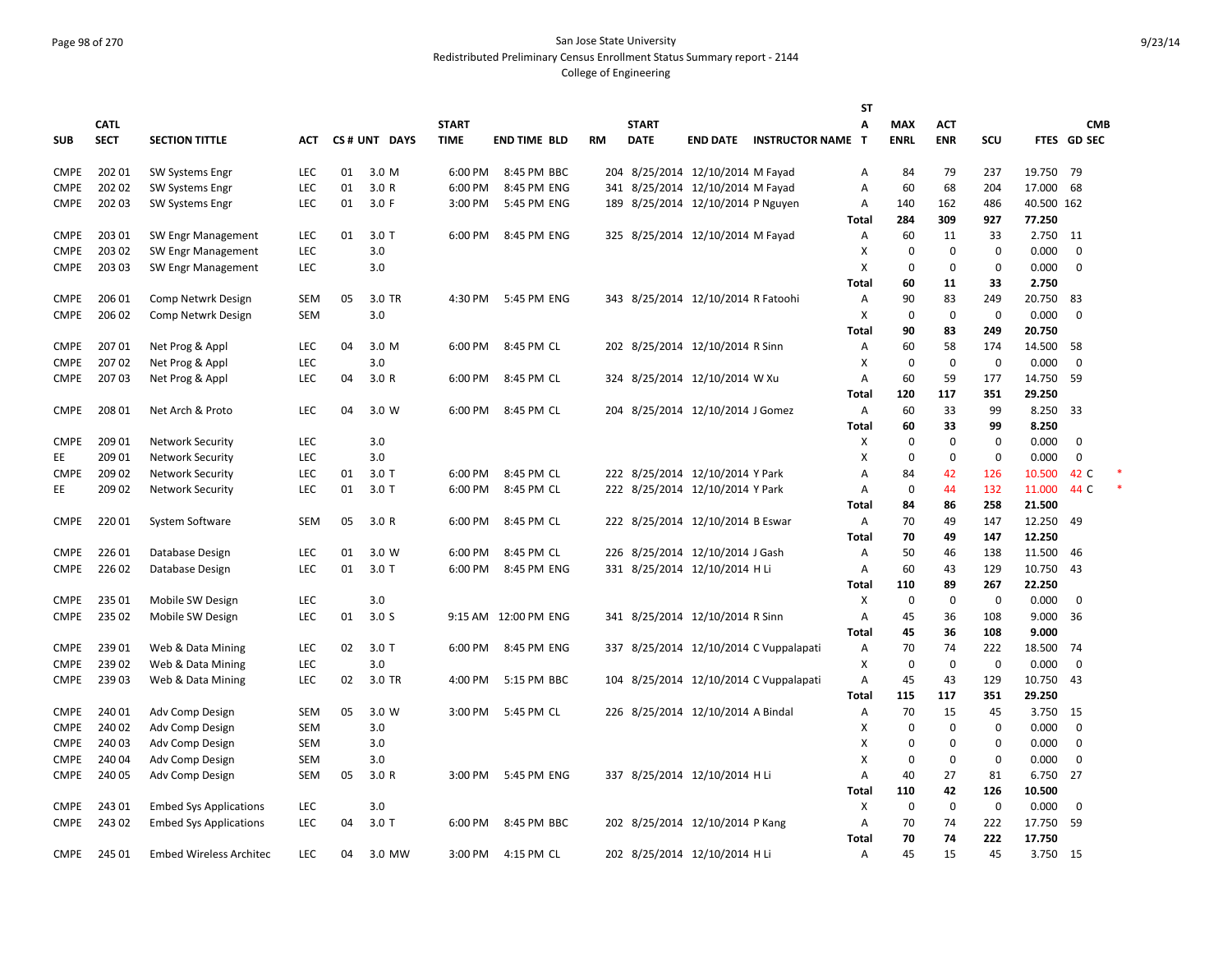San Jose State University
Redistributed Preliminary Census Enrollment Status Summary report - 2144
College of Engineering

| SUB | CATL SECT | SECTION TITTLE | ACT | CS # | UNT | DAYS | START TIME | END TIME | BLD | RM | START DATE | END DATE | INSTRUCTOR NAME | STAT | MAX ENRL | ACT ENR | SCU | FTES | GD | CMB SEC |
|---|---|---|---|---|---|---|---|---|---|---|---|---|---|---|---|---|---|---|---|---|
| CMPE | 202 01 | SW Systems Engr | LEC | 01 | 3.0 | M | 6:00 PM | 8:45 PM | BBC | 204 | 8/25/2014 | 12/10/2014 | M Fayad | A | 84 | 79 | 237 | 19.750 | 79 | |
| CMPE | 202 02 | SW Systems Engr | LEC | 01 | 3.0 | R | 6:00 PM | 8:45 PM | ENG | 341 | 8/25/2014 | 12/10/2014 | M Fayad | A | 60 | 68 | 204 | 17.000 | 68 | |
| CMPE | 202 03 | SW Systems Engr | LEC | 01 | 3.0 | F | 3:00 PM | 5:45 PM | ENG | 189 | 8/25/2014 | 12/10/2014 | P Nguyen | A | 140 | 162 | 486 | 40.500 | 162 | |
| | | | | | | | | | | | | | | **Total** | **284** | **309** | **927** | **77.250** | | |
| CMPE | 203 01 | SW Engr Management | LEC | 01 | 3.0 | T | 6:00 PM | 8:45 PM | ENG | 325 | 8/25/2014 | 12/10/2014 | M Fayad | A | 60 | 11 | 33 | 2.750 | 11 | |
| CMPE | 203 02 | SW Engr Management | LEC | | 3.0 | | | | | | | | | X | 0 | 0 | 0 | 0.000 | 0 | |
| CMPE | 203 03 | SW Engr Management | LEC | | 3.0 | | | | | | | | | X | 0 | 0 | 0 | 0.000 | 0 | |
| | | | | | | | | | | | | | | **Total** | **60** | **11** | **33** | **2.750** | | |
| CMPE | 206 01 | Comp Netwrk Design | SEM | 05 | 3.0 | TR | 4:30 PM | 5:45 PM | ENG | 343 | 8/25/2014 | 12/10/2014 | R Fatoohi | A | 90 | 83 | 249 | 20.750 | 83 | |
| CMPE | 206 02 | Comp Netwrk Design | SEM | | 3.0 | | | | | | | | | X | 0 | 0 | 0 | 0.000 | 0 | |
| | | | | | | | | | | | | | | **Total** | **90** | **83** | **249** | **20.750** | | |
| CMPE | 207 01 | Net Prog & Appl | LEC | 04 | 3.0 | M | 6:00 PM | 8:45 PM | CL | 202 | 8/25/2014 | 12/10/2014 | R Sinn | A | 60 | 58 | 174 | 14.500 | 58 | |
| CMPE | 207 02 | Net Prog & Appl | LEC | | 3.0 | | | | | | | | | X | 0 | 0 | 0 | 0.000 | 0 | |
| CMPE | 207 03 | Net Prog & Appl | LEC | 04 | 3.0 | R | 6:00 PM | 8:45 PM | CL | 324 | 8/25/2014 | 12/10/2014 | W Xu | A | 60 | 59 | 177 | 14.750 | 59 | |
| | | | | | | | | | | | | | | **Total** | **120** | **117** | **351** | **29.250** | | |
| CMPE | 208 01 | Net Arch & Proto | LEC | 04 | 3.0 | W | 6:00 PM | 8:45 PM | CL | 204 | 8/25/2014 | 12/10/2014 | J Gomez | A | 60 | 33 | 99 | 8.250 | 33 | |
| | | | | | | | | | | | | | | **Total** | **60** | **33** | **99** | **8.250** | | |
| CMPE | 209 01 | Network Security | LEC | | 3.0 | | | | | | | | | X | 0 | 0 | 0 | 0.000 | 0 | |
| EE | 209 01 | Network Security | LEC | | 3.0 | | | | | | | | | X | 0 | 0 | 0 | 0.000 | 0 | |
| CMPE | 209 02 | Network Security | LEC | 01 | 3.0 | T | 6:00 PM | 8:45 PM | CL | 222 | 8/25/2014 | 12/10/2014 | Y Park | A | 84 | 42 | 126 | 10.500 | 42 | C * |
| EE | 209 02 | Network Security | LEC | 01 | 3.0 | T | 6:00 PM | 8:45 PM | CL | 222 | 8/25/2014 | 12/10/2014 | Y Park | A | 0 | 44 | 132 | 11.000 | 44 | C * |
| | | | | | | | | | | | | | | **Total** | **84** | **86** | **258** | **21.500** | | |
| CMPE | 220 01 | System Software | SEM | 05 | 3.0 | R | 6:00 PM | 8:45 PM | CL | 222 | 8/25/2014 | 12/10/2014 | B Eswar | A | 70 | 49 | 147 | 12.250 | 49 | |
| | | | | | | | | | | | | | | **Total** | **70** | **49** | **147** | **12.250** | | |
| CMPE | 226 01 | Database Design | LEC | 01 | 3.0 | W | 6:00 PM | 8:45 PM | CL | 226 | 8/25/2014 | 12/10/2014 | J Gash | A | 50 | 46 | 138 | 11.500 | 46 | |
| CMPE | 226 02 | Database Design | LEC | 01 | 3.0 | T | 6:00 PM | 8:45 PM | ENG | 331 | 8/25/2014 | 12/10/2014 | H Li | A | 60 | 43 | 129 | 10.750 | 43 | |
| | | | | | | | | | | | | | | **Total** | **110** | **89** | **267** | **22.250** | | |
| CMPE | 235 01 | Mobile SW Design | LEC | | 3.0 | | | | | | | | | X | 0 | 0 | 0 | 0.000 | 0 | |
| CMPE | 235 02 | Mobile SW Design | LEC | 01 | 3.0 | S | 9:15 AM | 12:00 PM | ENG | 341 | 8/25/2014 | 12/10/2014 | R Sinn | A | 45 | 36 | 108 | 9.000 | 36 | |
| | | | | | | | | | | | | | | **Total** | **45** | **36** | **108** | **9.000** | | |
| CMPE | 239 01 | Web & Data Mining | LEC | 02 | 3.0 | T | 6:00 PM | 8:45 PM | ENG | 337 | 8/25/2014 | 12/10/2014 | C Vuppalapati | A | 70 | 74 | 222 | 18.500 | 74 | |
| CMPE | 239 02 | Web & Data Mining | LEC | | 3.0 | | | | | | | | | X | 0 | 0 | 0 | 0.000 | 0 | |
| CMPE | 239 03 | Web & Data Mining | LEC | 02 | 3.0 | TR | 4:00 PM | 5:15 PM | BBC | 104 | 8/25/2014 | 12/10/2014 | C Vuppalapati | A | 45 | 43 | 129 | 10.750 | 43 | |
| | | | | | | | | | | | | | | **Total** | **115** | **117** | **351** | **29.250** | | |
| CMPE | 240 01 | Adv Comp Design | SEM | 05 | 3.0 | W | 3:00 PM | 5:45 PM | CL | 226 | 8/25/2014 | 12/10/2014 | A Bindal | A | 70 | 15 | 45 | 3.750 | 15 | |
| CMPE | 240 02 | Adv Comp Design | SEM | | 3.0 | | | | | | | | | X | 0 | 0 | 0 | 0.000 | 0 | |
| CMPE | 240 03 | Adv Comp Design | SEM | | 3.0 | | | | | | | | | X | 0 | 0 | 0 | 0.000 | 0 | |
| CMPE | 240 04 | Adv Comp Design | SEM | | 3.0 | | | | | | | | | X | 0 | 0 | 0 | 0.000 | 0 | |
| CMPE | 240 05 | Adv Comp Design | SEM | 05 | 3.0 | R | 3:00 PM | 5:45 PM | ENG | 337 | 8/25/2014 | 12/10/2014 | H Li | A | 40 | 27 | 81 | 6.750 | 27 | |
| | | | | | | | | | | | | | | **Total** | **110** | **42** | **126** | **10.500** | | |
| CMPE | 243 01 | Embed Sys Applications | LEC | | 3.0 | | | | | | | | | X | 0 | 0 | 0 | 0.000 | 0 | |
| CMPE | 243 02 | Embed Sys Applications | LEC | 04 | 3.0 | T | 6:00 PM | 8:45 PM | BBC | 202 | 8/25/2014 | 12/10/2014 | P Kang | A | 70 | 74 | 222 | 17.750 | 59 | |
| | | | | | | | | | | | | | | **Total** | **70** | **74** | **222** | **17.750** | | |
| CMPE | 245 01 | Embed Wireless Architec | LEC | 04 | 3.0 | MW | 3:00 PM | 4:15 PM | CL | 202 | 8/25/2014 | 12/10/2014 | H Li | A | 45 | 15 | 45 | 3.750 | 15 | |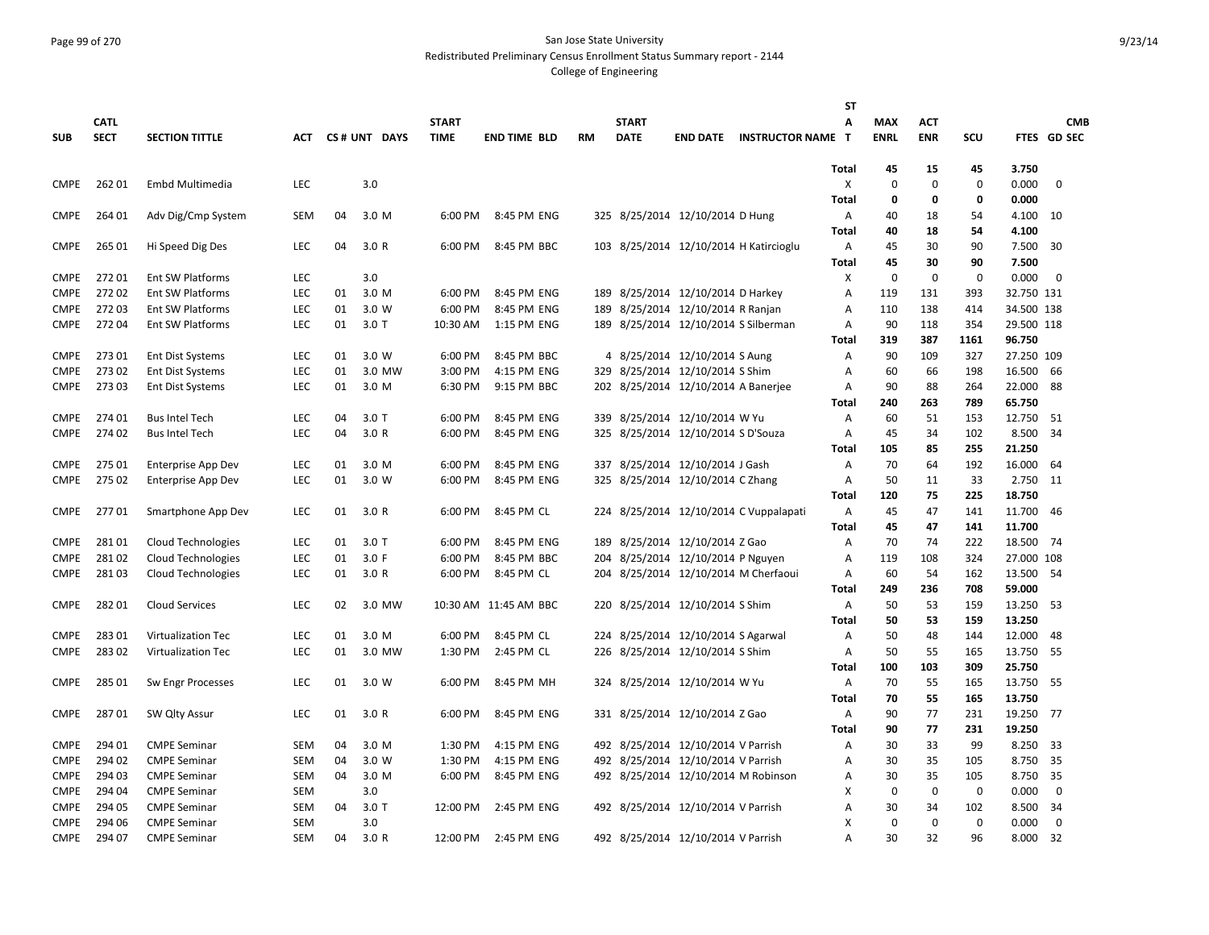San Jose State University

Redistributed Preliminary Census Enrollment Status Summary report - 2144

College of Engineering

| SUB | CATL SECT | SECTION TITTLE | ACT | CS # | UNT | DAYS | START TIME | END TIME | BLD | RM | START DATE | END DATE | INSTRUCTOR NAME | ST A T | MAX ENRL | ACT ENR | SCU | FTES | CMB GD SEC |
|---|---|---|---|---|---|---|---|---|---|---|---|---|---|---|---|---|---|---|---|
| | | | | | | | | | | | | | | **Total** | **45** | **15** | **45** | **3.750** | |
| CMPE | 262 01 | Embd Multimedia | LEC | | 3.0 | | | | | | | | | X | 0 | 0 | 0 | 0.000 | 0 |
| | | | | | | | | | | | | | | **Total** | **0** | **0** | **0** | **0.000** | |
| CMPE | 264 01 | Adv Dig/Cmp System | SEM | 04 | 3.0 | M | 6:00 PM | 8:45 PM | ENG | 325 | 8/25/2014 | 12/10/2014 | D Hung | A | 40 | 18 | 54 | 4.100 | 10 |
| | | | | | | | | | | | | | | **Total** | **40** | **18** | **54** | **4.100** | |
| CMPE | 265 01 | Hi Speed Dig Des | LEC | 04 | 3.0 | R | 6:00 PM | 8:45 PM | BBC | 103 | 8/25/2014 | 12/10/2014 | H Katircioglu | A | 45 | 30 | 90 | 7.500 | 30 |
| | | | | | | | | | | | | | | **Total** | **45** | **30** | **90** | **7.500** | |
| CMPE | 272 01 | Ent SW Platforms | LEC | | 3.0 | | | | | | | | | X | 0 | 0 | 0 | 0.000 | 0 |
| CMPE | 272 02 | Ent SW Platforms | LEC | 01 | 3.0 | M | 6:00 PM | 8:45 PM | ENG | 189 | 8/25/2014 | 12/10/2014 | D Harkey | A | 119 | 131 | 393 | 32.750 | 131 |
| CMPE | 272 03 | Ent SW Platforms | LEC | 01 | 3.0 | W | 6:00 PM | 8:45 PM | ENG | 189 | 8/25/2014 | 12/10/2014 | R Ranjan | A | 110 | 138 | 414 | 34.500 | 138 |
| CMPE | 272 04 | Ent SW Platforms | LEC | 01 | 3.0 | T | 10:30 AM | 1:15 PM | ENG | 189 | 8/25/2014 | 12/10/2014 | S Silberman | A | 90 | 118 | 354 | 29.500 | 118 |
| | | | | | | | | | | | | | | **Total** | **319** | **387** | **1161** | **96.750** | |
| CMPE | 273 01 | Ent Dist Systems | LEC | 01 | 3.0 | W | 6:00 PM | 8:45 PM | BBC | 4 | 8/25/2014 | 12/10/2014 | S Aung | A | 90 | 109 | 327 | 27.250 | 109 |
| CMPE | 273 02 | Ent Dist Systems | LEC | 01 | 3.0 | MW | 3:00 PM | 4:15 PM | ENG | 329 | 8/25/2014 | 12/10/2014 | S Shim | A | 60 | 66 | 198 | 16.500 | 66 |
| CMPE | 273 03 | Ent Dist Systems | LEC | 01 | 3.0 | M | 6:30 PM | 9:15 PM | BBC | 202 | 8/25/2014 | 12/10/2014 | A Banerjee | A | 90 | 88 | 264 | 22.000 | 88 |
| | | | | | | | | | | | | | | **Total** | **240** | **263** | **789** | **65.750** | |
| CMPE | 274 01 | Bus Intel Tech | LEC | 04 | 3.0 | T | 6:00 PM | 8:45 PM | ENG | 339 | 8/25/2014 | 12/10/2014 | W Yu | A | 60 | 51 | 153 | 12.750 | 51 |
| CMPE | 274 02 | Bus Intel Tech | LEC | 04 | 3.0 | R | 6:00 PM | 8:45 PM | ENG | 325 | 8/25/2014 | 12/10/2014 | S D'Souza | A | 45 | 34 | 102 | 8.500 | 34 |
| | | | | | | | | | | | | | | **Total** | **105** | **85** | **255** | **21.250** | |
| CMPE | 275 01 | Enterprise App Dev | LEC | 01 | 3.0 | M | 6:00 PM | 8:45 PM | ENG | 337 | 8/25/2014 | 12/10/2014 | J Gash | A | 70 | 64 | 192 | 16.000 | 64 |
| CMPE | 275 02 | Enterprise App Dev | LEC | 01 | 3.0 | W | 6:00 PM | 8:45 PM | ENG | 325 | 8/25/2014 | 12/10/2014 | C Zhang | A | 50 | 11 | 33 | 2.750 | 11 |
| | | | | | | | | | | | | | | **Total** | **120** | **75** | **225** | **18.750** | |
| CMPE | 277 01 | Smartphone App Dev | LEC | 01 | 3.0 | R | 6:00 PM | 8:45 PM | CL | 224 | 8/25/2014 | 12/10/2014 | C Vuppalapati | A | 45 | 47 | 141 | 11.700 | 46 |
| | | | | | | | | | | | | | | **Total** | **45** | **47** | **141** | **11.700** | |
| CMPE | 281 01 | Cloud Technologies | LEC | 01 | 3.0 | T | 6:00 PM | 8:45 PM | ENG | 189 | 8/25/2014 | 12/10/2014 | Z Gao | A | 70 | 74 | 222 | 18.500 | 74 |
| CMPE | 281 02 | Cloud Technologies | LEC | 01 | 3.0 | F | 6:00 PM | 8:45 PM | BBC | 204 | 8/25/2014 | 12/10/2014 | P Nguyen | A | 119 | 108 | 324 | 27.000 | 108 |
| CMPE | 281 03 | Cloud Technologies | LEC | 01 | 3.0 | R | 6:00 PM | 8:45 PM | CL | 204 | 8/25/2014 | 12/10/2014 | M Cherfaoui | A | 60 | 54 | 162 | 13.500 | 54 |
| | | | | | | | | | | | | | | **Total** | **249** | **236** | **708** | **59.000** | |
| CMPE | 282 01 | Cloud Services | LEC | 02 | 3.0 | MW | 10:30 AM | 11:45 AM | BBC | 220 | 8/25/2014 | 12/10/2014 | S Shim | A | 50 | 53 | 159 | 13.250 | 53 |
| | | | | | | | | | | | | | | **Total** | **50** | **53** | **159** | **13.250** | |
| CMPE | 283 01 | Virtualization Tec | LEC | 01 | 3.0 | M | 6:00 PM | 8:45 PM | CL | 224 | 8/25/2014 | 12/10/2014 | S Agarwal | A | 50 | 48 | 144 | 12.000 | 48 |
| CMPE | 283 02 | Virtualization Tec | LEC | 01 | 3.0 | MW | 1:30 PM | 2:45 PM | CL | 226 | 8/25/2014 | 12/10/2014 | S Shim | A | 50 | 55 | 165 | 13.750 | 55 |
| | | | | | | | | | | | | | | **Total** | **100** | **103** | **309** | **25.750** | |
| CMPE | 285 01 | Sw Engr Processes | LEC | 01 | 3.0 | W | 6:00 PM | 8:45 PM | MH | 324 | 8/25/2014 | 12/10/2014 | W Yu | A | 70 | 55 | 165 | 13.750 | 55 |
| | | | | | | | | | | | | | | **Total** | **70** | **55** | **165** | **13.750** | |
| CMPE | 287 01 | SW Qlty Assur | LEC | 01 | 3.0 | R | 6:00 PM | 8:45 PM | ENG | 331 | 8/25/2014 | 12/10/2014 | Z Gao | A | 90 | 77 | 231 | 19.250 | 77 |
| | | | | | | | | | | | | | | **Total** | **90** | **77** | **231** | **19.250** | |
| CMPE | 294 01 | CMPE Seminar | SEM | 04 | 3.0 | M | 1:30 PM | 4:15 PM | ENG | 492 | 8/25/2014 | 12/10/2014 | V Parrish | A | 30 | 33 | 99 | 8.250 | 33 |
| CMPE | 294 02 | CMPE Seminar | SEM | 04 | 3.0 | W | 1:30 PM | 4:15 PM | ENG | 492 | 8/25/2014 | 12/10/2014 | V Parrish | A | 30 | 35 | 105 | 8.750 | 35 |
| CMPE | 294 03 | CMPE Seminar | SEM | 04 | 3.0 | M | 6:00 PM | 8:45 PM | ENG | 492 | 8/25/2014 | 12/10/2014 | M Robinson | A | 30 | 35 | 105 | 8.750 | 35 |
| CMPE | 294 04 | CMPE Seminar | SEM | | 3.0 | | | | | | | | | X | 0 | 0 | 0 | 0.000 | 0 |
| CMPE | 294 05 | CMPE Seminar | SEM | 04 | 3.0 | T | 12:00 PM | 2:45 PM | ENG | 492 | 8/25/2014 | 12/10/2014 | V Parrish | A | 30 | 34 | 102 | 8.500 | 34 |
| CMPE | 294 06 | CMPE Seminar | SEM | | 3.0 | | | | | | | | | X | 0 | 0 | 0 | 0.000 | 0 |
| CMPE | 294 07 | CMPE Seminar | SEM | 04 | 3.0 | R | 12:00 PM | 2:45 PM | ENG | 492 | 8/25/2014 | 12/10/2014 | V Parrish | A | 30 | 32 | 96 | 8.000 | 32 |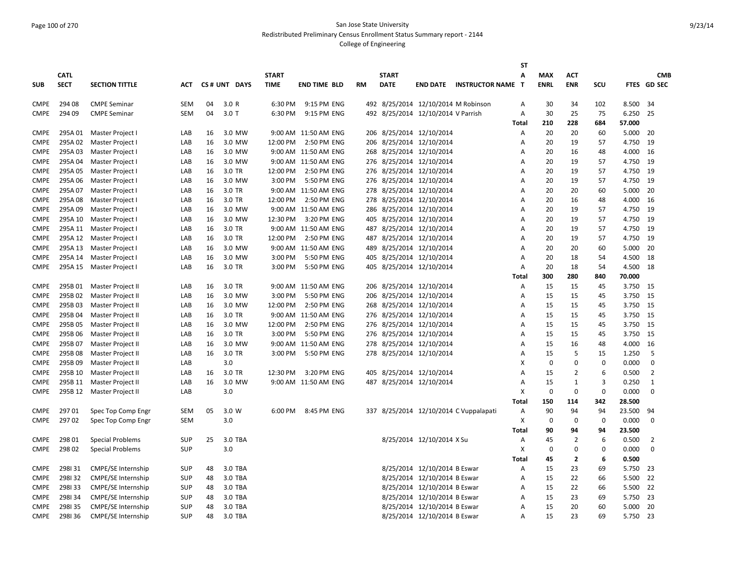San Jose State University
Redistributed Preliminary Census Enrollment Status Summary report - 2144
College of Engineering

| SUB | CATL SECT | SECTION TITTLE | ACT | CS # | UNT | DAYS | START TIME | END TIME | BLD | RM | START DATE | END DATE | INSTRUCTOR NAME | STAT | MAX ENRL | ACT ENR | SCU | FTES | CMB GD SEC |
|---|---|---|---|---|---|---|---|---|---|---|---|---|---|---|---|---|---|---|---|
| CMPE | 294 08 | CMPE Seminar | SEM | 04 | 3.0 | R | 6:30 PM | 9:15 PM | ENG | 492 | 8/25/2014 | 12/10/2014 | M Robinson | A | 30 | 34 | 102 | 8.500 | 34 |
| CMPE | 294 09 | CMPE Seminar | SEM | 04 | 3.0 | T | 6:30 PM | 9:15 PM | ENG | 492 | 8/25/2014 | 12/10/2014 | V Parrish | A | 30 | 25 | 75 | 6.250 | 25 |
| | | | | | | | | | | | | | | Total | 210 | 228 | 684 | 57.000 | |
| CMPE | 295A 01 | Master Project I | LAB | 16 | 3.0 | MW | 9:00 AM | 11:50 AM | ENG | 206 | 8/25/2014 | 12/10/2014 | | A | 20 | 20 | 60 | 5.000 | 20 |
| CMPE | 295A 02 | Master Project I | LAB | 16 | 3.0 | MW | 12:00 PM | 2:50 PM | ENG | 206 | 8/25/2014 | 12/10/2014 | | A | 20 | 19 | 57 | 4.750 | 19 |
| CMPE | 295A 03 | Master Project I | LAB | 16 | 3.0 | MW | 9:00 AM | 11:50 AM | ENG | 268 | 8/25/2014 | 12/10/2014 | | A | 20 | 16 | 48 | 4.000 | 16 |
| CMPE | 295A 04 | Master Project I | LAB | 16 | 3.0 | MW | 9:00 AM | 11:50 AM | ENG | 276 | 8/25/2014 | 12/10/2014 | | A | 20 | 19 | 57 | 4.750 | 19 |
| CMPE | 295A 05 | Master Project I | LAB | 16 | 3.0 | TR | 12:00 PM | 2:50 PM | ENG | 276 | 8/25/2014 | 12/10/2014 | | A | 20 | 19 | 57 | 4.750 | 19 |
| CMPE | 295A 06 | Master Project I | LAB | 16 | 3.0 | MW | 3:00 PM | 5:50 PM | ENG | 276 | 8/25/2014 | 12/10/2014 | | A | 20 | 19 | 57 | 4.750 | 19 |
| CMPE | 295A 07 | Master Project I | LAB | 16 | 3.0 | TR | 9:00 AM | 11:50 AM | ENG | 278 | 8/25/2014 | 12/10/2014 | | A | 20 | 20 | 60 | 5.000 | 20 |
| CMPE | 295A 08 | Master Project I | LAB | 16 | 3.0 | TR | 12:00 PM | 2:50 PM | ENG | 278 | 8/25/2014 | 12/10/2014 | | A | 20 | 16 | 48 | 4.000 | 16 |
| CMPE | 295A 09 | Master Project I | LAB | 16 | 3.0 | MW | 9:00 AM | 11:50 AM | ENG | 286 | 8/25/2014 | 12/10/2014 | | A | 20 | 19 | 57 | 4.750 | 19 |
| CMPE | 295A 10 | Master Project I | LAB | 16 | 3.0 | MW | 12:30 PM | 3:20 PM | ENG | 405 | 8/25/2014 | 12/10/2014 | | A | 20 | 19 | 57 | 4.750 | 19 |
| CMPE | 295A 11 | Master Project I | LAB | 16 | 3.0 | TR | 9:00 AM | 11:50 AM | ENG | 487 | 8/25/2014 | 12/10/2014 | | A | 20 | 19 | 57 | 4.750 | 19 |
| CMPE | 295A 12 | Master Project I | LAB | 16 | 3.0 | TR | 12:00 PM | 2:50 PM | ENG | 487 | 8/25/2014 | 12/10/2014 | | A | 20 | 19 | 57 | 4.750 | 19 |
| CMPE | 295A 13 | Master Project I | LAB | 16 | 3.0 | MW | 9:00 AM | 11:50 AM | ENG | 489 | 8/25/2014 | 12/10/2014 | | A | 20 | 20 | 60 | 5.000 | 20 |
| CMPE | 295A 14 | Master Project I | LAB | 16 | 3.0 | MW | 3:00 PM | 5:50 PM | ENG | 405 | 8/25/2014 | 12/10/2014 | | A | 20 | 18 | 54 | 4.500 | 18 |
| CMPE | 295A 15 | Master Project I | LAB | 16 | 3.0 | TR | 3:00 PM | 5:50 PM | ENG | 405 | 8/25/2014 | 12/10/2014 | | A | 20 | 18 | 54 | 4.500 | 18 |
| | | | | | | | | | | | | | | Total | 300 | 280 | 840 | 70.000 | |
| CMPE | 295B 01 | Master Project II | LAB | 16 | 3.0 | TR | 9:00 AM | 11:50 AM | ENG | 206 | 8/25/2014 | 12/10/2014 | | A | 15 | 15 | 45 | 3.750 | 15 |
| CMPE | 295B 02 | Master Project II | LAB | 16 | 3.0 | MW | 3:00 PM | 5:50 PM | ENG | 206 | 8/25/2014 | 12/10/2014 | | A | 15 | 15 | 45 | 3.750 | 15 |
| CMPE | 295B 03 | Master Project II | LAB | 16 | 3.0 | MW | 12:00 PM | 2:50 PM | ENG | 268 | 8/25/2014 | 12/10/2014 | | A | 15 | 15 | 45 | 3.750 | 15 |
| CMPE | 295B 04 | Master Project II | LAB | 16 | 3.0 | TR | 9:00 AM | 11:50 AM | ENG | 276 | 8/25/2014 | 12/10/2014 | | A | 15 | 15 | 45 | 3.750 | 15 |
| CMPE | 295B 05 | Master Project II | LAB | 16 | 3.0 | MW | 12:00 PM | 2:50 PM | ENG | 276 | 8/25/2014 | 12/10/2014 | | A | 15 | 15 | 45 | 3.750 | 15 |
| CMPE | 295B 06 | Master Project II | LAB | 16 | 3.0 | TR | 3:00 PM | 5:50 PM | ENG | 276 | 8/25/2014 | 12/10/2014 | | A | 15 | 15 | 45 | 3.750 | 15 |
| CMPE | 295B 07 | Master Project II | LAB | 16 | 3.0 | MW | 9:00 AM | 11:50 AM | ENG | 278 | 8/25/2014 | 12/10/2014 | | A | 15 | 16 | 48 | 4.000 | 16 |
| CMPE | 295B 08 | Master Project II | LAB | 16 | 3.0 | TR | 3:00 PM | 5:50 PM | ENG | 278 | 8/25/2014 | 12/10/2014 | | A | 15 | 5 | 15 | 1.250 | 5 |
| CMPE | 295B 09 | Master Project II | LAB | | 3.0 | | | | | | | | | X | 0 | 0 | 0 | 0.000 | 0 |
| CMPE | 295B 10 | Master Project II | LAB | 16 | 3.0 | TR | 12:30 PM | 3:20 PM | ENG | 405 | 8/25/2014 | 12/10/2014 | | A | 15 | 2 | 6 | 0.500 | 2 |
| CMPE | 295B 11 | Master Project II | LAB | 16 | 3.0 | MW | 9:00 AM | 11:50 AM | ENG | 487 | 8/25/2014 | 12/10/2014 | | A | 15 | 1 | 3 | 0.250 | 1 |
| CMPE | 295B 12 | Master Project II | LAB | | 3.0 | | | | | | | | | X | 0 | 0 | 0 | 0.000 | 0 |
| | | | | | | | | | | | | | | Total | 150 | 114 | 342 | 28.500 | |
| CMPE | 297 01 | Spec Top Comp Engr | SEM | 05 | 3.0 | W | 6:00 PM | 8:45 PM | ENG | 337 | 8/25/2014 | 12/10/2014 | C Vuppalapati | A | 90 | 94 | 94 | 23.500 | 94 |
| CMPE | 297 02 | Spec Top Comp Engr | SEM | | 3.0 | | | | | | | | | X | 0 | 0 | 0 | 0.000 | 0 |
| | | | | | | | | | | | | | | Total | 90 | 94 | 94 | 23.500 | |
| CMPE | 298 01 | Special Problems | SUP | 25 | 3.0 | TBA | | | | | 8/25/2014 | 12/10/2014 | X Su | A | 45 | 2 | 6 | 0.500 | 2 |
| CMPE | 298 02 | Special Problems | SUP | | 3.0 | | | | | | | | | X | 0 | 0 | 0 | 0.000 | 0 |
| | | | | | | | | | | | | | | Total | 45 | 2 | 6 | 0.500 | |
| CMPE | 298I 31 | CMPE/SE Internship | SUP | 48 | 3.0 | TBA | | | | | 8/25/2014 | 12/10/2014 | B Eswar | A | 15 | 23 | 69 | 5.750 | 23 |
| CMPE | 298I 32 | CMPE/SE Internship | SUP | 48 | 3.0 | TBA | | | | | 8/25/2014 | 12/10/2014 | B Eswar | A | 15 | 22 | 66 | 5.500 | 22 |
| CMPE | 298I 33 | CMPE/SE Internship | SUP | 48 | 3.0 | TBA | | | | | 8/25/2014 | 12/10/2014 | B Eswar | A | 15 | 22 | 66 | 5.500 | 22 |
| CMPE | 298I 34 | CMPE/SE Internship | SUP | 48 | 3.0 | TBA | | | | | 8/25/2014 | 12/10/2014 | B Eswar | A | 15 | 23 | 69 | 5.750 | 23 |
| CMPE | 298I 35 | CMPE/SE Internship | SUP | 48 | 3.0 | TBA | | | | | 8/25/2014 | 12/10/2014 | B Eswar | A | 15 | 20 | 60 | 5.000 | 20 |
| CMPE | 298I 36 | CMPE/SE Internship | SUP | 48 | 3.0 | TBA | | | | | 8/25/2014 | 12/10/2014 | B Eswar | A | 15 | 23 | 69 | 5.750 | 23 |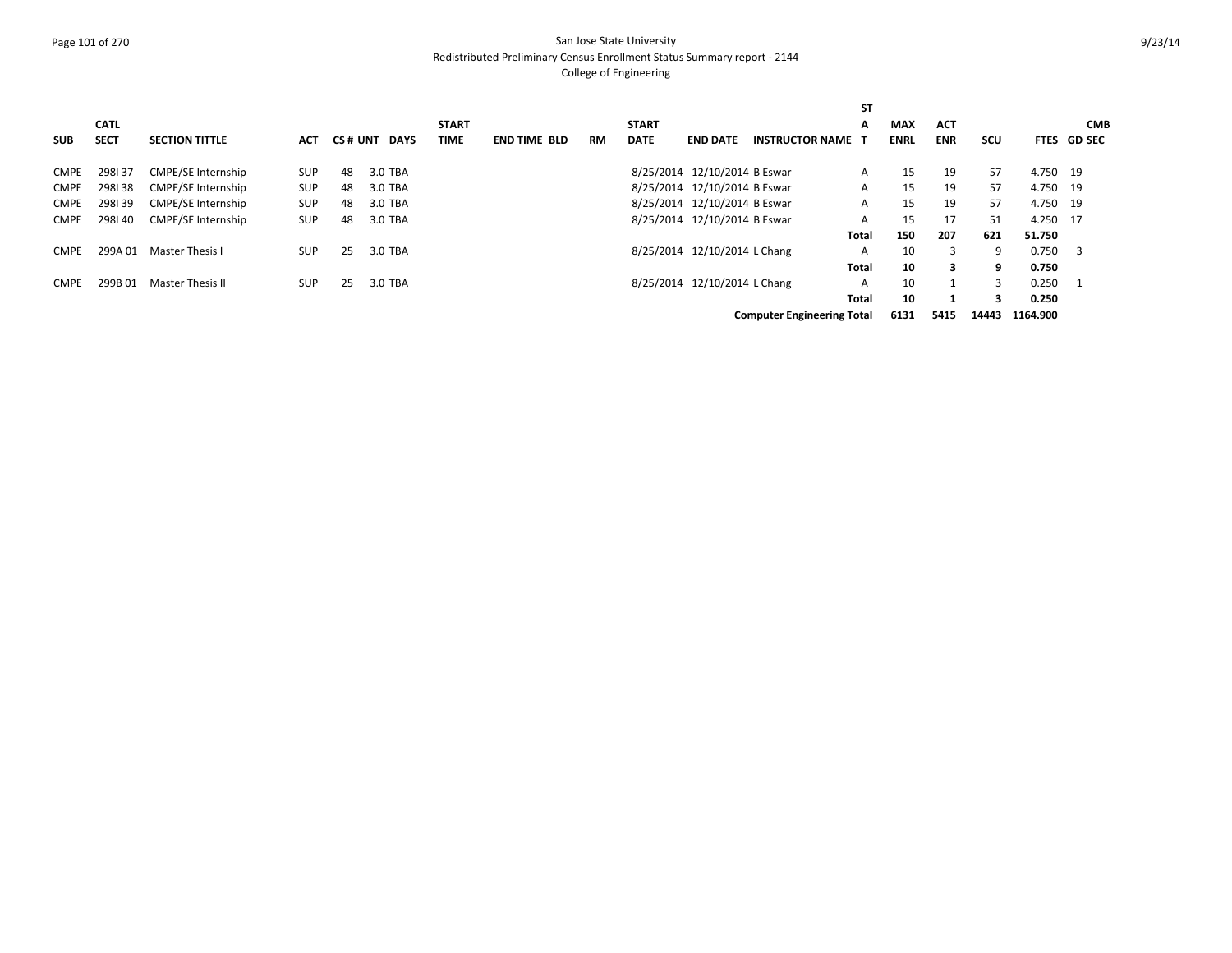San Jose State University
Redistributed Preliminary Census Enrollment Status Summary report - 2144
College of Engineering

| SUB | CATL SECT | SECTION TITTLE | ACT | CS # | UNT | DAYS | START TIME | END TIME | BLD | RM | START DATE | END DATE | INSTRUCTOR NAME | STAT | MAX ENRL | ACT ENR | SCU | FTES | GD | CMB SEC |
|---|---|---|---|---|---|---|---|---|---|---|---|---|---|---|---|---|---|---|---|---|
| CMPE | 298I 37 | CMPE/SE Internship | SUP | 48 | 3.0 | TBA | | | | | 8/25/2014 | 12/10/2014 | B Eswar | A | 15 | 19 | 57 | 4.750 | 19 | |
| CMPE | 298I 38 | CMPE/SE Internship | SUP | 48 | 3.0 | TBA | | | | | 8/25/2014 | 12/10/2014 | B Eswar | A | 15 | 19 | 57 | 4.750 | 19 | |
| CMPE | 298I 39 | CMPE/SE Internship | SUP | 48 | 3.0 | TBA | | | | | 8/25/2014 | 12/10/2014 | B Eswar | A | 15 | 19 | 57 | 4.750 | 19 | |
| CMPE | 298I 40 | CMPE/SE Internship | SUP | 48 | 3.0 | TBA | | | | | 8/25/2014 | 12/10/2014 | B Eswar | A | 15 | 17 | 51 | 4.250 | 17 | |
| | | | | | | | | | | | | | | **Total** | **150** | **207** | **621** | **51.750** | | |
| CMPE | 299A 01 | Master Thesis I | SUP | 25 | 3.0 | TBA | | | | | 8/25/2014 | 12/10/2014 | L Chang | A | 10 | 3 | 9 | 0.750 | 3 | |
| | | | | | | | | | | | | | | **Total** | **10** | **3** | **9** | **0.750** | | |
| CMPE | 299B 01 | Master Thesis II | SUP | 25 | 3.0 | TBA | | | | | 8/25/2014 | 12/10/2014 | L Chang | A | 10 | 1 | 3 | 0.250 | 1 | |
| | | | | | | | | | | | | | | **Total** | **10** | **1** | **3** | **0.250** | | |
| | | | | | | | | | | | | | **Computer Engineering Total** | | **6131** | **5415** | **14443** | **1164.900** | | |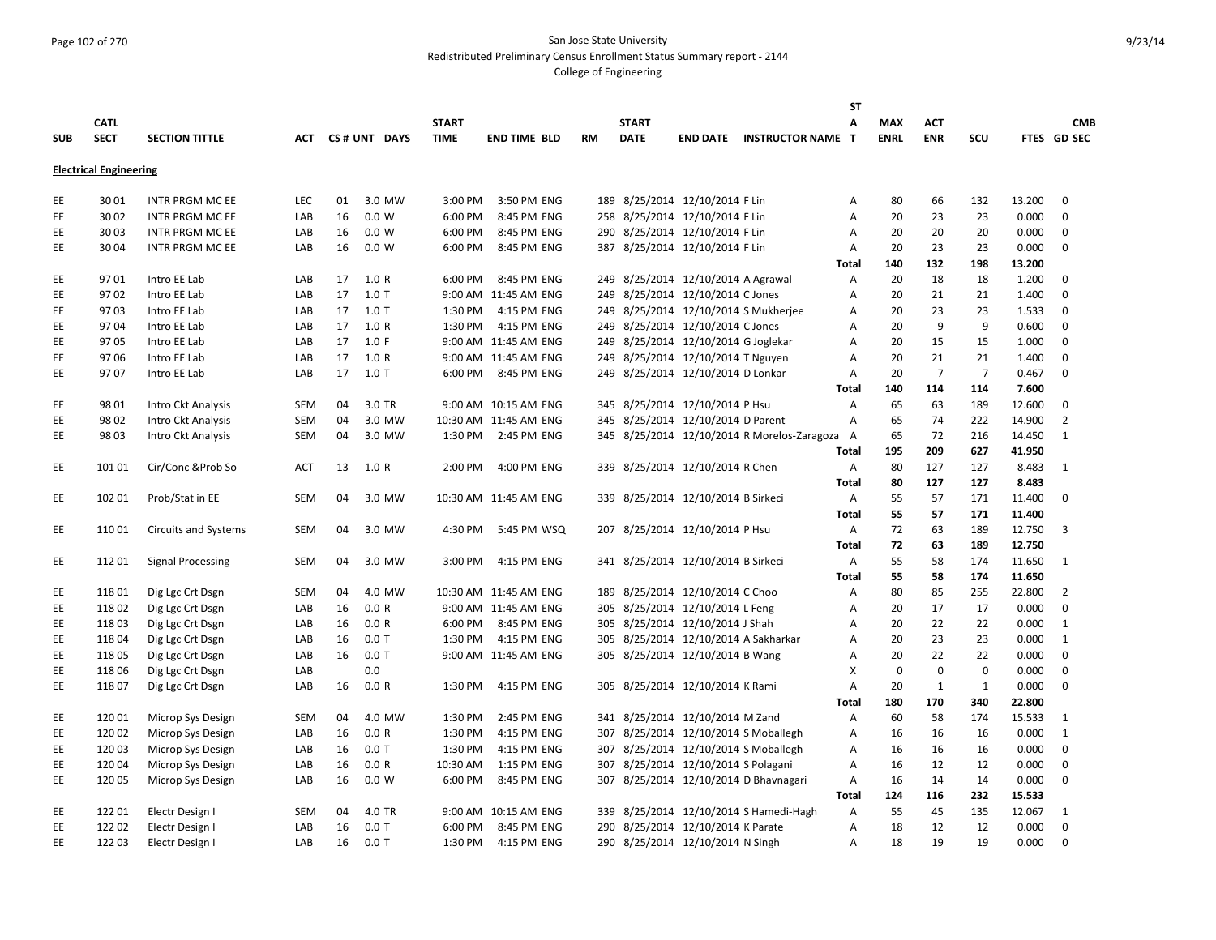San Jose State University
Redistributed Preliminary Census Enrollment Status Summary report - 2144
College of Engineering

| SUB | CATL SECT | SECTION TITTLE | ACT | CS # | UNT | DAYS | START TIME | END TIME | BLD | RM | START DATE | END DATE | INSTRUCTOR NAME | STAT | MAX ENRL | ACT ENR | SCU | FTES | GD | CMB SEC |
|---|---|---|---|---|---|---|---|---|---|---|---|---|---|---|---|---|---|---|---|---|
| **Electrical Engineering** | | | | | | | | | | | | | | | | | | | | |
| EE | 30 01 | INTR PRGM MC EE | LEC | 01 | 3.0 | MW | 3:00 PM | 3:50 PM | ENG | 189 | 8/25/2014 | 12/10/2014 | F Lin | A | 80 | 66 | 132 | 13.200 | | 0 |
| EE | 30 02 | INTR PRGM MC EE | LAB | 16 | 0.0 | W | 6:00 PM | 8:45 PM | ENG | 258 | 8/25/2014 | 12/10/2014 | F Lin | A | 20 | 23 | 23 | 0.000 | | 0 |
| EE | 30 03 | INTR PRGM MC EE | LAB | 16 | 0.0 | W | 6:00 PM | 8:45 PM | ENG | 290 | 8/25/2014 | 12/10/2014 | F Lin | A | 20 | 20 | 20 | 0.000 | | 0 |
| EE | 30 04 | INTR PRGM MC EE | LAB | 16 | 0.0 | W | 6:00 PM | 8:45 PM | ENG | 387 | 8/25/2014 | 12/10/2014 | F Lin | A | 20 | 23 | 23 | 0.000 | | 0 |
| | | | | | | | | | | | | | | Total | 140 | 132 | 198 | 13.200 | | |
| EE | 97 01 | Intro EE Lab | LAB | 17 | 1.0 | R | 6:00 PM | 8:45 PM | ENG | 249 | 8/25/2014 | 12/10/2014 | A Agrawal | A | 20 | 18 | 18 | 1.200 | | 0 |
| EE | 97 02 | Intro EE Lab | LAB | 17 | 1.0 | T | 9:00 AM | 11:45 AM | ENG | 249 | 8/25/2014 | 12/10/2014 | C Jones | A | 20 | 21 | 21 | 1.400 | | 0 |
| EE | 97 03 | Intro EE Lab | LAB | 17 | 1.0 | T | 1:30 PM | 4:15 PM | ENG | 249 | 8/25/2014 | 12/10/2014 | S Mukherjee | A | 20 | 23 | 23 | 1.533 | | 0 |
| EE | 97 04 | Intro EE Lab | LAB | 17 | 1.0 | R | 1:30 PM | 4:15 PM | ENG | 249 | 8/25/2014 | 12/10/2014 | C Jones | A | 20 | 9 | 9 | 0.600 | | 0 |
| EE | 97 05 | Intro EE Lab | LAB | 17 | 1.0 | F | 9:00 AM | 11:45 AM | ENG | 249 | 8/25/2014 | 12/10/2014 | G Joglekar | A | 20 | 15 | 15 | 1.000 | | 0 |
| EE | 97 06 | Intro EE Lab | LAB | 17 | 1.0 | R | 9:00 AM | 11:45 AM | ENG | 249 | 8/25/2014 | 12/10/2014 | T Nguyen | A | 20 | 21 | 21 | 1.400 | | 0 |
| EE | 97 07 | Intro EE Lab | LAB | 17 | 1.0 | T | 6:00 PM | 8:45 PM | ENG | 249 | 8/25/2014 | 12/10/2014 | D Lonkar | A | 20 | 7 | 7 | 0.467 | | 0 |
| | | | | | | | | | | | | | | Total | 140 | 114 | 114 | 7.600 | | |
| EE | 98 01 | Intro Ckt Analysis | SEM | 04 | 3.0 | TR | 9:00 AM | 10:15 AM | ENG | 345 | 8/25/2014 | 12/10/2014 | P Hsu | A | 65 | 63 | 189 | 12.600 | | 0 |
| EE | 98 02 | Intro Ckt Analysis | SEM | 04 | 3.0 | MW | 10:30 AM | 11:45 AM | ENG | 345 | 8/25/2014 | 12/10/2014 | D Parent | A | 65 | 74 | 222 | 14.900 | | 2 |
| EE | 98 03 | Intro Ckt Analysis | SEM | 04 | 3.0 | MW | 1:30 PM | 2:45 PM | ENG | 345 | 8/25/2014 | 12/10/2014 | R Morelos-Zaragoza | A | 65 | 72 | 216 | 14.450 | | 1 |
| | | | | | | | | | | | | | | Total | 195 | 209 | 627 | 41.950 | | |
| EE | 101 01 | Cir/Conc &Prob So | ACT | 13 | 1.0 | R | 2:00 PM | 4:00 PM | ENG | 339 | 8/25/2014 | 12/10/2014 | R Chen | A | 80 | 127 | 127 | 8.483 | | 1 |
| | | | | | | | | | | | | | | Total | 80 | 127 | 127 | 8.483 | | |
| EE | 102 01 | Prob/Stat in EE | SEM | 04 | 3.0 | MW | 10:30 AM | 11:45 AM | ENG | 339 | 8/25/2014 | 12/10/2014 | B Sirkeci | A | 55 | 57 | 171 | 11.400 | | 0 |
| | | | | | | | | | | | | | | Total | 55 | 57 | 171 | 11.400 | | |
| EE | 110 01 | Circuits and Systems | SEM | 04 | 3.0 | MW | 4:30 PM | 5:45 PM | WSQ | 207 | 8/25/2014 | 12/10/2014 | P Hsu | A | 72 | 63 | 189 | 12.750 | | 3 |
| | | | | | | | | | | | | | | Total | 72 | 63 | 189 | 12.750 | | |
| EE | 112 01 | Signal Processing | SEM | 04 | 3.0 | MW | 3:00 PM | 4:15 PM | ENG | 341 | 8/25/2014 | 12/10/2014 | B Sirkeci | A | 55 | 58 | 174 | 11.650 | | 1 |
| | | | | | | | | | | | | | | Total | 55 | 58 | 174 | 11.650 | | |
| EE | 118 01 | Dig Lgc Crt Dsgn | SEM | 04 | 4.0 | MW | 10:30 AM | 11:45 AM | ENG | 189 | 8/25/2014 | 12/10/2014 | C Choo | A | 80 | 85 | 255 | 22.800 | | 2 |
| EE | 118 02 | Dig Lgc Crt Dsgn | LAB | 16 | 0.0 | R | 9:00 AM | 11:45 AM | ENG | 305 | 8/25/2014 | 12/10/2014 | L Feng | A | 20 | 17 | 17 | 0.000 | | 0 |
| EE | 118 03 | Dig Lgc Crt Dsgn | LAB | 16 | 0.0 | R | 6:00 PM | 8:45 PM | ENG | 305 | 8/25/2014 | 12/10/2014 | J Shah | A | 20 | 22 | 22 | 0.000 | | 1 |
| EE | 118 04 | Dig Lgc Crt Dsgn | LAB | 16 | 0.0 | T | 1:30 PM | 4:15 PM | ENG | 305 | 8/25/2014 | 12/10/2014 | A Sakharkar | A | 20 | 23 | 23 | 0.000 | | 1 |
| EE | 118 05 | Dig Lgc Crt Dsgn | LAB | 16 | 0.0 | T | 9:00 AM | 11:45 AM | ENG | 305 | 8/25/2014 | 12/10/2014 | B Wang | A | 20 | 22 | 22 | 0.000 | | 0 |
| EE | 118 06 | Dig Lgc Crt Dsgn | LAB | | 0.0 | | | | | | | | | X | 0 | 0 | 0 | 0.000 | | 0 |
| EE | 118 07 | Dig Lgc Crt Dsgn | LAB | 16 | 0.0 | R | 1:30 PM | 4:15 PM | ENG | 305 | 8/25/2014 | 12/10/2014 | K Rami | A | 20 | 1 | 1 | 0.000 | | 0 |
| | | | | | | | | | | | | | | Total | 180 | 170 | 340 | 22.800 | | |
| EE | 120 01 | Microp Sys Design | SEM | 04 | 4.0 | MW | 1:30 PM | 2:45 PM | ENG | 341 | 8/25/2014 | 12/10/2014 | M Zand | A | 60 | 58 | 174 | 15.533 | | 1 |
| EE | 120 02 | Microp Sys Design | LAB | 16 | 0.0 | R | 1:30 PM | 4:15 PM | ENG | 307 | 8/25/2014 | 12/10/2014 | S Moballegh | A | 16 | 16 | 16 | 0.000 | | 1 |
| EE | 120 03 | Microp Sys Design | LAB | 16 | 0.0 | T | 1:30 PM | 4:15 PM | ENG | 307 | 8/25/2014 | 12/10/2014 | S Moballegh | A | 16 | 16 | 16 | 0.000 | | 0 |
| EE | 120 04 | Microp Sys Design | LAB | 16 | 0.0 | R | 10:30 AM | 1:15 PM | ENG | 307 | 8/25/2014 | 12/10/2014 | S Polagani | A | 16 | 12 | 12 | 0.000 | | 0 |
| EE | 120 05 | Microp Sys Design | LAB | 16 | 0.0 | W | 6:00 PM | 8:45 PM | ENG | 307 | 8/25/2014 | 12/10/2014 | D Bhavnagari | A | 16 | 14 | 14 | 0.000 | | 0 |
| | | | | | | | | | | | | | | Total | 124 | 116 | 232 | 15.533 | | |
| EE | 122 01 | Electr Design I | SEM | 04 | 4.0 | TR | 9:00 AM | 10:15 AM | ENG | 339 | 8/25/2014 | 12/10/2014 | S Hamedi-Hagh | A | 55 | 45 | 135 | 12.067 | | 1 |
| EE | 122 02 | Electr Design I | LAB | 16 | 0.0 | T | 6:00 PM | 8:45 PM | ENG | 290 | 8/25/2014 | 12/10/2014 | K Parate | A | 18 | 12 | 12 | 0.000 | | 0 |
| EE | 122 03 | Electr Design I | LAB | 16 | 0.0 | T | 1:30 PM | 4:15 PM | ENG | 290 | 8/25/2014 | 12/10/2014 | N Singh | A | 18 | 19 | 19 | 0.000 | | 0 |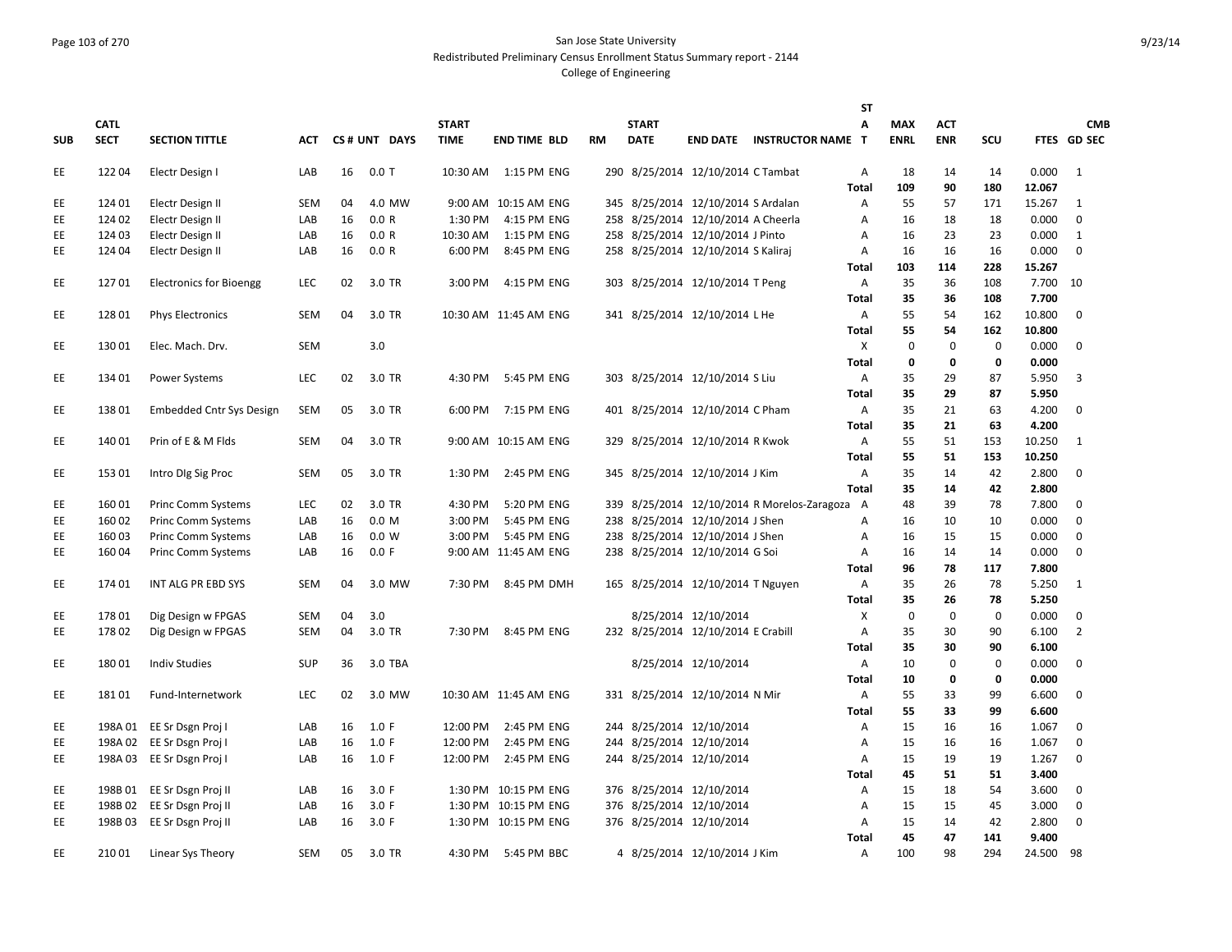San Jose State University
Redistributed Preliminary Census Enrollment Status Summary report - 2144
College of Engineering

| SUB | CATL SECT | SECTION TITTLE | ACT | CS # | UNT | DAYS | START TIME | END TIME | BLD | RM | START DATE | END DATE | INSTRUCTOR NAME | ST A T | MAX ENRL | ACT ENR | SCU | FTES | CMB GD SEC |
|---|---|---|---|---|---|---|---|---|---|---|---|---|---|---|---|---|---|---|---|
| EE | 122 04 | Electr Design I | LAB | 16 | 0.0 | T | 10:30 AM | 1:15 PM | ENG | 290 | 8/25/2014 | 12/10/2014 | C Tambat | A | 18 | 14 | 14 | 0.000 | 1 |
| | | | | | | | | | | | | | | Total | 109 | 90 | 180 | 12.067 | |
| EE | 124 01 | Electr Design II | SEM | 04 | 4.0 | MW | 9:00 AM | 10:15 AM | ENG | 345 | 8/25/2014 | 12/10/2014 | S Ardalan | A | 55 | 57 | 171 | 15.267 | 1 |
| EE | 124 02 | Electr Design II | LAB | 16 | 0.0 | R | 1:30 PM | 4:15 PM | ENG | 258 | 8/25/2014 | 12/10/2014 | A Cheerla | A | 16 | 18 | 18 | 0.000 | 0 |
| EE | 124 03 | Electr Design II | LAB | 16 | 0.0 | R | 10:30 AM | 1:15 PM | ENG | 258 | 8/25/2014 | 12/10/2014 | J Pinto | A | 16 | 23 | 23 | 0.000 | 1 |
| EE | 124 04 | Electr Design II | LAB | 16 | 0.0 | R | 6:00 PM | 8:45 PM | ENG | 258 | 8/25/2014 | 12/10/2014 | S Kaliraj | A | 16 | 16 | 16 | 0.000 | 0 |
| | | | | | | | | | | | | | | Total | 103 | 114 | 228 | 15.267 | |
| EE | 127 01 | Electronics for Bioengg | LEC | 02 | 3.0 | TR | 3:00 PM | 4:15 PM | ENG | 303 | 8/25/2014 | 12/10/2014 | T Peng | A | 35 | 36 | 108 | 7.700 | 10 |
| | | | | | | | | | | | | | | Total | 35 | 36 | 108 | 7.700 | |
| EE | 128 01 | Phys Electronics | SEM | 04 | 3.0 | TR | 10:30 AM | 11:45 AM | ENG | 341 | 8/25/2014 | 12/10/2014 | L He | A | 55 | 54 | 162 | 10.800 | 0 |
| | | | | | | | | | | | | | | Total | 55 | 54 | 162 | 10.800 | |
| EE | 130 01 | Elec. Mach. Drv. | SEM | | 3.0 | | | | | | | | | X | 0 | 0 | 0 | 0.000 | 0 |
| | | | | | | | | | | | | | | Total | 0 | 0 | 0 | 0.000 | |
| EE | 134 01 | Power Systems | LEC | 02 | 3.0 | TR | 4:30 PM | 5:45 PM | ENG | 303 | 8/25/2014 | 12/10/2014 | S Liu | A | 35 | 29 | 87 | 5.950 | 3 |
| | | | | | | | | | | | | | | Total | 35 | 29 | 87 | 5.950 | |
| EE | 138 01 | Embedded Cntr Sys Design | SEM | 05 | 3.0 | TR | 6:00 PM | 7:15 PM | ENG | 401 | 8/25/2014 | 12/10/2014 | C Pham | A | 35 | 21 | 63 | 4.200 | 0 |
| | | | | | | | | | | | | | | Total | 35 | 21 | 63 | 4.200 | |
| EE | 140 01 | Prin of E & M Flds | SEM | 04 | 3.0 | TR | 9:00 AM | 10:15 AM | ENG | 329 | 8/25/2014 | 12/10/2014 | R Kwok | A | 55 | 51 | 153 | 10.250 | 1 |
| | | | | | | | | | | | | | | Total | 55 | 51 | 153 | 10.250 | |
| EE | 153 01 | Intro DIg Sig Proc | SEM | 05 | 3.0 | TR | 1:30 PM | 2:45 PM | ENG | 345 | 8/25/2014 | 12/10/2014 | J Kim | A | 35 | 14 | 42 | 2.800 | 0 |
| | | | | | | | | | | | | | | Total | 35 | 14 | 42 | 2.800 | |
| EE | 160 01 | Princ Comm Systems | LEC | 02 | 3.0 | TR | 4:30 PM | 5:20 PM | ENG | 339 | 8/25/2014 | 12/10/2014 | R Morelos-Zaragoza | A | 48 | 39 | 78 | 7.800 | 0 |
| EE | 160 02 | Princ Comm Systems | LAB | 16 | 0.0 | M | 3:00 PM | 5:45 PM | ENG | 238 | 8/25/2014 | 12/10/2014 | J Shen | A | 16 | 10 | 10 | 0.000 | 0 |
| EE | 160 03 | Princ Comm Systems | LAB | 16 | 0.0 | W | 3:00 PM | 5:45 PM | ENG | 238 | 8/25/2014 | 12/10/2014 | J Shen | A | 16 | 15 | 15 | 0.000 | 0 |
| EE | 160 04 | Princ Comm Systems | LAB | 16 | 0.0 | F | 9:00 AM | 11:45 AM | ENG | 238 | 8/25/2014 | 12/10/2014 | G Soi | A | 16 | 14 | 14 | 0.000 | 0 |
| | | | | | | | | | | | | | | Total | 96 | 78 | 117 | 7.800 | |
| EE | 174 01 | INT ALG PR EBD SYS | SEM | 04 | 3.0 | MW | 7:30 PM | 8:45 PM | DMH | 165 | 8/25/2014 | 12/10/2014 | T Nguyen | A | 35 | 26 | 78 | 5.250 | 1 |
| | | | | | | | | | | | | | | Total | 35 | 26 | 78 | 5.250 | |
| EE | 178 01 | Dig Design w FPGAS | SEM | 04 | 3.0 | | | | | | 8/25/2014 | 12/10/2014 | | X | 0 | 0 | 0 | 0.000 | 0 |
| EE | 178 02 | Dig Design w FPGAS | SEM | 04 | 3.0 | TR | 7:30 PM | 8:45 PM | ENG | 232 | 8/25/2014 | 12/10/2014 | E Crabill | A | 35 | 30 | 90 | 6.100 | 2 |
| | | | | | | | | | | | | | | Total | 35 | 30 | 90 | 6.100 | |
| EE | 180 01 | Indiv Studies | SUP | 36 | 3.0 | TBA | | | | | 8/25/2014 | 12/10/2014 | | A | 10 | 0 | 0 | 0.000 | 0 |
| | | | | | | | | | | | | | | Total | 10 | 0 | 0 | 0.000 | |
| EE | 181 01 | Fund-Internetwork | LEC | 02 | 3.0 | MW | 10:30 AM | 11:45 AM | ENG | 331 | 8/25/2014 | 12/10/2014 | N Mir | A | 55 | 33 | 99 | 6.600 | 0 |
| | | | | | | | | | | | | | | Total | 55 | 33 | 99 | 6.600 | |
| EE | 198A 01 | EE Sr Dsgn Proj I | LAB | 16 | 1.0 | F | 12:00 PM | 2:45 PM | ENG | 244 | 8/25/2014 | 12/10/2014 | | A | 15 | 16 | 16 | 1.067 | 0 |
| EE | 198A 02 | EE Sr Dsgn Proj I | LAB | 16 | 1.0 | F | 12:00 PM | 2:45 PM | ENG | 244 | 8/25/2014 | 12/10/2014 | | A | 15 | 16 | 16 | 1.067 | 0 |
| EE | 198A 03 | EE Sr Dsgn Proj I | LAB | 16 | 1.0 | F | 12:00 PM | 2:45 PM | ENG | 244 | 8/25/2014 | 12/10/2014 | | A | 15 | 19 | 19 | 1.267 | 0 |
| | | | | | | | | | | | | | | Total | 45 | 51 | 51 | 3.400 | |
| EE | 198B 01 | EE Sr Dsgn Proj II | LAB | 16 | 3.0 | F | 1:30 PM | 10:15 PM | ENG | 376 | 8/25/2014 | 12/10/2014 | | A | 15 | 18 | 54 | 3.600 | 0 |
| EE | 198B 02 | EE Sr Dsgn Proj II | LAB | 16 | 3.0 | F | 1:30 PM | 10:15 PM | ENG | 376 | 8/25/2014 | 12/10/2014 | | A | 15 | 15 | 45 | 3.000 | 0 |
| EE | 198B 03 | EE Sr Dsgn Proj II | LAB | 16 | 3.0 | F | 1:30 PM | 10:15 PM | ENG | 376 | 8/25/2014 | 12/10/2014 | | A | 15 | 14 | 42 | 2.800 | 0 |
| | | | | | | | | | | | | | | Total | 45 | 47 | 141 | 9.400 | |
| EE | 210 01 | Linear Sys Theory | SEM | 05 | 3.0 | TR | 4:30 PM | 5:45 PM | BBC | 4 | 8/25/2014 | 12/10/2014 | J Kim | A | 100 | 98 | 294 | 24.500 | 98 |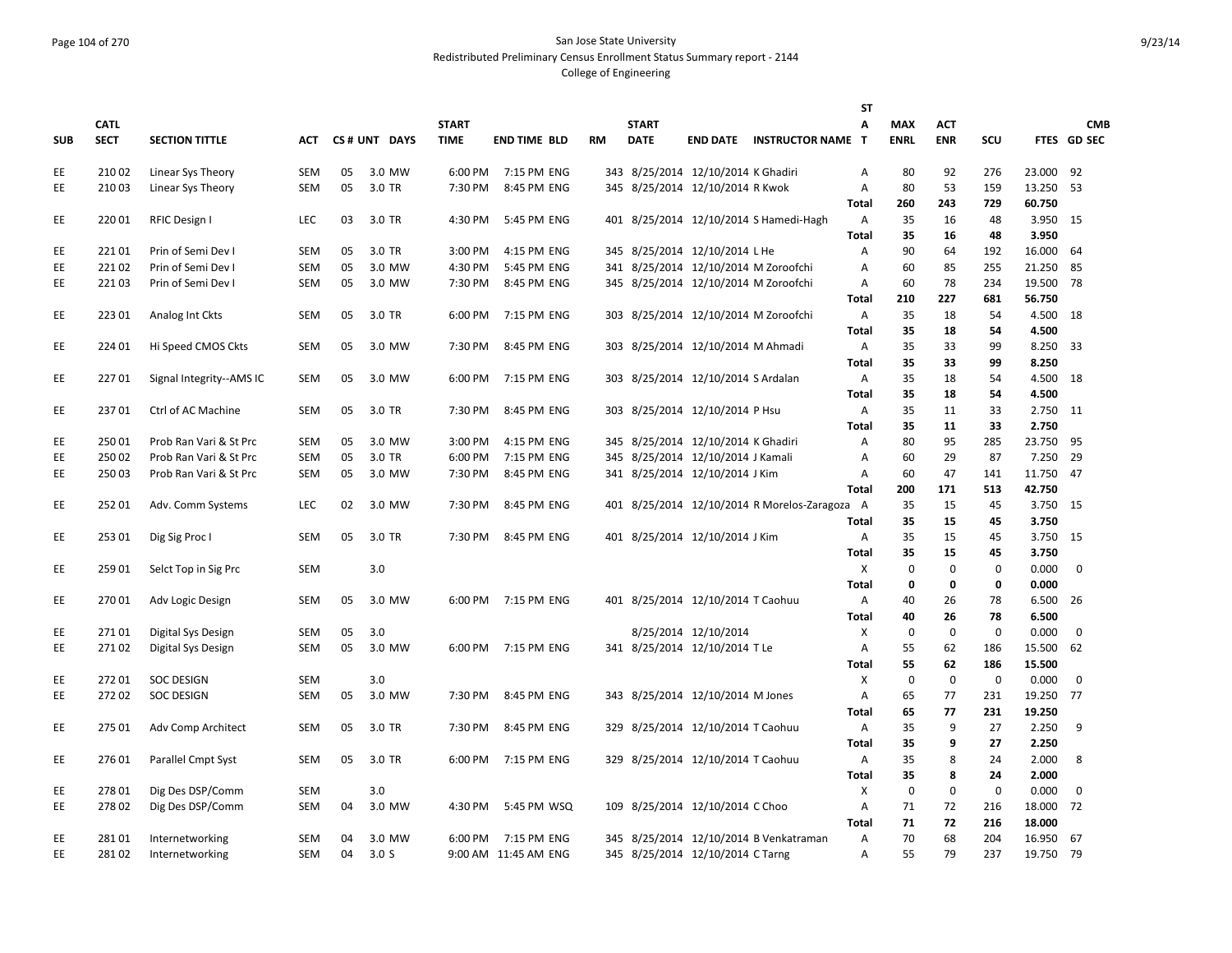# San Jose State University
## Redistributed Preliminary Census Enrollment Status Summary report - 2144
### College of Engineering

| SUB | CATL SECT | SECTION TITTLE | ACT | CS # | UNT | DAYS | START TIME | END TIME | BLD | RM | START DATE | END DATE | INSTRUCTOR NAME | STAT | MAX ENRL | ACT ENR | SCU | FTES | CMB GD SEC |
|---|---|---|---|---|---|---|---|---|---|---|---|---|---|---|---|---|---|---|---|
| EE | 210 02 | Linear Sys Theory | SEM | 05 | 3.0 | MW | 6:00 PM | 7:15 PM | ENG | 343 | 8/25/2014 | 12/10/2014 | K Ghadiri | A | 80 | 92 | 276 | 23.000 | 92 |
| EE | 210 03 | Linear Sys Theory | SEM | 05 | 3.0 | TR | 7:30 PM | 8:45 PM | ENG | 345 | 8/25/2014 | 12/10/2014 | R Kwok | A | 80 | 53 | 159 | 13.250 | 53 |
| | | | | | | | | | | | | | | **Total** | **260** | **243** | **729** | **60.750** | |
| EE | 220 01 | RFIC Design I | LEC | 03 | 3.0 | TR | 4:30 PM | 5:45 PM | ENG | 401 | 8/25/2014 | 12/10/2014 | S Hamedi-Hagh | A | 35 | 16 | 48 | 3.950 | 15 |
| | | | | | | | | | | | | | | **Total** | **35** | **16** | **48** | **3.950** | |
| EE | 221 01 | Prin of Semi Dev I | SEM | 05 | 3.0 | TR | 3:00 PM | 4:15 PM | ENG | 345 | 8/25/2014 | 12/10/2014 | L He | A | 90 | 64 | 192 | 16.000 | 64 |
| EE | 221 02 | Prin of Semi Dev I | SEM | 05 | 3.0 | MW | 4:30 PM | 5:45 PM | ENG | 341 | 8/25/2014 | 12/10/2014 | M Zoroofchi | A | 60 | 85 | 255 | 21.250 | 85 |
| EE | 221 03 | Prin of Semi Dev I | SEM | 05 | 3.0 | MW | 7:30 PM | 8:45 PM | ENG | 345 | 8/25/2014 | 12/10/2014 | M Zoroofchi | A | 60 | 78 | 234 | 19.500 | 78 |
| | | | | | | | | | | | | | | **Total** | **210** | **227** | **681** | **56.750** | |
| EE | 223 01 | Analog Int Ckts | SEM | 05 | 3.0 | TR | 6:00 PM | 7:15 PM | ENG | 303 | 8/25/2014 | 12/10/2014 | M Zoroofchi | A | 35 | 18 | 54 | 4.500 | 18 |
| | | | | | | | | | | | | | | **Total** | **35** | **18** | **54** | **4.500** | |
| EE | 224 01 | Hi Speed CMOS Ckts | SEM | 05 | 3.0 | MW | 7:30 PM | 8:45 PM | ENG | 303 | 8/25/2014 | 12/10/2014 | M Ahmadi | A | 35 | 33 | 99 | 8.250 | 33 |
| | | | | | | | | | | | | | | **Total** | **35** | **33** | **99** | **8.250** | |
| EE | 227 01 | Signal Integrity--AMS IC | SEM | 05 | 3.0 | MW | 6:00 PM | 7:15 PM | ENG | 303 | 8/25/2014 | 12/10/2014 | S Ardalan | A | 35 | 18 | 54 | 4.500 | 18 |
| | | | | | | | | | | | | | | **Total** | **35** | **18** | **54** | **4.500** | |
| EE | 237 01 | Ctrl of AC Machine | SEM | 05 | 3.0 | TR | 7:30 PM | 8:45 PM | ENG | 303 | 8/25/2014 | 12/10/2014 | P Hsu | A | 35 | 11 | 33 | 2.750 | 11 |
| | | | | | | | | | | | | | | **Total** | **35** | **11** | **33** | **2.750** | |
| EE | 250 01 | Prob Ran Vari & St Prc | SEM | 05 | 3.0 | MW | 3:00 PM | 4:15 PM | ENG | 345 | 8/25/2014 | 12/10/2014 | K Ghadiri | A | 80 | 95 | 285 | 23.750 | 95 |
| EE | 250 02 | Prob Ran Vari & St Prc | SEM | 05 | 3.0 | TR | 6:00 PM | 7:15 PM | ENG | 345 | 8/25/2014 | 12/10/2014 | J Kamali | A | 60 | 29 | 87 | 7.250 | 29 |
| EE | 250 03 | Prob Ran Vari & St Prc | SEM | 05 | 3.0 | MW | 7:30 PM | 8:45 PM | ENG | 341 | 8/25/2014 | 12/10/2014 | J Kim | A | 60 | 47 | 141 | 11.750 | 47 |
| | | | | | | | | | | | | | | **Total** | **200** | **171** | **513** | **42.750** | |
| EE | 252 01 | Adv. Comm Systems | LEC | 02 | 3.0 | MW | 7:30 PM | 8:45 PM | ENG | 401 | 8/25/2014 | 12/10/2014 | R Morelos-Zaragoza | A | 35 | 15 | 45 | 3.750 | 15 |
| | | | | | | | | | | | | | | **Total** | **35** | **15** | **45** | **3.750** | |
| EE | 253 01 | Dig Sig Proc I | SEM | 05 | 3.0 | TR | 7:30 PM | 8:45 PM | ENG | 401 | 8/25/2014 | 12/10/2014 | J Kim | A | 35 | 15 | 45 | 3.750 | 15 |
| | | | | | | | | | | | | | | **Total** | **35** | **15** | **45** | **3.750** | |
| EE | 259 01 | Selct Top in Sig Prc | SEM | | 3.0 | | | | | | | | | X | 0 | 0 | 0 | 0.000 | 0 |
| | | | | | | | | | | | | | | **Total** | **0** | **0** | **0** | **0.000** | |
| EE | 270 01 | Adv Logic Design | SEM | 05 | 3.0 | MW | 6:00 PM | 7:15 PM | ENG | 401 | 8/25/2014 | 12/10/2014 | T Caohuu | A | 40 | 26 | 78 | 6.500 | 26 |
| | | | | | | | | | | | | | | **Total** | **40** | **26** | **78** | **6.500** | |
| EE | 271 01 | Digital Sys Design | SEM | 05 | 3.0 | | | | | | 8/25/2014 | 12/10/2014 | | X | 0 | 0 | 0 | 0.000 | 0 |
| EE | 271 02 | Digital Sys Design | SEM | 05 | 3.0 | MW | 6:00 PM | 7:15 PM | ENG | 341 | 8/25/2014 | 12/10/2014 | T Le | A | 55 | 62 | 186 | 15.500 | 62 |
| | | | | | | | | | | | | | | **Total** | **55** | **62** | **186** | **15.500** | |
| EE | 272 01 | SOC DESIGN | SEM | | 3.0 | | | | | | | | | X | 0 | 0 | 0 | 0.000 | 0 |
| EE | 272 02 | SOC DESIGN | SEM | 05 | 3.0 | MW | 7:30 PM | 8:45 PM | ENG | 343 | 8/25/2014 | 12/10/2014 | M Jones | A | 65 | 77 | 231 | 19.250 | 77 |
| | | | | | | | | | | | | | | **Total** | **65** | **77** | **231** | **19.250** | |
| EE | 275 01 | Adv Comp Architect | SEM | 05 | 3.0 | TR | 7:30 PM | 8:45 PM | ENG | 329 | 8/25/2014 | 12/10/2014 | T Caohuu | A | 35 | 9 | 27 | 2.250 | 9 |
| | | | | | | | | | | | | | | **Total** | **35** | **9** | **27** | **2.250** | |
| EE | 276 01 | Parallel Cmpt Syst | SEM | 05 | 3.0 | TR | 6:00 PM | 7:15 PM | ENG | 329 | 8/25/2014 | 12/10/2014 | T Caohuu | A | 35 | 8 | 24 | 2.000 | 8 |
| | | | | | | | | | | | | | | **Total** | **35** | **8** | **24** | **2.000** | |
| EE | 278 01 | Dig Des DSP/Comm | SEM | | 3.0 | | | | | | | | | X | 0 | 0 | 0 | 0.000 | 0 |
| EE | 278 02 | Dig Des DSP/Comm | SEM | 04 | 3.0 | MW | 4:30 PM | 5:45 PM | WSQ | 109 | 8/25/2014 | 12/10/2014 | C Choo | A | 71 | 72 | 216 | 18.000 | 72 |
| | | | | | | | | | | | | | | **Total** | **71** | **72** | **216** | **18.000** | |
| EE | 281 01 | Internetworking | SEM | 04 | 3.0 | MW | 6:00 PM | 7:15 PM | ENG | 345 | 8/25/2014 | 12/10/2014 | B Venkatraman | A | 70 | 68 | 204 | 16.950 | 67 |
| EE | 281 02 | Internetworking | SEM | 04 | 3.0 | S | 9:00 AM | 11:45 AM | ENG | 345 | 8/25/2014 | 12/10/2014 | C Tarng | A | 55 | 79 | 237 | 19.750 | 79 |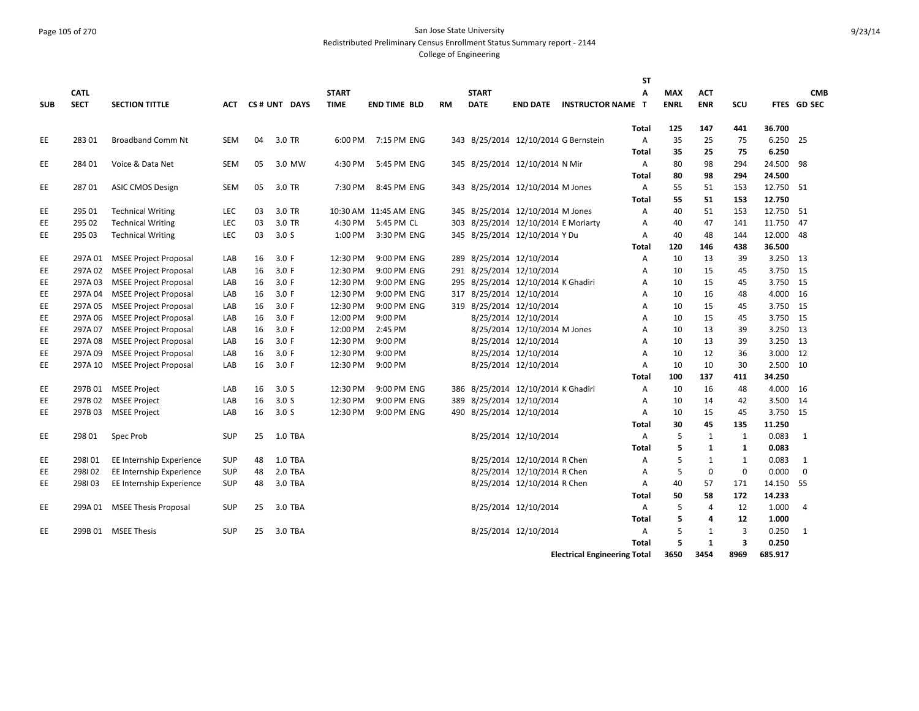San Jose State University
Redistributed Preliminary Census Enrollment Status Summary report - 2144
College of Engineering

| SUB | CATL SECT | SECTION TITTLE | ACT | CS # | UNT | DAYS | START TIME | END TIME | BLD | RM | START DATE | END DATE | INSTRUCTOR NAME | ST A T | MAX ENRL | ACT ENR | SCU | FTES | CMB GD SEC |
|---|---|---|---|---|---|---|---|---|---|---|---|---|---|---|---|---|---|---|---|
| | | | | | | | | | | | | | | **Total** | **125** | **147** | **441** | **36.700** | |
| EE | 283 01 | Broadband Comm Nt | SEM | 04 | 3.0 | TR | 6:00 PM | 7:15 PM | ENG | 343 | 8/25/2014 | 12/10/2014 | G Bernstein | A | 35 | 25 | 75 | 6.250 | 25 |
| | | | | | | | | | | | | | | **Total** | **35** | **25** | **75** | **6.250** | |
| EE | 284 01 | Voice & Data Net | SEM | 05 | 3.0 | MW | 4:30 PM | 5:45 PM | ENG | 345 | 8/25/2014 | 12/10/2014 | N Mir | A | 80 | 98 | 294 | 24.500 | 98 |
| | | | | | | | | | | | | | | **Total** | **80** | **98** | **294** | **24.500** | |
| EE | 287 01 | ASIC CMOS Design | SEM | 05 | 3.0 | TR | 7:30 PM | 8:45 PM | ENG | 343 | 8/25/2014 | 12/10/2014 | M Jones | A | 55 | 51 | 153 | 12.750 | 51 |
| | | | | | | | | | | | | | | **Total** | **55** | **51** | **153** | **12.750** | |
| EE | 295 01 | Technical Writing | LEC | 03 | 3.0 | TR | 10:30 AM | 11:45 AM | ENG | 345 | 8/25/2014 | 12/10/2014 | M Jones | A | 40 | 51 | 153 | 12.750 | 51 |
| EE | 295 02 | Technical Writing | LEC | 03 | 3.0 | TR | 4:30 PM | 5:45 PM | CL | 303 | 8/25/2014 | 12/10/2014 | E Moriarty | A | 40 | 47 | 141 | 11.750 | 47 |
| EE | 295 03 | Technical Writing | LEC | 03 | 3.0 | S | 1:00 PM | 3:30 PM | ENG | 345 | 8/25/2014 | 12/10/2014 | Y Du | A | 40 | 48 | 144 | 12.000 | 48 |
| | | | | | | | | | | | | | | **Total** | **120** | **146** | **438** | **36.500** | |
| EE | 297A 01 | MSEE Project Proposal | LAB | 16 | 3.0 | F | 12:30 PM | 9:00 PM | ENG | 289 | 8/25/2014 | 12/10/2014 | | A | 10 | 13 | 39 | 3.250 | 13 |
| EE | 297A 02 | MSEE Project Proposal | LAB | 16 | 3.0 | F | 12:30 PM | 9:00 PM | ENG | 291 | 8/25/2014 | 12/10/2014 | | A | 10 | 15 | 45 | 3.750 | 15 |
| EE | 297A 03 | MSEE Project Proposal | LAB | 16 | 3.0 | F | 12:30 PM | 9:00 PM | ENG | 295 | 8/25/2014 | 12/10/2014 | K Ghadiri | A | 10 | 15 | 45 | 3.750 | 15 |
| EE | 297A 04 | MSEE Project Proposal | LAB | 16 | 3.0 | F | 12:30 PM | 9:00 PM | ENG | 317 | 8/25/2014 | 12/10/2014 | | A | 10 | 16 | 48 | 4.000 | 16 |
| EE | 297A 05 | MSEE Project Proposal | LAB | 16 | 3.0 | F | 12:30 PM | 9:00 PM | ENG | 319 | 8/25/2014 | 12/10/2014 | | A | 10 | 15 | 45 | 3.750 | 15 |
| EE | 297A 06 | MSEE Project Proposal | LAB | 16 | 3.0 | F | 12:00 PM | 9:00 PM | | | 8/25/2014 | 12/10/2014 | | A | 10 | 15 | 45 | 3.750 | 15 |
| EE | 297A 07 | MSEE Project Proposal | LAB | 16 | 3.0 | F | 12:00 PM | 2:45 PM | | | 8/25/2014 | 12/10/2014 | M Jones | A | 10 | 13 | 39 | 3.250 | 13 |
| EE | 297A 08 | MSEE Project Proposal | LAB | 16 | 3.0 | F | 12:30 PM | 9:00 PM | | | 8/25/2014 | 12/10/2014 | | A | 10 | 13 | 39 | 3.250 | 13 |
| EE | 297A 09 | MSEE Project Proposal | LAB | 16 | 3.0 | F | 12:30 PM | 9:00 PM | | | 8/25/2014 | 12/10/2014 | | A | 10 | 12 | 36 | 3.000 | 12 |
| EE | 297A 10 | MSEE Project Proposal | LAB | 16 | 3.0 | F | 12:30 PM | 9:00 PM | | | 8/25/2014 | 12/10/2014 | | A | 10 | 10 | 30 | 2.500 | 10 |
| | | | | | | | | | | | | | | **Total** | **100** | **137** | **411** | **34.250** | |
| EE | 297B 01 | MSEE Project | LAB | 16 | 3.0 | S | 12:30 PM | 9:00 PM | ENG | 386 | 8/25/2014 | 12/10/2014 | K Ghadiri | A | 10 | 16 | 48 | 4.000 | 16 |
| EE | 297B 02 | MSEE Project | LAB | 16 | 3.0 | S | 12:30 PM | 9:00 PM | ENG | 389 | 8/25/2014 | 12/10/2014 | | A | 10 | 14 | 42 | 3.500 | 14 |
| EE | 297B 03 | MSEE Project | LAB | 16 | 3.0 | S | 12:30 PM | 9:00 PM | ENG | 490 | 8/25/2014 | 12/10/2014 | | A | 10 | 15 | 45 | 3.750 | 15 |
| | | | | | | | | | | | | | | **Total** | **30** | **45** | **135** | **11.250** | |
| EE | 298 01 | Spec Prob | SUP | 25 | 1.0 | TBA | | | | | 8/25/2014 | 12/10/2014 | | A | 5 | 1 | 1 | 0.083 | 1 |
| | | | | | | | | | | | | | | **Total** | **5** | **1** | **1** | **0.083** | |
| EE | 298I 01 | EE Internship Experience | SUP | 48 | 1.0 | TBA | | | | | 8/25/2014 | 12/10/2014 | R Chen | A | 5 | 1 | 1 | 0.083 | 1 |
| EE | 298I 02 | EE Internship Experience | SUP | 48 | 2.0 | TBA | | | | | 8/25/2014 | 12/10/2014 | R Chen | A | 5 | 0 | 0 | 0.000 | 0 |
| EE | 298I 03 | EE Internship Experience | SUP | 48 | 3.0 | TBA | | | | | 8/25/2014 | 12/10/2014 | R Chen | A | 40 | 57 | 171 | 14.150 | 55 |
| | | | | | | | | | | | | | | **Total** | **50** | **58** | **172** | **14.233** | |
| EE | 299A 01 | MSEE Thesis Proposal | SUP | 25 | 3.0 | TBA | | | | | 8/25/2014 | 12/10/2014 | | A | 5 | 4 | 12 | 1.000 | 4 |
| | | | | | | | | | | | | | | **Total** | **5** | **4** | **12** | **1.000** | |
| EE | 299B 01 | MSEE Thesis | SUP | 25 | 3.0 | TBA | | | | | 8/25/2014 | 12/10/2014 | | A | 5 | 1 | 3 | 0.250 | 1 |
| | | | | | | | | | | | | | | **Total** | **5** | **1** | **3** | **0.250** | |
| | | | | | | | | | | | | | | **Electrical Engineering Total** | **3650** | **3454** | **8969** | **685.917** | |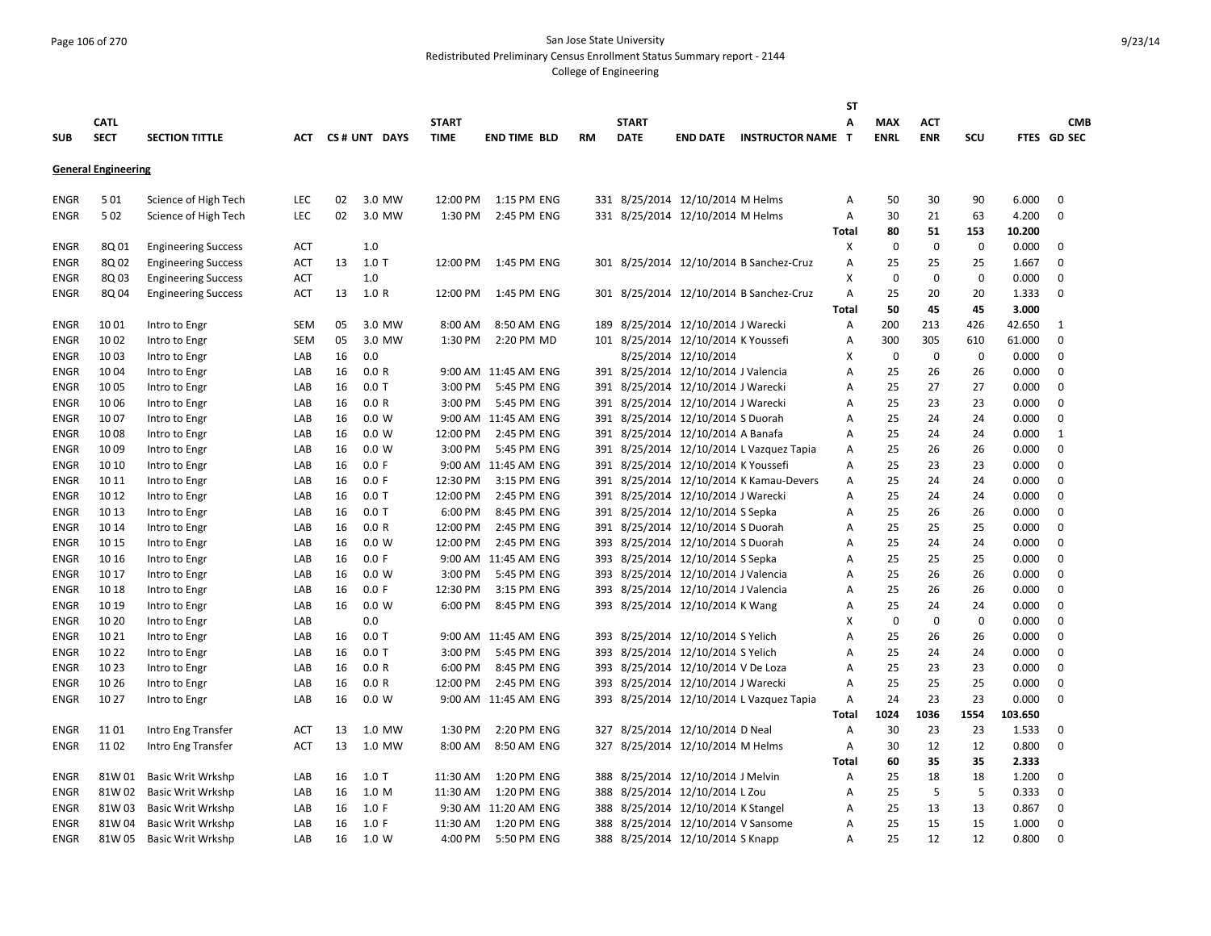San Jose State University

Redistributed Preliminary Census Enrollment Status Summary report - 2144

College of Engineering

| SUB | CATL SECT | SECTION TITTLE | ACT | CS # | UNT | DAYS | START TIME | END TIME | BLD | RM | START DATE | END DATE | INSTRUCTOR NAME | STAT | MAX ENRL | ACT ENR | SCU | FTES | CMB GD SEC |
|---|---|---|---|---|---|---|---|---|---|---|---|---|---|---|---|---|---|---|---|
| **General Engineering** | | | | | | | | | | | | | | | | | | | |
| ENGR | 5 01 | Science of High Tech | LEC | 02 | 3.0 | MW | 12:00 PM | 1:15 PM | ENG | 331 | 8/25/2014 | 12/10/2014 | M Helms | A | 50 | 30 | 90 | 6.000 | 0 |
| ENGR | 5 02 | Science of High Tech | LEC | 02 | 3.0 | MW | 1:30 PM | 2:45 PM | ENG | 331 | 8/25/2014 | 12/10/2014 | M Helms | A | 30 | 21 | 63 | 4.200 | 0 |
| | | | | | | | | | | | | | | **Total** | **80** | **51** | **153** | **10.200** | |
| ENGR | 8Q 01 | Engineering Success | ACT | | 1.0 | | | | | | | | | X | 0 | 0 | 0 | 0.000 | 0 |
| ENGR | 8Q 02 | Engineering Success | ACT | 13 | 1.0 | T | 12:00 PM | 1:45 PM | ENG | 301 | 8/25/2014 | 12/10/2014 | B Sanchez-Cruz | A | 25 | 25 | 25 | 1.667 | 0 |
| ENGR | 8Q 03 | Engineering Success | ACT | | 1.0 | | | | | | | | | X | 0 | 0 | 0 | 0.000 | 0 |
| ENGR | 8Q 04 | Engineering Success | ACT | 13 | 1.0 | R | 12:00 PM | 1:45 PM | ENG | 301 | 8/25/2014 | 12/10/2014 | B Sanchez-Cruz | A | 25 | 20 | 20 | 1.333 | 0 |
| | | | | | | | | | | | | | | **Total** | **50** | **45** | **45** | **3.000** | |
| ENGR | 10 01 | Intro to Engr | SEM | 05 | 3.0 | MW | 8:00 AM | 8:50 AM | ENG | 189 | 8/25/2014 | 12/10/2014 | J Warecki | A | 200 | 213 | 426 | 42.650 | 1 |
| ENGR | 10 02 | Intro to Engr | SEM | 05 | 3.0 | MW | 1:30 PM | 2:20 PM | MD | 101 | 8/25/2014 | 12/10/2014 | K Youssefi | A | 300 | 305 | 610 | 61.000 | 0 |
| ENGR | 10 03 | Intro to Engr | LAB | 16 | 0.0 | | | | | | 8/25/2014 | 12/10/2014 | | X | 0 | 0 | 0 | 0.000 | 0 |
| ENGR | 10 04 | Intro to Engr | LAB | 16 | 0.0 | R | 9:00 AM | 11:45 AM | ENG | 391 | 8/25/2014 | 12/10/2014 | J Valencia | A | 25 | 26 | 26 | 0.000 | 0 |
| ENGR | 10 05 | Intro to Engr | LAB | 16 | 0.0 | T | 3:00 PM | 5:45 PM | ENG | 391 | 8/25/2014 | 12/10/2014 | J Warecki | A | 25 | 27 | 27 | 0.000 | 0 |
| ENGR | 10 06 | Intro to Engr | LAB | 16 | 0.0 | R | 3:00 PM | 5:45 PM | ENG | 391 | 8/25/2014 | 12/10/2014 | J Warecki | A | 25 | 23 | 23 | 0.000 | 0 |
| ENGR | 10 07 | Intro to Engr | LAB | 16 | 0.0 | W | 9:00 AM | 11:45 AM | ENG | 391 | 8/25/2014 | 12/10/2014 | S Duorah | A | 25 | 24 | 24 | 0.000 | 0 |
| ENGR | 10 08 | Intro to Engr | LAB | 16 | 0.0 | W | 12:00 PM | 2:45 PM | ENG | 391 | 8/25/2014 | 12/10/2014 | A Banafa | A | 25 | 24 | 24 | 0.000 | 1 |
| ENGR | 10 09 | Intro to Engr | LAB | 16 | 0.0 | W | 3:00 PM | 5:45 PM | ENG | 391 | 8/25/2014 | 12/10/2014 | L Vazquez Tapia | A | 25 | 26 | 26 | 0.000 | 0 |
| ENGR | 10 10 | Intro to Engr | LAB | 16 | 0.0 | F | 9:00 AM | 11:45 AM | ENG | 391 | 8/25/2014 | 12/10/2014 | K Youssefi | A | 25 | 23 | 23 | 0.000 | 0 |
| ENGR | 10 11 | Intro to Engr | LAB | 16 | 0.0 | F | 12:30 PM | 3:15 PM | ENG | 391 | 8/25/2014 | 12/10/2014 | K Kamau-Devers | A | 25 | 24 | 24 | 0.000 | 0 |
| ENGR | 10 12 | Intro to Engr | LAB | 16 | 0.0 | T | 12:00 PM | 2:45 PM | ENG | 391 | 8/25/2014 | 12/10/2014 | J Warecki | A | 25 | 24 | 24 | 0.000 | 0 |
| ENGR | 10 13 | Intro to Engr | LAB | 16 | 0.0 | T | 6:00 PM | 8:45 PM | ENG | 391 | 8/25/2014 | 12/10/2014 | S Sepka | A | 25 | 26 | 26 | 0.000 | 0 |
| ENGR | 10 14 | Intro to Engr | LAB | 16 | 0.0 | R | 12:00 PM | 2:45 PM | ENG | 391 | 8/25/2014 | 12/10/2014 | S Duorah | A | 25 | 25 | 25 | 0.000 | 0 |
| ENGR | 10 15 | Intro to Engr | LAB | 16 | 0.0 | W | 12:00 PM | 2:45 PM | ENG | 393 | 8/25/2014 | 12/10/2014 | S Duorah | A | 25 | 24 | 24 | 0.000 | 0 |
| ENGR | 10 16 | Intro to Engr | LAB | 16 | 0.0 | F | 9:00 AM | 11:45 AM | ENG | 393 | 8/25/2014 | 12/10/2014 | S Sepka | A | 25 | 25 | 25 | 0.000 | 0 |
| ENGR | 10 17 | Intro to Engr | LAB | 16 | 0.0 | W | 3:00 PM | 5:45 PM | ENG | 393 | 8/25/2014 | 12/10/2014 | J Valencia | A | 25 | 26 | 26 | 0.000 | 0 |
| ENGR | 10 18 | Intro to Engr | LAB | 16 | 0.0 | F | 12:30 PM | 3:15 PM | ENG | 393 | 8/25/2014 | 12/10/2014 | J Valencia | A | 25 | 26 | 26 | 0.000 | 0 |
| ENGR | 10 19 | Intro to Engr | LAB | 16 | 0.0 | W | 6:00 PM | 8:45 PM | ENG | 393 | 8/25/2014 | 12/10/2014 | K Wang | A | 25 | 24 | 24 | 0.000 | 0 |
| ENGR | 10 20 | Intro to Engr | LAB | | 0.0 | | | | | | | | | X | 0 | 0 | 0 | 0.000 | 0 |
| ENGR | 10 21 | Intro to Engr | LAB | 16 | 0.0 | T | 9:00 AM | 11:45 AM | ENG | 393 | 8/25/2014 | 12/10/2014 | S Yelich | A | 25 | 26 | 26 | 0.000 | 0 |
| ENGR | 10 22 | Intro to Engr | LAB | 16 | 0.0 | T | 3:00 PM | 5:45 PM | ENG | 393 | 8/25/2014 | 12/10/2014 | S Yelich | A | 25 | 24 | 24 | 0.000 | 0 |
| ENGR | 10 23 | Intro to Engr | LAB | 16 | 0.0 | R | 6:00 PM | 8:45 PM | ENG | 393 | 8/25/2014 | 12/10/2014 | V De Loza | A | 25 | 23 | 23 | 0.000 | 0 |
| ENGR | 10 26 | Intro to Engr | LAB | 16 | 0.0 | R | 12:00 PM | 2:45 PM | ENG | 393 | 8/25/2014 | 12/10/2014 | J Warecki | A | 25 | 25 | 25 | 0.000 | 0 |
| ENGR | 10 27 | Intro to Engr | LAB | 16 | 0.0 | W | 9:00 AM | 11:45 AM | ENG | 393 | 8/25/2014 | 12/10/2014 | L Vazquez Tapia | A | 24 | 23 | 23 | 0.000 | 0 |
| | | | | | | | | | | | | | | **Total** | **1024** | **1036** | **1554** | **103.650** | |
| ENGR | 11 01 | Intro Eng Transfer | ACT | 13 | 1.0 | MW | 1:30 PM | 2:20 PM | ENG | 327 | 8/25/2014 | 12/10/2014 | D Neal | A | 30 | 23 | 23 | 1.533 | 0 |
| ENGR | 11 02 | Intro Eng Transfer | ACT | 13 | 1.0 | MW | 8:00 AM | 8:50 AM | ENG | 327 | 8/25/2014 | 12/10/2014 | M Helms | A | 30 | 12 | 12 | 0.800 | 0 |
| | | | | | | | | | | | | | | **Total** | **60** | **35** | **35** | **2.333** | |
| ENGR | 81W 01 | Basic Writ Wrkshp | LAB | 16 | 1.0 | T | 11:30 AM | 1:20 PM | ENG | 388 | 8/25/2014 | 12/10/2014 | J Melvin | A | 25 | 18 | 18 | 1.200 | 0 |
| ENGR | 81W 02 | Basic Writ Wrkshp | LAB | 16 | 1.0 | M | 11:30 AM | 1:20 PM | ENG | 388 | 8/25/2014 | 12/10/2014 | L Zou | A | 25 | 5 | 5 | 0.333 | 0 |
| ENGR | 81W 03 | Basic Writ Wrkshp | LAB | 16 | 1.0 | F | 9:30 AM | 11:20 AM | ENG | 388 | 8/25/2014 | 12/10/2014 | K Stangel | A | 25 | 13 | 13 | 0.867 | 0 |
| ENGR | 81W 04 | Basic Writ Wrkshp | LAB | 16 | 1.0 | F | 11:30 AM | 1:20 PM | ENG | 388 | 8/25/2014 | 12/10/2014 | V Sansome | A | 25 | 15 | 15 | 1.000 | 0 |
| ENGR | 81W 05 | Basic Writ Wrkshp | LAB | 16 | 1.0 | W | 4:00 PM | 5:50 PM | ENG | 388 | 8/25/2014 | 12/10/2014 | S Knapp | A | 25 | 12 | 12 | 0.800 | 0 |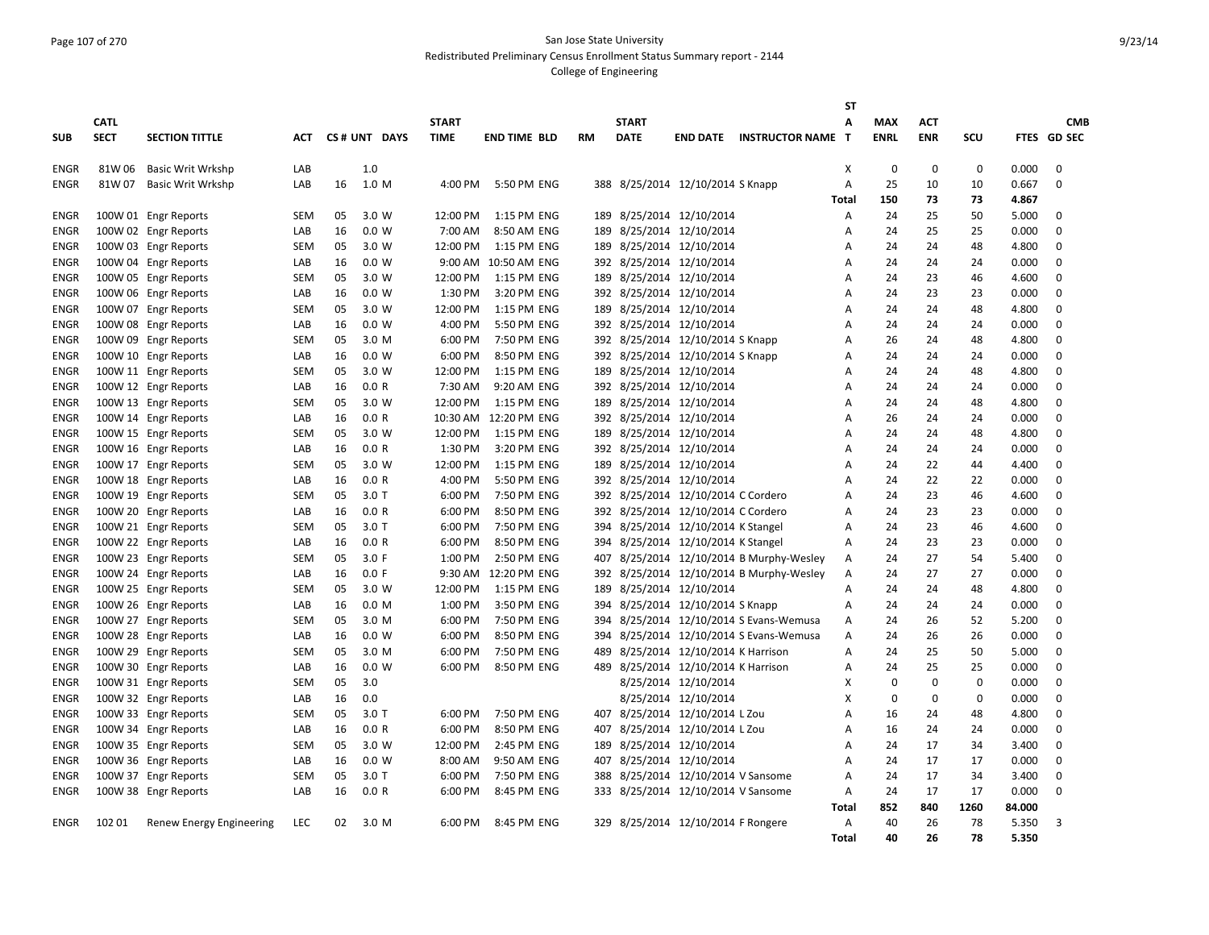San Jose State University
Redistributed Preliminary Census Enrollment Status Summary report - 2144
College of Engineering

| SUB | CATL SECT | SECTION TITTLE | ACT | CS # | UNT | DAYS | START TIME | END TIME | BLD | RM | START DATE | END DATE | INSTRUCTOR NAME | STAT | MAX ENRL | ACT ENR | SCU | FTES | CMB GD SEC |
|---|---|---|---|---|---|---|---|---|---|---|---|---|---|---|---|---|---|---|---|
| ENGR | 81W 06 | Basic Writ Wrkshp | LAB | | 1.0 | | | | | | | | | X | 0 | 0 | 0 | 0.000 | 0 |
| ENGR | 81W 07 | Basic Writ Wrkshp | LAB | 16 | 1.0 | M | 4:00 PM | 5:50 PM | ENG | 388 | 8/25/2014 | 12/10/2014 | S Knapp | A | 25 | 10 | 10 | 0.667 | 0 |
| | | | | | | | | | | | | | | Total | 150 | 73 | 73 | 4.867 | |
| ENGR | 100W 01 | Engr Reports | SEM | 05 | 3.0 | W | 12:00 PM | 1:15 PM | ENG | 189 | 8/25/2014 | 12/10/2014 | | A | 24 | 25 | 50 | 5.000 | 0 |
| ENGR | 100W 02 | Engr Reports | LAB | 16 | 0.0 | W | 7:00 AM | 8:50 AM | ENG | 189 | 8/25/2014 | 12/10/2014 | | A | 24 | 25 | 25 | 0.000 | 0 |
| ENGR | 100W 03 | Engr Reports | SEM | 05 | 3.0 | W | 12:00 PM | 1:15 PM | ENG | 189 | 8/25/2014 | 12/10/2014 | | A | 24 | 24 | 48 | 4.800 | 0 |
| ENGR | 100W 04 | Engr Reports | LAB | 16 | 0.0 | W | 9:00 AM | 10:50 AM | ENG | 392 | 8/25/2014 | 12/10/2014 | | A | 24 | 24 | 24 | 0.000 | 0 |
| ENGR | 100W 05 | Engr Reports | SEM | 05 | 3.0 | W | 12:00 PM | 1:15 PM | ENG | 189 | 8/25/2014 | 12/10/2014 | | A | 24 | 23 | 46 | 4.600 | 0 |
| ENGR | 100W 06 | Engr Reports | LAB | 16 | 0.0 | W | 1:30 PM | 3:20 PM | ENG | 392 | 8/25/2014 | 12/10/2014 | | A | 24 | 23 | 23 | 0.000 | 0 |
| ENGR | 100W 07 | Engr Reports | SEM | 05 | 3.0 | W | 12:00 PM | 1:15 PM | ENG | 189 | 8/25/2014 | 12/10/2014 | | A | 24 | 24 | 48 | 4.800 | 0 |
| ENGR | 100W 08 | Engr Reports | LAB | 16 | 0.0 | W | 4:00 PM | 5:50 PM | ENG | 392 | 8/25/2014 | 12/10/2014 | | A | 24 | 24 | 24 | 0.000 | 0 |
| ENGR | 100W 09 | Engr Reports | SEM | 05 | 3.0 | M | 6:00 PM | 7:50 PM | ENG | 392 | 8/25/2014 | 12/10/2014 | S Knapp | A | 26 | 24 | 48 | 4.800 | 0 |
| ENGR | 100W 10 | Engr Reports | LAB | 16 | 0.0 | W | 6:00 PM | 8:50 PM | ENG | 392 | 8/25/2014 | 12/10/2014 | S Knapp | A | 24 | 24 | 24 | 0.000 | 0 |
| ENGR | 100W 11 | Engr Reports | SEM | 05 | 3.0 | W | 12:00 PM | 1:15 PM | ENG | 189 | 8/25/2014 | 12/10/2014 | | A | 24 | 24 | 48 | 4.800 | 0 |
| ENGR | 100W 12 | Engr Reports | LAB | 16 | 0.0 | R | 7:30 AM | 9:20 AM | ENG | 392 | 8/25/2014 | 12/10/2014 | | A | 24 | 24 | 24 | 0.000 | 0 |
| ENGR | 100W 13 | Engr Reports | SEM | 05 | 3.0 | W | 12:00 PM | 1:15 PM | ENG | 189 | 8/25/2014 | 12/10/2014 | | A | 24 | 24 | 48 | 4.800 | 0 |
| ENGR | 100W 14 | Engr Reports | LAB | 16 | 0.0 | R | 10:30 AM | 12:20 PM | ENG | 392 | 8/25/2014 | 12/10/2014 | | A | 26 | 24 | 24 | 0.000 | 0 |
| ENGR | 100W 15 | Engr Reports | SEM | 05 | 3.0 | W | 12:00 PM | 1:15 PM | ENG | 189 | 8/25/2014 | 12/10/2014 | | A | 24 | 24 | 48 | 4.800 | 0 |
| ENGR | 100W 16 | Engr Reports | LAB | 16 | 0.0 | R | 1:30 PM | 3:20 PM | ENG | 392 | 8/25/2014 | 12/10/2014 | | A | 24 | 24 | 24 | 0.000 | 0 |
| ENGR | 100W 17 | Engr Reports | SEM | 05 | 3.0 | W | 12:00 PM | 1:15 PM | ENG | 189 | 8/25/2014 | 12/10/2014 | | A | 24 | 22 | 44 | 4.400 | 0 |
| ENGR | 100W 18 | Engr Reports | LAB | 16 | 0.0 | R | 4:00 PM | 5:50 PM | ENG | 392 | 8/25/2014 | 12/10/2014 | | A | 24 | 22 | 22 | 0.000 | 0 |
| ENGR | 100W 19 | Engr Reports | SEM | 05 | 3.0 | T | 6:00 PM | 7:50 PM | ENG | 392 | 8/25/2014 | 12/10/2014 | C Cordero | A | 24 | 23 | 46 | 4.600 | 0 |
| ENGR | 100W 20 | Engr Reports | LAB | 16 | 0.0 | R | 6:00 PM | 8:50 PM | ENG | 392 | 8/25/2014 | 12/10/2014 | C Cordero | A | 24 | 23 | 23 | 0.000 | 0 |
| ENGR | 100W 21 | Engr Reports | SEM | 05 | 3.0 | T | 6:00 PM | 7:50 PM | ENG | 394 | 8/25/2014 | 12/10/2014 | K Stangel | A | 24 | 23 | 46 | 4.600 | 0 |
| ENGR | 100W 22 | Engr Reports | LAB | 16 | 0.0 | R | 6:00 PM | 8:50 PM | ENG | 394 | 8/25/2014 | 12/10/2014 | K Stangel | A | 24 | 23 | 23 | 0.000 | 0 |
| ENGR | 100W 23 | Engr Reports | SEM | 05 | 3.0 | F | 1:00 PM | 2:50 PM | ENG | 407 | 8/25/2014 | 12/10/2014 | B Murphy-Wesley | A | 24 | 27 | 54 | 5.400 | 0 |
| ENGR | 100W 24 | Engr Reports | LAB | 16 | 0.0 | F | 9:30 AM | 12:20 PM | ENG | 392 | 8/25/2014 | 12/10/2014 | B Murphy-Wesley | A | 24 | 27 | 27 | 0.000 | 0 |
| ENGR | 100W 25 | Engr Reports | SEM | 05 | 3.0 | W | 12:00 PM | 1:15 PM | ENG | 189 | 8/25/2014 | 12/10/2014 | | A | 24 | 24 | 48 | 4.800 | 0 |
| ENGR | 100W 26 | Engr Reports | LAB | 16 | 0.0 | M | 1:00 PM | 3:50 PM | ENG | 394 | 8/25/2014 | 12/10/2014 | S Knapp | A | 24 | 24 | 24 | 0.000 | 0 |
| ENGR | 100W 27 | Engr Reports | SEM | 05 | 3.0 | M | 6:00 PM | 7:50 PM | ENG | 394 | 8/25/2014 | 12/10/2014 | S Evans-Wemusa | A | 24 | 26 | 52 | 5.200 | 0 |
| ENGR | 100W 28 | Engr Reports | LAB | 16 | 0.0 | W | 6:00 PM | 8:50 PM | ENG | 394 | 8/25/2014 | 12/10/2014 | S Evans-Wemusa | A | 24 | 26 | 26 | 0.000 | 0 |
| ENGR | 100W 29 | Engr Reports | SEM | 05 | 3.0 | M | 6:00 PM | 7:50 PM | ENG | 489 | 8/25/2014 | 12/10/2014 | K Harrison | A | 24 | 25 | 50 | 5.000 | 0 |
| ENGR | 100W 30 | Engr Reports | LAB | 16 | 0.0 | W | 6:00 PM | 8:50 PM | ENG | 489 | 8/25/2014 | 12/10/2014 | K Harrison | A | 24 | 25 | 25 | 0.000 | 0 |
| ENGR | 100W 31 | Engr Reports | SEM | 05 | 3.0 | | | | | | 8/25/2014 | 12/10/2014 | | X | 0 | 0 | 0 | 0.000 | 0 |
| ENGR | 100W 32 | Engr Reports | LAB | 16 | 0.0 | | | | | | 8/25/2014 | 12/10/2014 | | X | 0 | 0 | 0 | 0.000 | 0 |
| ENGR | 100W 33 | Engr Reports | SEM | 05 | 3.0 | T | 6:00 PM | 7:50 PM | ENG | 407 | 8/25/2014 | 12/10/2014 | L Zou | A | 16 | 24 | 48 | 4.800 | 0 |
| ENGR | 100W 34 | Engr Reports | LAB | 16 | 0.0 | R | 6:00 PM | 8:50 PM | ENG | 407 | 8/25/2014 | 12/10/2014 | L Zou | A | 16 | 24 | 24 | 0.000 | 0 |
| ENGR | 100W 35 | Engr Reports | SEM | 05 | 3.0 | W | 12:00 PM | 2:45 PM | ENG | 189 | 8/25/2014 | 12/10/2014 | | A | 24 | 17 | 34 | 3.400 | 0 |
| ENGR | 100W 36 | Engr Reports | LAB | 16 | 0.0 | W | 8:00 AM | 9:50 AM | ENG | 407 | 8/25/2014 | 12/10/2014 | | A | 24 | 17 | 17 | 0.000 | 0 |
| ENGR | 100W 37 | Engr Reports | SEM | 05 | 3.0 | T | 6:00 PM | 7:50 PM | ENG | 388 | 8/25/2014 | 12/10/2014 | V Sansome | A | 24 | 17 | 34 | 3.400 | 0 |
| ENGR | 100W 38 | Engr Reports | LAB | 16 | 0.0 | R | 6:00 PM | 8:45 PM | ENG | 333 | 8/25/2014 | 12/10/2014 | V Sansome | A | 24 | 17 | 17 | 0.000 | 0 |
| | | | | | | | | | | | | | | Total | 852 | 840 | 1260 | 84.000 | |
| ENGR | 102 01 | Renew Energy Engineering | LEC | 02 | 3.0 | M | 6:00 PM | 8:45 PM | ENG | 329 | 8/25/2014 | 12/10/2014 | F Rongere | A | 40 | 26 | 78 | 5.350 | 3 |
| | | | | | | | | | | | | | | Total | 40 | 26 | 78 | 5.350 | |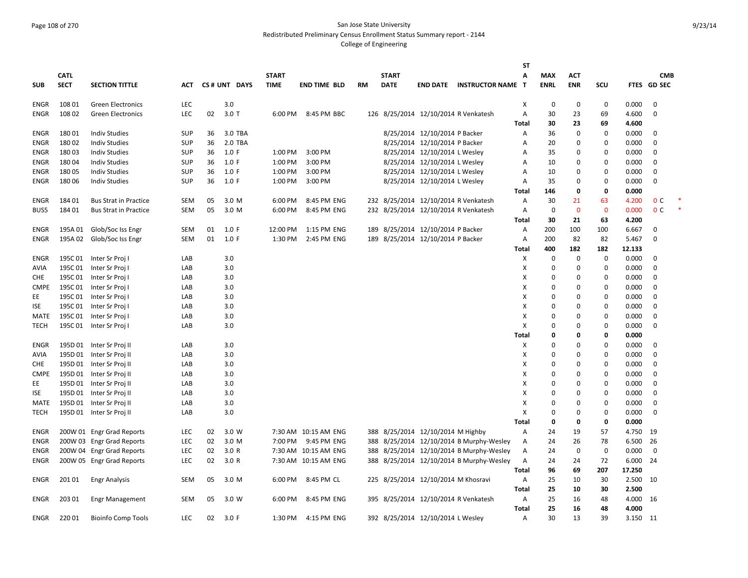San Jose State University
Redistributed Preliminary Census Enrollment Status Summary report - 2144
College of Engineering

| SUB | CATL SECT | SECTION TITTLE | ACT | CS # | UNT | DAYS | START TIME | END TIME | BLD | RM | START DATE | END DATE | INSTRUCTOR NAME | ST A T | MAX ENRL | ACT ENR | SCU | FTES | GD | CMB SEC |
|---|---|---|---|---|---|---|---|---|---|---|---|---|---|---|---|---|---|---|---|---|
| ENGR | 108 01 | Green Electronics | LEC | | 3.0 | | | | | | | | | X | 0 | 0 | 0 | 0.000 | 0 | |
| ENGR | 108 02 | Green Electronics | LEC | 02 | 3.0 | T | 6:00 PM | 8:45 PM | BBC | 126 | 8/25/2014 | 12/10/2014 | R Venkatesh | A | 30 | 23 | 69 | 4.600 | 0 | |
| | | | | | | | | | | | | | | Total | 30 | 23 | 69 | 4.600 | | |
| ENGR | 180 01 | Indiv Studies | SUP | 36 | 3.0 | TBA | | | | | 8/25/2014 | 12/10/2014 | P Backer | A | 36 | 0 | 0 | 0.000 | 0 | |
| ENGR | 180 02 | Indiv Studies | SUP | 36 | 2.0 | TBA | | | | | 8/25/2014 | 12/10/2014 | P Backer | A | 20 | 0 | 0 | 0.000 | 0 | |
| ENGR | 180 03 | Indiv Studies | SUP | 36 | 1.0 | F | 1:00 PM | 3:00 PM | | | 8/25/2014 | 12/10/2014 | L Wesley | A | 35 | 0 | 0 | 0.000 | 0 | |
| ENGR | 180 04 | Indiv Studies | SUP | 36 | 1.0 | F | 1:00 PM | 3:00 PM | | | 8/25/2014 | 12/10/2014 | L Wesley | A | 10 | 0 | 0 | 0.000 | 0 | |
| ENGR | 180 05 | Indiv Studies | SUP | 36 | 1.0 | F | 1:00 PM | 3:00 PM | | | 8/25/2014 | 12/10/2014 | L Wesley | A | 10 | 0 | 0 | 0.000 | 0 | |
| ENGR | 180 06 | Indiv Studies | SUP | 36 | 1.0 | F | 1:00 PM | 3:00 PM | | | 8/25/2014 | 12/10/2014 | L Wesley | A | 35 | 0 | 0 | 0.000 | 0 | |
| | | | | | | | | | | | | | | Total | 146 | 0 | 0 | 0.000 | | |
| ENGR | 184 01 | Bus Strat in Practice | SEM | 05 | 3.0 | M | 6:00 PM | 8:45 PM | ENG | 232 | 8/25/2014 | 12/10/2014 | R Venkatesh | A | 30 | 21 | 63 | 4.200 | 0 | C * |
| BUS5 | 184 01 | Bus Strat in Practice | SEM | 05 | 3.0 | M | 6:00 PM | 8:45 PM | ENG | 232 | 8/25/2014 | 12/10/2014 | R Venkatesh | A | 0 | 0 | 0 | 0.000 | 0 | C * |
| | | | | | | | | | | | | | | Total | 30 | 21 | 63 | 4.200 | | |
| ENGR | 195A 01 | Glob/Soc Iss Engr | SEM | 01 | 1.0 | F | 12:00 PM | 1:15 PM | ENG | 189 | 8/25/2014 | 12/10/2014 | P Backer | A | 200 | 100 | 100 | 6.667 | 0 | |
| ENGR | 195A 02 | Glob/Soc Iss Engr | SEM | 01 | 1.0 | F | 1:30 PM | 2:45 PM | ENG | 189 | 8/25/2014 | 12/10/2014 | P Backer | A | 200 | 82 | 82 | 5.467 | 0 | |
| | | | | | | | | | | | | | | Total | 400 | 182 | 182 | 12.133 | | |
| ENGR | 195C 01 | Inter Sr Proj I | LAB | | 3.0 | | | | | | | | | X | 0 | 0 | 0 | 0.000 | 0 | |
| AVIA | 195C 01 | Inter Sr Proj I | LAB | | 3.0 | | | | | | | | | X | 0 | 0 | 0 | 0.000 | 0 | |
| CHE | 195C 01 | Inter Sr Proj I | LAB | | 3.0 | | | | | | | | | X | 0 | 0 | 0 | 0.000 | 0 | |
| CMPE | 195C 01 | Inter Sr Proj I | LAB | | 3.0 | | | | | | | | | X | 0 | 0 | 0 | 0.000 | 0 | |
| EE | 195C 01 | Inter Sr Proj I | LAB | | 3.0 | | | | | | | | | X | 0 | 0 | 0 | 0.000 | 0 | |
| ISE | 195C 01 | Inter Sr Proj I | LAB | | 3.0 | | | | | | | | | X | 0 | 0 | 0 | 0.000 | 0 | |
| MATE | 195C 01 | Inter Sr Proj I | LAB | | 3.0 | | | | | | | | | X | 0 | 0 | 0 | 0.000 | 0 | |
| TECH | 195C 01 | Inter Sr Proj I | LAB | | 3.0 | | | | | | | | | X | 0 | 0 | 0 | 0.000 | 0 | |
| | | | | | | | | | | | | | | Total | 0 | 0 | 0 | 0.000 | | |
| ENGR | 195D 01 | Inter Sr Proj II | LAB | | 3.0 | | | | | | | | | X | 0 | 0 | 0 | 0.000 | 0 | |
| AVIA | 195D 01 | Inter Sr Proj II | LAB | | 3.0 | | | | | | | | | X | 0 | 0 | 0 | 0.000 | 0 | |
| CHE | 195D 01 | Inter Sr Proj II | LAB | | 3.0 | | | | | | | | | X | 0 | 0 | 0 | 0.000 | 0 | |
| CMPE | 195D 01 | Inter Sr Proj II | LAB | | 3.0 | | | | | | | | | X | 0 | 0 | 0 | 0.000 | 0 | |
| EE | 195D 01 | Inter Sr Proj II | LAB | | 3.0 | | | | | | | | | X | 0 | 0 | 0 | 0.000 | 0 | |
| ISE | 195D 01 | Inter Sr Proj II | LAB | | 3.0 | | | | | | | | | X | 0 | 0 | 0 | 0.000 | 0 | |
| MATE | 195D 01 | Inter Sr Proj II | LAB | | 3.0 | | | | | | | | | X | 0 | 0 | 0 | 0.000 | 0 | |
| TECH | 195D 01 | Inter Sr Proj II | LAB | | 3.0 | | | | | | | | | X | 0 | 0 | 0 | 0.000 | 0 | |
| | | | | | | | | | | | | | | Total | 0 | 0 | 0 | 0.000 | | |
| ENGR | 200W 01 | Engr Grad Reports | LEC | 02 | 3.0 | W | 7:30 AM | 10:15 AM | ENG | 388 | 8/25/2014 | 12/10/2014 | M Highby | A | 24 | 19 | 57 | 4.750 | 19 | |
| ENGR | 200W 03 | Engr Grad Reports | LEC | 02 | 3.0 | M | 7:00 PM | 9:45 PM | ENG | 388 | 8/25/2014 | 12/10/2014 | B Murphy-Wesley | A | 24 | 26 | 78 | 6.500 | 26 | |
| ENGR | 200W 04 | Engr Grad Reports | LEC | 02 | 3.0 | R | 7:30 AM | 10:15 AM | ENG | 388 | 8/25/2014 | 12/10/2014 | B Murphy-Wesley | A | 24 | 0 | 0 | 0.000 | 0 | |
| ENGR | 200W 05 | Engr Grad Reports | LEC | 02 | 3.0 | R | 7:30 AM | 10:15 AM | ENG | 388 | 8/25/2014 | 12/10/2014 | B Murphy-Wesley | A | 24 | 24 | 72 | 6.000 | 24 | |
| | | | | | | | | | | | | | | Total | 96 | 69 | 207 | 17.250 | | |
| ENGR | 201 01 | Engr Analysis | SEM | 05 | 3.0 | M | 6:00 PM | 8:45 PM | CL | 225 | 8/25/2014 | 12/10/2014 | M Khosravi | A | 25 | 10 | 30 | 2.500 | 10 | |
| | | | | | | | | | | | | | | Total | 25 | 10 | 30 | 2.500 | | |
| ENGR | 203 01 | Engr Management | SEM | 05 | 3.0 | W | 6:00 PM | 8:45 PM | ENG | 395 | 8/25/2014 | 12/10/2014 | R Venkatesh | A | 25 | 16 | 48 | 4.000 | 16 | |
| | | | | | | | | | | | | | | Total | 25 | 16 | 48 | 4.000 | | |
| ENGR | 220 01 | Bioinfo Comp Tools | LEC | 02 | 3.0 | F | 1:30 PM | 4:15 PM | ENG | 392 | 8/25/2014 | 12/10/2014 | L Wesley | A | 30 | 13 | 39 | 3.150 | 11 | |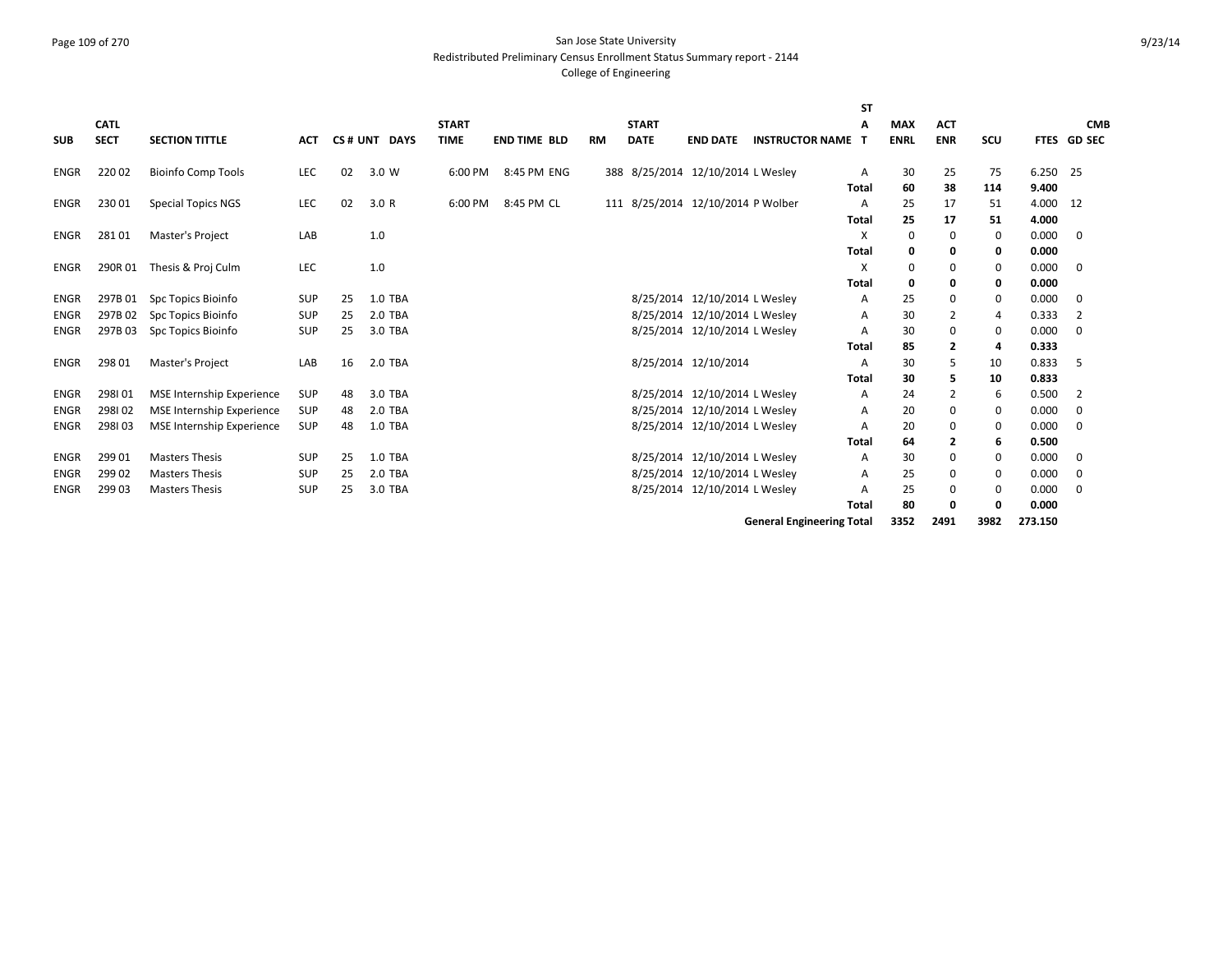San Jose State University
Redistributed Preliminary Census Enrollment Status Summary report - 2144
College of Engineering

| SUB | CATL SECT | SECTION TITTLE | ACT | CS # | UNT | DAYS | START TIME | END TIME | BLD | RM | START DATE | END DATE | INSTRUCTOR NAME | STAT | MAX ENRL | ACT ENR | SCU | FTES | CMB GD SEC |
|---|---|---|---|---|---|---|---|---|---|---|---|---|---|---|---|---|---|---|---|
| ENGR | 220 02 | Bioinfo Comp Tools | LEC | 02 | 3.0 | W | 6:00 PM | 8:45 PM | ENG | 388 | 8/25/2014 | 12/10/2014 | L Wesley | A | 30 | 25 | 75 | 6.250 | 25 |
| | | | | | | | | | | | | | | **Total** | **60** | **38** | **114** | **9.400** | |
| ENGR | 230 01 | Special Topics NGS | LEC | 02 | 3.0 | R | 6:00 PM | 8:45 PM | CL | 111 | 8/25/2014 | 12/10/2014 | P Wolber | A | 25 | 17 | 51 | 4.000 | 12 |
| | | | | | | | | | | | | | | **Total** | **25** | **17** | **51** | **4.000** | |
| ENGR | 281 01 | Master's Project | LAB | | 1.0 | | | | | | | | | X | 0 | 0 | 0 | 0.000 | 0 |
| | | | | | | | | | | | | | | **Total** | **0** | **0** | **0** | **0.000** | |
| ENGR | 290R 01 | Thesis & Proj Culm | LEC | | 1.0 | | | | | | | | | X | 0 | 0 | 0 | 0.000 | 0 |
| | | | | | | | | | | | | | | **Total** | **0** | **0** | **0** | **0.000** | |
| ENGR | 297B 01 | Spc Topics Bioinfo | SUP | 25 | 1.0 | TBA | | | | | 8/25/2014 | 12/10/2014 | L Wesley | A | 25 | 0 | 0 | 0.000 | 0 |
| ENGR | 297B 02 | Spc Topics Bioinfo | SUP | 25 | 2.0 | TBA | | | | | 8/25/2014 | 12/10/2014 | L Wesley | A | 30 | 2 | 4 | 0.333 | 2 |
| ENGR | 297B 03 | Spc Topics Bioinfo | SUP | 25 | 3.0 | TBA | | | | | 8/25/2014 | 12/10/2014 | L Wesley | A | 30 | 0 | 0 | 0.000 | 0 |
| | | | | | | | | | | | | | | **Total** | **85** | **2** | **4** | **0.333** | |
| ENGR | 298 01 | Master's Project | LAB | 16 | 2.0 | TBA | | | | | 8/25/2014 | 12/10/2014 | | A | 30 | 5 | 10 | 0.833 | 5 |
| | | | | | | | | | | | | | | **Total** | **30** | **5** | **10** | **0.833** | |
| ENGR | 298I 01 | MSE Internship Experience | SUP | 48 | 3.0 | TBA | | | | | 8/25/2014 | 12/10/2014 | L Wesley | A | 24 | 2 | 6 | 0.500 | 2 |
| ENGR | 298I 02 | MSE Internship Experience | SUP | 48 | 2.0 | TBA | | | | | 8/25/2014 | 12/10/2014 | L Wesley | A | 20 | 0 | 0 | 0.000 | 0 |
| ENGR | 298I 03 | MSE Internship Experience | SUP | 48 | 1.0 | TBA | | | | | 8/25/2014 | 12/10/2014 | L Wesley | A | 20 | 0 | 0 | 0.000 | 0 |
| | | | | | | | | | | | | | | **Total** | **64** | **2** | **6** | **0.500** | |
| ENGR | 299 01 | Masters Thesis | SUP | 25 | 1.0 | TBA | | | | | 8/25/2014 | 12/10/2014 | L Wesley | A | 30 | 0 | 0 | 0.000 | 0 |
| ENGR | 299 02 | Masters Thesis | SUP | 25 | 2.0 | TBA | | | | | 8/25/2014 | 12/10/2014 | L Wesley | A | 25 | 0 | 0 | 0.000 | 0 |
| ENGR | 299 03 | Masters Thesis | SUP | 25 | 3.0 | TBA | | | | | 8/25/2014 | 12/10/2014 | L Wesley | A | 25 | 0 | 0 | 0.000 | 0 |
| | | | | | | | | | | | | | | **Total** | **80** | **0** | **0** | **0.000** | |
| | | | | | | | | | | | | | **General Engineering Total** | | **3352** | **2491** | **3982** | **273.150** | |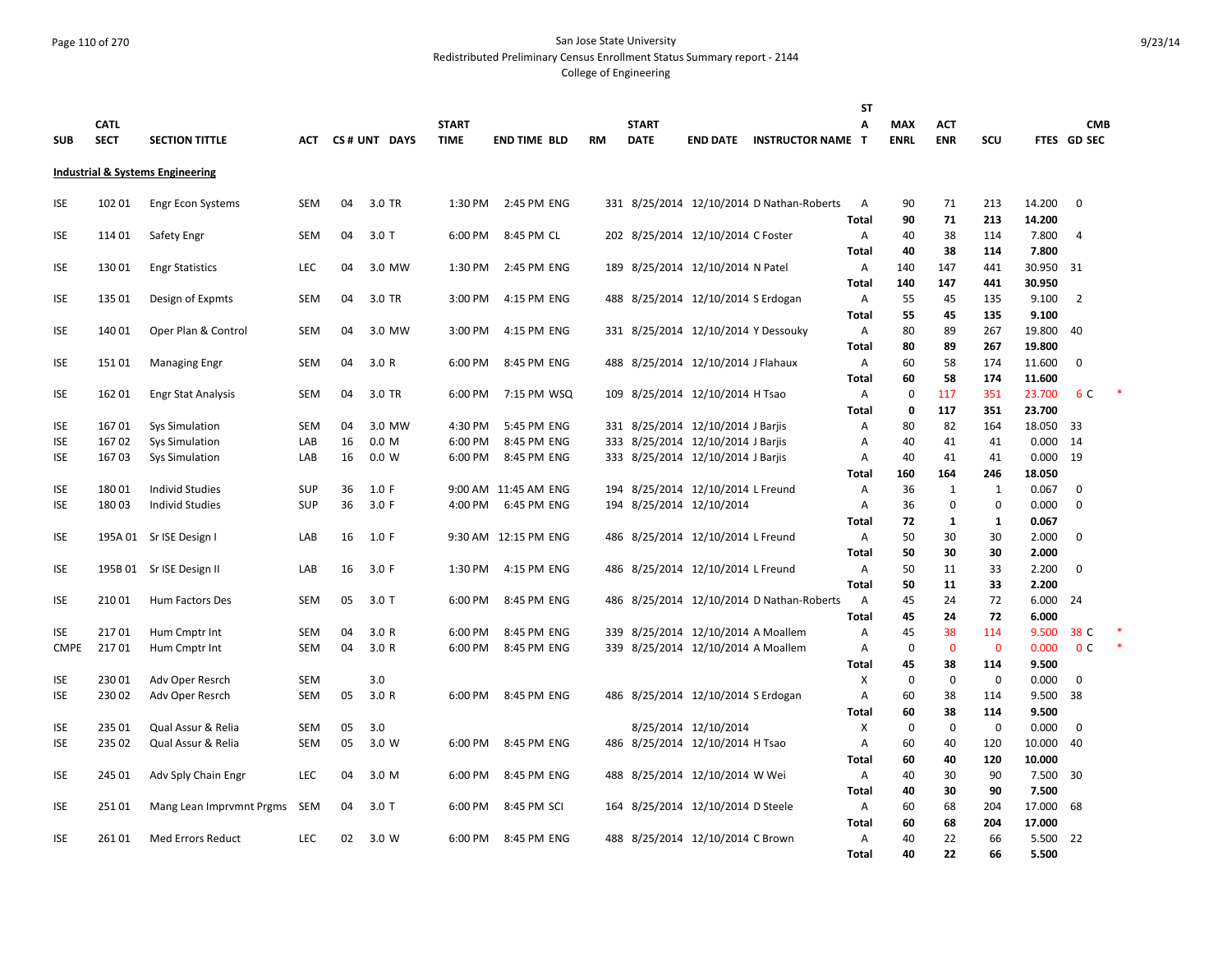San Jose State University
Redistributed Preliminary Census Enrollment Status Summary report - 2144
College of Engineering

## Industrial & Systems Engineering

| SUB | CATL SECT | SECTION TITTLE | ACT | CS # | UNT | DAYS | START TIME | END TIME | BLD | RM | START DATE | END DATE | INSTRUCTOR NAME | STAT | MAX ENRL | ACT ENR | SCU | FTES | GD | CMB SEC |
|---|---|---|---|---|---|---|---|---|---|---|---|---|---|---|---|---|---|---|---|---|
| ISE | 102 01 | Engr Econ Systems | SEM | 04 | 3.0 | TR | 1:30 PM | 2:45 PM | ENG | 331 | 8/25/2014 | 12/10/2014 | D Nathan-Roberts | A | 90 | 71 | 213 | 14.200 | 0 | |
| | | | | | | | | | | | | | | **Total** | **90** | **71** | **213** | **14.200** | | |
| ISE | 114 01 | Safety Engr | SEM | 04 | 3.0 | T | 6:00 PM | 8:45 PM | CL | 202 | 8/25/2014 | 12/10/2014 | C Foster | A | 40 | 38 | 114 | 7.800 | 4 | |
| | | | | | | | | | | | | | | **Total** | **40** | **38** | **114** | **7.800** | | |
| ISE | 130 01 | Engr Statistics | LEC | 04 | 3.0 | MW | 1:30 PM | 2:45 PM | ENG | 189 | 8/25/2014 | 12/10/2014 | N Patel | A | 140 | 147 | 441 | 30.950 | 31 | |
| | | | | | | | | | | | | | | **Total** | **140** | **147** | **441** | **30.950** | | |
| ISE | 135 01 | Design of Expmts | SEM | 04 | 3.0 | TR | 3:00 PM | 4:15 PM | ENG | 488 | 8/25/2014 | 12/10/2014 | S Erdogan | A | 55 | 45 | 135 | 9.100 | 2 | |
| | | | | | | | | | | | | | | **Total** | **55** | **45** | **135** | **9.100** | | |
| ISE | 140 01 | Oper Plan & Control | SEM | 04 | 3.0 | MW | 3:00 PM | 4:15 PM | ENG | 331 | 8/25/2014 | 12/10/2014 | Y Dessouky | A | 80 | 89 | 267 | 19.800 | 40 | |
| | | | | | | | | | | | | | | **Total** | **80** | **89** | **267** | **19.800** | | |
| ISE | 151 01 | Managing Engr | SEM | 04 | 3.0 | R | 6:00 PM | 8:45 PM | ENG | 488 | 8/25/2014 | 12/10/2014 | J Flahaux | A | 60 | 58 | 174 | 11.600 | 0 | |
| | | | | | | | | | | | | | | **Total** | **60** | **58** | **174** | **11.600** | | |
| ISE | 162 01 | Engr Stat Analysis | SEM | 04 | 3.0 | TR | 6:00 PM | 7:15 PM | WSQ | 109 | 8/25/2014 | 12/10/2014 | H Tsao | A | 0 | 117 | 351 | 23.700 | 6 | C * |
| | | | | | | | | | | | | | | **Total** | **0** | **117** | **351** | **23.700** | | |
| ISE | 167 01 | Sys Simulation | SEM | 04 | 3.0 | MW | 4:30 PM | 5:45 PM | ENG | 331 | 8/25/2014 | 12/10/2014 | J Barjis | A | 80 | 82 | 164 | 18.050 | 33 | |
| ISE | 167 02 | Sys Simulation | LAB | 16 | 0.0 | M | 6:00 PM | 8:45 PM | ENG | 333 | 8/25/2014 | 12/10/2014 | J Barjis | A | 40 | 41 | 41 | 0.000 | 14 | |
| ISE | 167 03 | Sys Simulation | LAB | 16 | 0.0 | W | 6:00 PM | 8:45 PM | ENG | 333 | 8/25/2014 | 12/10/2014 | J Barjis | A | 40 | 41 | 41 | 0.000 | 19 | |
| | | | | | | | | | | | | | | **Total** | **160** | **164** | **246** | **18.050** | | |
| ISE | 180 01 | Individ Studies | SUP | 36 | 1.0 | F | 9:00 AM | 11:45 AM | ENG | 194 | 8/25/2014 | 12/10/2014 | L Freund | A | 36 | 1 | 1 | 0.067 | 0 | |
| ISE | 180 03 | Individ Studies | SUP | 36 | 3.0 | F | 4:00 PM | 6:45 PM | ENG | 194 | 8/25/2014 | 12/10/2014 | | A | 36 | 0 | 0 | 0.000 | 0 | |
| | | | | | | | | | | | | | | **Total** | **72** | **1** | **1** | **0.067** | | |
| ISE | 195A 01 | Sr ISE Design I | LAB | 16 | 1.0 | F | 9:30 AM | 12:15 PM | ENG | 486 | 8/25/2014 | 12/10/2014 | L Freund | A | 50 | 30 | 30 | 2.000 | 0 | |
| | | | | | | | | | | | | | | **Total** | **50** | **30** | **30** | **2.000** | | |
| ISE | 195B 01 | Sr ISE Design II | LAB | 16 | 3.0 | F | 1:30 PM | 4:15 PM | ENG | 486 | 8/25/2014 | 12/10/2014 | L Freund | A | 50 | 11 | 33 | 2.200 | 0 | |
| | | | | | | | | | | | | | | **Total** | **50** | **11** | **33** | **2.200** | | |
| ISE | 210 01 | Hum Factors Des | SEM | 05 | 3.0 | T | 6:00 PM | 8:45 PM | ENG | 486 | 8/25/2014 | 12/10/2014 | D Nathan-Roberts | A | 45 | 24 | 72 | 6.000 | 24 | |
| | | | | | | | | | | | | | | **Total** | **45** | **24** | **72** | **6.000** | | |
| ISE | 217 01 | Hum Cmptr Int | SEM | 04 | 3.0 | R | 6:00 PM | 8:45 PM | ENG | 339 | 8/25/2014 | 12/10/2014 | A Moallem | A | 45 | 38 | 114 | 9.500 | 38 | C * |
| CMPE | 217 01 | Hum Cmptr Int | SEM | 04 | 3.0 | R | 6:00 PM | 8:45 PM | ENG | 339 | 8/25/2014 | 12/10/2014 | A Moallem | A | 0 | 0 | 0 | 0.000 | 0 | C * |
| | | | | | | | | | | | | | | **Total** | **45** | **38** | **114** | **9.500** | | |
| ISE | 230 01 | Adv Oper Resrch | SEM | | 3.0 | | | | | | | | | X | 0 | 0 | 0 | 0.000 | 0 | |
| ISE | 230 02 | Adv Oper Resrch | SEM | 05 | 3.0 | R | 6:00 PM | 8:45 PM | ENG | 486 | 8/25/2014 | 12/10/2014 | S Erdogan | A | 60 | 38 | 114 | 9.500 | 38 | |
| | | | | | | | | | | | | | | **Total** | **60** | **38** | **114** | **9.500** | | |
| ISE | 235 01 | Qual Assur & Relia | SEM | 05 | 3.0 | | | | | | 8/25/2014 | 12/10/2014 | | X | 0 | 0 | 0 | 0.000 | 0 | |
| ISE | 235 02 | Qual Assur & Relia | SEM | 05 | 3.0 | W | 6:00 PM | 8:45 PM | ENG | 486 | 8/25/2014 | 12/10/2014 | H Tsao | A | 60 | 40 | 120 | 10.000 | 40 | |
| | | | | | | | | | | | | | | **Total** | **60** | **40** | **120** | **10.000** | | |
| ISE | 245 01 | Adv Sply Chain Engr | LEC | 04 | 3.0 | M | 6:00 PM | 8:45 PM | ENG | 488 | 8/25/2014 | 12/10/2014 | W Wei | A | 40 | 30 | 90 | 7.500 | 30 | |
| | | | | | | | | | | | | | | **Total** | **40** | **30** | **90** | **7.500** | | |
| ISE | 251 01 | Mang Lean Imprvmnt Prgms | SEM | 04 | 3.0 | T | 6:00 PM | 8:45 PM | SCI | 164 | 8/25/2014 | 12/10/2014 | D Steele | A | 60 | 68 | 204 | 17.000 | 68 | |
| | | | | | | | | | | | | | | **Total** | **60** | **68** | **204** | **17.000** | | |
| ISE | 261 01 | Med Errors Reduct | LEC | 02 | 3.0 | W | 6:00 PM | 8:45 PM | ENG | 488 | 8/25/2014 | 12/10/2014 | C Brown | A | 40 | 22 | 66 | 5.500 | 22 | |
| | | | | | | | | | | | | | | **Total** | **40** | **22** | **66** | **5.500** | | |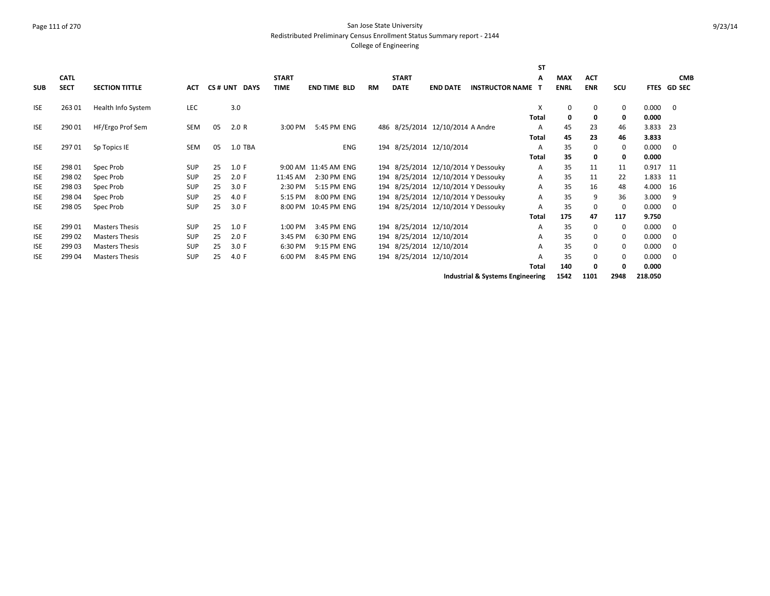San Jose State University
Redistributed Preliminary Census Enrollment Status Summary report - 2144
College of Engineering

| SUB | CATL SECT | SECTION TITTLE | ACT | CS # | UNT | DAYS | START TIME | END TIME | BLD | RM | START DATE | END DATE | INSTRUCTOR NAME | STAT | MAX ENRL | ACT ENR | SCU | FTES | CMB GD SEC |
|---|---|---|---|---|---|---|---|---|---|---|---|---|---|---|---|---|---|---|---|
| ISE | 263 01 | Health Info System | LEC | | 3.0 | | | | | | | | | X | 0 | 0 | 0 | 0.000 | 0 |
| | | | | | | | | | | | | | | **Total** | **0** | **0** | **0** | **0.000** | |
| ISE | 290 01 | HF/Ergo Prof Sem | SEM | 05 | 2.0 | R | 3:00 PM | 5:45 PM | ENG | 486 | 8/25/2014 | 12/10/2014 | A Andre | A | 45 | 23 | 46 | 3.833 | 23 |
| | | | | | | | | | | | | | | **Total** | **45** | **23** | **46** | **3.833** | |
| ISE | 297 01 | Sp Topics IE | SEM | 05 | 1.0 | TBA | | | ENG | 194 | 8/25/2014 | 12/10/2014 | | A | 35 | 0 | 0 | 0.000 | 0 |
| | | | | | | | | | | | | | | **Total** | **35** | **0** | **0** | **0.000** | |
| ISE | 298 01 | Spec Prob | SUP | 25 | 1.0 | F | 9:00 AM | 11:45 AM | ENG | 194 | 8/25/2014 | 12/10/2014 | Y Dessouky | A | 35 | 11 | 11 | 0.917 | 11 |
| ISE | 298 02 | Spec Prob | SUP | 25 | 2.0 | F | 11:45 AM | 2:30 PM | ENG | 194 | 8/25/2014 | 12/10/2014 | Y Dessouky | A | 35 | 11 | 22 | 1.833 | 11 |
| ISE | 298 03 | Spec Prob | SUP | 25 | 3.0 | F | 2:30 PM | 5:15 PM | ENG | 194 | 8/25/2014 | 12/10/2014 | Y Dessouky | A | 35 | 16 | 48 | 4.000 | 16 |
| ISE | 298 04 | Spec Prob | SUP | 25 | 4.0 | F | 5:15 PM | 8:00 PM | ENG | 194 | 8/25/2014 | 12/10/2014 | Y Dessouky | A | 35 | 9 | 36 | 3.000 | 9 |
| ISE | 298 05 | Spec Prob | SUP | 25 | 3.0 | F | 8:00 PM | 10:45 PM | ENG | 194 | 8/25/2014 | 12/10/2014 | Y Dessouky | A | 35 | 0 | 0 | 0.000 | 0 |
| | | | | | | | | | | | | | | **Total** | **175** | **47** | **117** | **9.750** | |
| ISE | 299 01 | Masters Thesis | SUP | 25 | 1.0 | F | 1:00 PM | 3:45 PM | ENG | 194 | 8/25/2014 | 12/10/2014 | | A | 35 | 0 | 0 | 0.000 | 0 |
| ISE | 299 02 | Masters Thesis | SUP | 25 | 2.0 | F | 3:45 PM | 6:30 PM | ENG | 194 | 8/25/2014 | 12/10/2014 | | A | 35 | 0 | 0 | 0.000 | 0 |
| ISE | 299 03 | Masters Thesis | SUP | 25 | 3.0 | F | 6:30 PM | 9:15 PM | ENG | 194 | 8/25/2014 | 12/10/2014 | | A | 35 | 0 | 0 | 0.000 | 0 |
| ISE | 299 04 | Masters Thesis | SUP | 25 | 4.0 | F | 6:00 PM | 8:45 PM | ENG | 194 | 8/25/2014 | 12/10/2014 | | A | 35 | 0 | 0 | 0.000 | 0 |
| | | | | | | | | | | | | | | **Total** | **140** | **0** | **0** | **0.000** | |
| | | | | | | | | | | | | | **Industrial & Systems Engineering** | | **1542** | **1101** | **2948** | **218.050** | |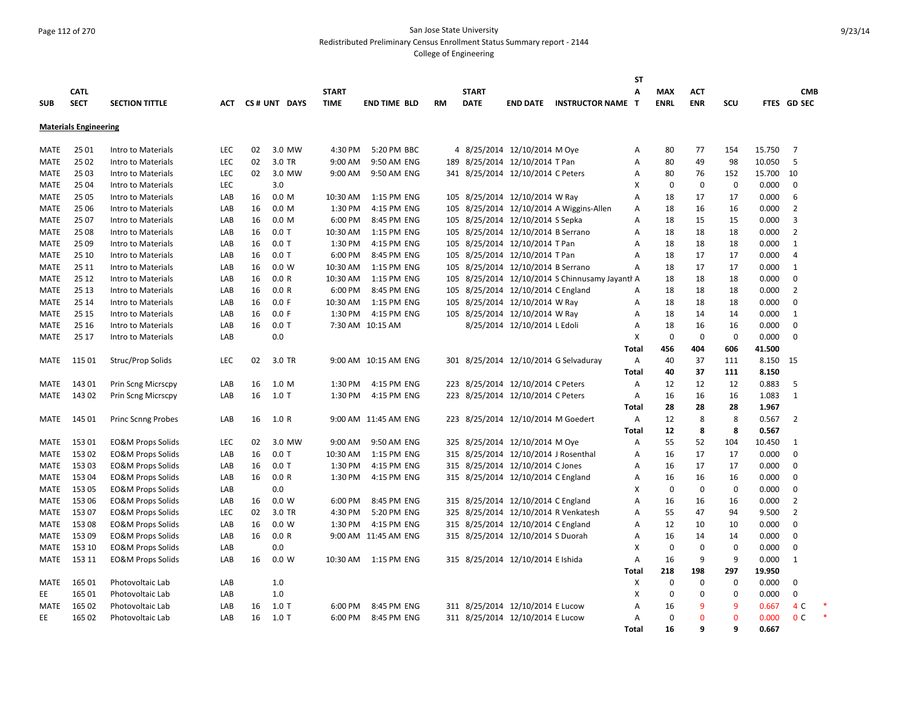San Jose State University

Redistributed Preliminary Census Enrollment Status Summary report - 2144

College of Engineering

## Materials Engineering

| SUB | CATL SECT | SECTION TITTLE | ACT | CS # | UNT | DAYS | START TIME | END TIME | BLD | RM | START DATE | END DATE | INSTRUCTOR NAME | STAT | MAX ENRL | ACT ENR | SCU | FTES | GD | CMB SEC |
|---|---|---|---|---|---|---|---|---|---|---|---|---|---|---|---|---|---|---|---|---|
| MATE | 25 01 | Intro to Materials | LEC | 02 | 3.0 | MW | 4:30 PM | 5:20 PM | BBC | 4 | 8/25/2014 | 12/10/2014 | M Oye | A | 80 | 77 | 154 | 15.750 | 7 | |
| MATE | 25 02 | Intro to Materials | LEC | 02 | 3.0 | TR | 9:00 AM | 9:50 AM | ENG | 189 | 8/25/2014 | 12/10/2014 | T Pan | A | 80 | 49 | 98 | 10.050 | 5 | |
| MATE | 25 03 | Intro to Materials | LEC | 02 | 3.0 | MW | 9:00 AM | 9:50 AM | ENG | 341 | 8/25/2014 | 12/10/2014 | C Peters | A | 80 | 76 | 152 | 15.700 | 10 | |
| MATE | 25 04 | Intro to Materials | LEC | | 3.0 | | | | | | | | | X | 0 | 0 | 0 | 0.000 | 0 | |
| MATE | 25 05 | Intro to Materials | LAB | 16 | 0.0 | M | 10:30 AM | 1:15 PM | ENG | 105 | 8/25/2014 | 12/10/2014 | W Ray | A | 18 | 17 | 17 | 0.000 | 6 | |
| MATE | 25 06 | Intro to Materials | LAB | 16 | 0.0 | M | 1:30 PM | 4:15 PM | ENG | 105 | 8/25/2014 | 12/10/2014 | A Wiggins-Allen | A | 18 | 16 | 16 | 0.000 | 2 | |
| MATE | 25 07 | Intro to Materials | LAB | 16 | 0.0 | M | 6:00 PM | 8:45 PM | ENG | 105 | 8/25/2014 | 12/10/2014 | S Sepka | A | 18 | 15 | 15 | 0.000 | 3 | |
| MATE | 25 08 | Intro to Materials | LAB | 16 | 0.0 | T | 10:30 AM | 1:15 PM | ENG | 105 | 8/25/2014 | 12/10/2014 | B Serrano | A | 18 | 18 | 18 | 0.000 | 2 | |
| MATE | 25 09 | Intro to Materials | LAB | 16 | 0.0 | T | 1:30 PM | 4:15 PM | ENG | 105 | 8/25/2014 | 12/10/2014 | T Pan | A | 18 | 18 | 18 | 0.000 | 1 | |
| MATE | 25 10 | Intro to Materials | LAB | 16 | 0.0 | T | 6:00 PM | 8:45 PM | ENG | 105 | 8/25/2014 | 12/10/2014 | T Pan | A | 18 | 17 | 17 | 0.000 | 4 | |
| MATE | 25 11 | Intro to Materials | LAB | 16 | 0.0 | W | 10:30 AM | 1:15 PM | ENG | 105 | 8/25/2014 | 12/10/2014 | B Serrano | A | 18 | 17 | 17 | 0.000 | 1 | |
| MATE | 25 12 | Intro to Materials | LAB | 16 | 0.0 | R | 10:30 AM | 1:15 PM | ENG | 105 | 8/25/2014 | 12/10/2014 | S Chinnusamy Jayanth | A | 18 | 18 | 18 | 0.000 | 0 | |
| MATE | 25 13 | Intro to Materials | LAB | 16 | 0.0 | R | 6:00 PM | 8:45 PM | ENG | 105 | 8/25/2014 | 12/10/2014 | C England | A | 18 | 18 | 18 | 0.000 | 2 | |
| MATE | 25 14 | Intro to Materials | LAB | 16 | 0.0 | F | 10:30 AM | 1:15 PM | ENG | 105 | 8/25/2014 | 12/10/2014 | W Ray | A | 18 | 18 | 18 | 0.000 | 0 | |
| MATE | 25 15 | Intro to Materials | LAB | 16 | 0.0 | F | 1:30 PM | 4:15 PM | ENG | 105 | 8/25/2014 | 12/10/2014 | W Ray | A | 18 | 14 | 14 | 0.000 | 1 | |
| MATE | 25 16 | Intro to Materials | LAB | 16 | 0.0 | T | 7:30 AM | 10:15 AM | | | 8/25/2014 | 12/10/2014 | L Edoli | A | 18 | 16 | 16 | 0.000 | 0 | |
| MATE | 25 17 | Intro to Materials | LAB | | 0.0 | | | | | | | | | X | 0 | 0 | 0 | 0.000 | 0 | |
| | | | | | | | | | | | | | | Total | 456 | 404 | 606 | 41.500 | | |
| MATE | 115 01 | Struc/Prop Solids | LEC | 02 | 3.0 | TR | 9:00 AM | 10:15 AM | ENG | 301 | 8/25/2014 | 12/10/2014 | G Selvaduray | A | 40 | 37 | 111 | 8.150 | 15 | |
| | | | | | | | | | | | | | | Total | 40 | 37 | 111 | 8.150 | | |
| MATE | 143 01 | Prin Scng Micrscpy | LAB | 16 | 1.0 | M | 1:30 PM | 4:15 PM | ENG | 223 | 8/25/2014 | 12/10/2014 | C Peters | A | 12 | 12 | 12 | 0.883 | 5 | |
| MATE | 143 02 | Prin Scng Micrscpy | LAB | 16 | 1.0 | T | 1:30 PM | 4:15 PM | ENG | 223 | 8/25/2014 | 12/10/2014 | C Peters | A | 16 | 16 | 16 | 1.083 | 1 | |
| | | | | | | | | | | | | | | Total | 28 | 28 | 28 | 1.967 | | |
| MATE | 145 01 | Princ Scnng Probes | LAB | 16 | 1.0 | R | 9:00 AM | 11:45 AM | ENG | 223 | 8/25/2014 | 12/10/2014 | M Goedert | A | 12 | 8 | 8 | 0.567 | 2 | |
| | | | | | | | | | | | | | | Total | 12 | 8 | 8 | 0.567 | | |
| MATE | 153 01 | EO&M Props Solids | LEC | 02 | 3.0 | MW | 9:00 AM | 9:50 AM | ENG | 325 | 8/25/2014 | 12/10/2014 | M Oye | A | 55 | 52 | 104 | 10.450 | 1 | |
| MATE | 153 02 | EO&M Props Solids | LAB | 16 | 0.0 | T | 10:30 AM | 1:15 PM | ENG | 315 | 8/25/2014 | 12/10/2014 | J Rosenthal | A | 16 | 17 | 17 | 0.000 | 0 | |
| MATE | 153 03 | EO&M Props Solids | LAB | 16 | 0.0 | T | 1:30 PM | 4:15 PM | ENG | 315 | 8/25/2014 | 12/10/2014 | C Jones | A | 16 | 17 | 17 | 0.000 | 0 | |
| MATE | 153 04 | EO&M Props Solids | LAB | 16 | 0.0 | R | 1:30 PM | 4:15 PM | ENG | 315 | 8/25/2014 | 12/10/2014 | C England | A | 16 | 16 | 16 | 0.000 | 0 | |
| MATE | 153 05 | EO&M Props Solids | LAB | | 0.0 | | | | | | | | | X | 0 | 0 | 0 | 0.000 | 0 | |
| MATE | 153 06 | EO&M Props Solids | LAB | 16 | 0.0 | W | 6:00 PM | 8:45 PM | ENG | 315 | 8/25/2014 | 12/10/2014 | C England | A | 16 | 16 | 16 | 0.000 | 2 | |
| MATE | 153 07 | EO&M Props Solids | LEC | 02 | 3.0 | TR | 4:30 PM | 5:20 PM | ENG | 325 | 8/25/2014 | 12/10/2014 | R Venkatesh | A | 55 | 47 | 94 | 9.500 | 2 | |
| MATE | 153 08 | EO&M Props Solids | LAB | 16 | 0.0 | W | 1:30 PM | 4:15 PM | ENG | 315 | 8/25/2014 | 12/10/2014 | C England | A | 12 | 10 | 10 | 0.000 | 0 | |
| MATE | 153 09 | EO&M Props Solids | LAB | 16 | 0.0 | R | 9:00 AM | 11:45 AM | ENG | 315 | 8/25/2014 | 12/10/2014 | S Duorah | A | 16 | 14 | 14 | 0.000 | 0 | |
| MATE | 153 10 | EO&M Props Solids | LAB | | 0.0 | | | | | | | | | X | 0 | 0 | 0 | 0.000 | 0 | |
| MATE | 153 11 | EO&M Props Solids | LAB | 16 | 0.0 | W | 10:30 AM | 1:15 PM | ENG | 315 | 8/25/2014 | 12/10/2014 | E Ishida | A | 16 | 9 | 9 | 0.000 | 1 | |
| | | | | | | | | | | | | | | Total | 218 | 198 | 297 | 19.950 | | |
| MATE | 165 01 | Photovoltaic Lab | LAB | | 1.0 | | | | | | | | | X | 0 | 0 | 0 | 0.000 | 0 | |
| EE | 165 01 | Photovoltaic Lab | LAB | | 1.0 | | | | | | | | | X | 0 | 0 | 0 | 0.000 | 0 | |
| MATE | 165 02 | Photovoltaic Lab | LAB | 16 | 1.0 | T | 6:00 PM | 8:45 PM | ENG | 311 | 8/25/2014 | 12/10/2014 | E Lucow | A | 16 | 9 | 9 | 0.667 | 4 | C * |
| EE | 165 02 | Photovoltaic Lab | LAB | 16 | 1.0 | T | 6:00 PM | 8:45 PM | ENG | 311 | 8/25/2014 | 12/10/2014 | E Lucow | A | 0 | 0 | 0 | 0.000 | 0 | C * |
| | | | | | | | | | | | | | | Total | 16 | 9 | 9 | 0.667 | | |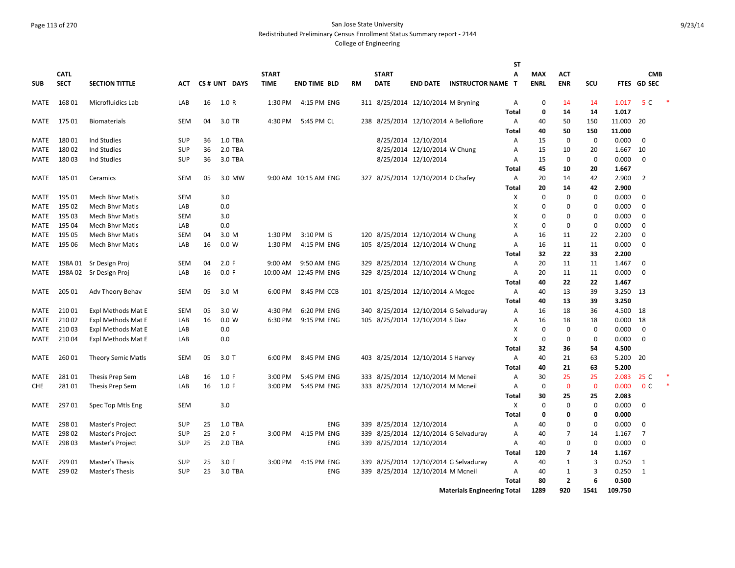San Jose State University
Redistributed Preliminary Census Enrollment Status Summary report - 2144
College of Engineering

| SUB | CATL SECT | SECTION TITTLE | ACT | CS # | UNT | DAYS | START TIME | END TIME | BLD | RM | START DATE | END DATE | INSTRUCTOR NAME | STAT | MAX ENRL | ACT ENR | SCU | FTES | GD | CMB SEC | |
|---|---|---|---|---|---|---|---|---|---|---|---|---|---|---|---|---|---|---|---|---|---|
| MATE | 168 01 | Microfluidics Lab | LAB | 16 | 1.0 | R | 1:30 PM | 4:15 PM | ENG | 311 | 8/25/2014 | 12/10/2014 | M Bryning | A | 0 | 14 | 14 | 1.017 | 5 | C | * |
| | | | | | | | | | | | | | | Total | 0 | 14 | 14 | 1.017 | | | |
| MATE | 175 01 | Biomaterials | SEM | 04 | 3.0 | TR | 4:30 PM | 5:45 PM | CL | 238 | 8/25/2014 | 12/10/2014 | A Bellofiore | A | 40 | 50 | 150 | 11.000 | 20 | | |
| | | | | | | | | | | | | | | Total | 40 | 50 | 150 | 11.000 | | | |
| MATE | 180 01 | Ind Studies | SUP | 36 | 1.0 | TBA | | | | | 8/25/2014 | 12/10/2014 | | A | 15 | 0 | 0 | 0.000 | 0 | | |
| MATE | 180 02 | Ind Studies | SUP | 36 | 2.0 | TBA | | | | | 8/25/2014 | 12/10/2014 | W Chung | A | 15 | 10 | 20 | 1.667 | 10 | | |
| MATE | 180 03 | Ind Studies | SUP | 36 | 3.0 | TBA | | | | | 8/25/2014 | 12/10/2014 | | A | 15 | 0 | 0 | 0.000 | 0 | | |
| | | | | | | | | | | | | | | Total | 45 | 10 | 20 | 1.667 | | | |
| MATE | 185 01 | Ceramics | SEM | 05 | 3.0 | MW | 9:00 AM | 10:15 AM | ENG | 327 | 8/25/2014 | 12/10/2014 | D Chafey | A | 20 | 14 | 42 | 2.900 | 2 | | |
| | | | | | | | | | | | | | | Total | 20 | 14 | 42 | 2.900 | | | |
| MATE | 195 01 | Mech Bhvr Matls | SEM | | 3.0 | | | | | | | | | X | 0 | 0 | 0 | 0.000 | 0 | | |
| MATE | 195 02 | Mech Bhvr Matls | LAB | | 0.0 | | | | | | | | | X | 0 | 0 | 0 | 0.000 | 0 | | |
| MATE | 195 03 | Mech Bhvr Matls | SEM | | 3.0 | | | | | | | | | X | 0 | 0 | 0 | 0.000 | 0 | | |
| MATE | 195 04 | Mech Bhvr Matls | LAB | | 0.0 | | | | | | | | | X | 0 | 0 | 0 | 0.000 | 0 | | |
| MATE | 195 05 | Mech Bhvr Matls | SEM | 04 | 3.0 | M | 1:30 PM | 3:10 PM | IS | 120 | 8/25/2014 | 12/10/2014 | W Chung | A | 16 | 11 | 22 | 2.200 | 0 | | |
| MATE | 195 06 | Mech Bhvr Matls | LAB | 16 | 0.0 | W | 1:30 PM | 4:15 PM | ENG | 105 | 8/25/2014 | 12/10/2014 | W Chung | A | 16 | 11 | 11 | 0.000 | 0 | | |
| | | | | | | | | | | | | | | Total | 32 | 22 | 33 | 2.200 | | | |
| MATE | 198A 01 | Sr Design Proj | SEM | 04 | 2.0 | F | 9:00 AM | 9:50 AM | ENG | 329 | 8/25/2014 | 12/10/2014 | W Chung | A | 20 | 11 | 11 | 1.467 | 0 | | |
| MATE | 198A 02 | Sr Design Proj | LAB | 16 | 0.0 | F | 10:00 AM | 12:45 PM | ENG | 329 | 8/25/2014 | 12/10/2014 | W Chung | A | 20 | 11 | 11 | 0.000 | 0 | | |
| | | | | | | | | | | | | | | Total | 40 | 22 | 22 | 1.467 | | | |
| MATE | 205 01 | Adv Theory Behav | SEM | 05 | 3.0 | M | 6:00 PM | 8:45 PM | CCB | 101 | 8/25/2014 | 12/10/2014 | A Mcgee | A | 40 | 13 | 39 | 3.250 | 13 | | |
| | | | | | | | | | | | | | | Total | 40 | 13 | 39 | 3.250 | | | |
| MATE | 210 01 | Expl Methods Mat E | SEM | 05 | 3.0 | W | 4:30 PM | 6:20 PM | ENG | 340 | 8/25/2014 | 12/10/2014 | G Selvaduray | A | 16 | 18 | 36 | 4.500 | 18 | | |
| MATE | 210 02 | Expl Methods Mat E | LAB | 16 | 0.0 | W | 6:30 PM | 9:15 PM | ENG | 105 | 8/25/2014 | 12/10/2014 | S Diaz | A | 16 | 18 | 18 | 0.000 | 18 | | |
| MATE | 210 03 | Expl Methods Mat E | LAB | | 0.0 | | | | | | | | | X | 0 | 0 | 0 | 0.000 | 0 | | |
| MATE | 210 04 | Expl Methods Mat E | LAB | | 0.0 | | | | | | | | | X | 0 | 0 | 0 | 0.000 | 0 | | |
| | | | | | | | | | | | | | | Total | 32 | 36 | 54 | 4.500 | | | |
| MATE | 260 01 | Theory Semic Matls | SEM | 05 | 3.0 | T | 6:00 PM | 8:45 PM | ENG | 403 | 8/25/2014 | 12/10/2014 | S Harvey | A | 40 | 21 | 63 | 5.200 | 20 | | |
| | | | | | | | | | | | | | | Total | 40 | 21 | 63 | 5.200 | | | |
| MATE | 281 01 | Thesis Prep Sem | LAB | 16 | 1.0 | F | 3:00 PM | 5:45 PM | ENG | 333 | 8/25/2014 | 12/10/2014 | M Mcneil | A | 30 | 25 | 25 | 2.083 | 25 | C | * |
| CHE | 281 01 | Thesis Prep Sem | LAB | 16 | 1.0 | F | 3:00 PM | 5:45 PM | ENG | 333 | 8/25/2014 | 12/10/2014 | M Mcneil | A | 0 | 0 | 0 | 0.000 | 0 | C | * |
| | | | | | | | | | | | | | | Total | 30 | 25 | 25 | 2.083 | | | |
| MATE | 297 01 | Spec Top Mtls Eng | SEM | | 3.0 | | | | | | | | | X | 0 | 0 | 0 | 0.000 | 0 | | |
| | | | | | | | | | | | | | | Total | 0 | 0 | 0 | 0.000 | | | |
| MATE | 298 01 | Master's Project | SUP | 25 | 1.0 | TBA | | | ENG | 339 | 8/25/2014 | 12/10/2014 | | A | 40 | 0 | 0 | 0.000 | 0 | | |
| MATE | 298 02 | Master's Project | SUP | 25 | 2.0 | F | 3:00 PM | 4:15 PM | ENG | 339 | 8/25/2014 | 12/10/2014 | G Selvaduray | A | 40 | 7 | 14 | 1.167 | 7 | | |
| MATE | 298 03 | Master's Project | SUP | 25 | 2.0 | TBA | | | ENG | 339 | 8/25/2014 | 12/10/2014 | | A | 40 | 0 | 0 | 0.000 | 0 | | |
| | | | | | | | | | | | | | | Total | 120 | 7 | 14 | 1.167 | | | |
| MATE | 299 01 | Master's Thesis | SUP | 25 | 3.0 | F | 3:00 PM | 4:15 PM | ENG | 339 | 8/25/2014 | 12/10/2014 | G Selvaduray | A | 40 | 1 | 3 | 0.250 | 1 | | |
| MATE | 299 02 | Master's Thesis | SUP | 25 | 3.0 | TBA | | | ENG | 339 | 8/25/2014 | 12/10/2014 | M Mcneil | A | 40 | 1 | 3 | 0.250 | 1 | | |
| | | | | | | | | | | | | | | Total | 80 | 2 | 6 | 0.500 | | | |
| | | | | | | | | | | | | | Materials Engineering Total | | 1289 | 920 | 1541 | 109.750 | | | |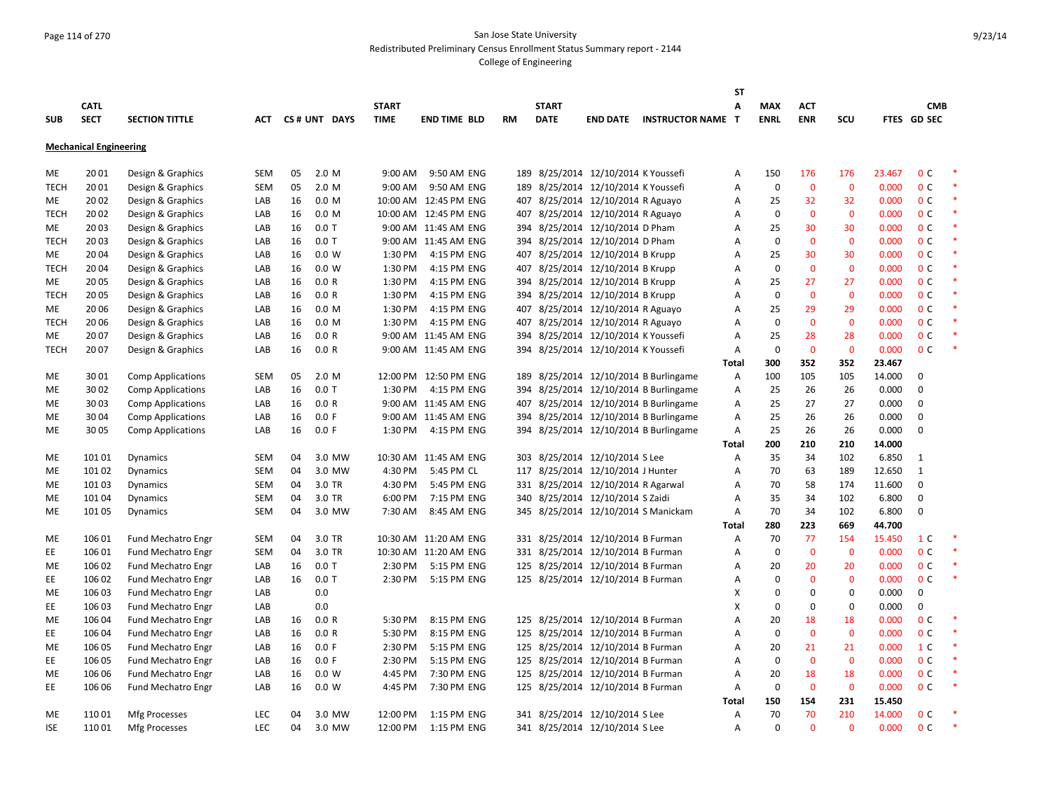San Jose State University
Redistributed Preliminary Census Enrollment Status Summary report - 2144
College of Engineering

## Mechanical Engineering

| SUB | CATL SECT | SECTION TITTLE | ACT | CS # | UNT | DAYS | START TIME | END TIME | BLD | RM | START DATE | END DATE | INSTRUCTOR NAME | STAT | MAX ENRL | ACT ENR | SCU | FTES | GD | CMB SEC | |
|---|---|---|---|---|---|---|---|---|---|---|---|---|---|---|---|---|---|---|---|---|---|
| ME | 20 01 | Design & Graphics | SEM | 05 | 2.0 | M | 9:00 AM | 9:50 AM | ENG | 189 | 8/25/2014 | 12/10/2014 | K Youssefi | A | 150 | 176 | 176 | 23.467 | 0 | C | * |
| TECH | 20 01 | Design & Graphics | SEM | 05 | 2.0 | M | 9:00 AM | 9:50 AM | ENG | 189 | 8/25/2014 | 12/10/2014 | K Youssefi | A | 0 | 0 | 0 | 0.000 | 0 | C | * |
| ME | 20 02 | Design & Graphics | LAB | 16 | 0.0 | M | 10:00 AM | 12:45 PM | ENG | 407 | 8/25/2014 | 12/10/2014 | R Aguayo | A | 25 | 32 | 32 | 0.000 | 0 | C | * |
| TECH | 20 02 | Design & Graphics | LAB | 16 | 0.0 | M | 10:00 AM | 12:45 PM | ENG | 407 | 8/25/2014 | 12/10/2014 | R Aguayo | A | 0 | 0 | 0 | 0.000 | 0 | C | * |
| ME | 20 03 | Design & Graphics | LAB | 16 | 0.0 | T | 9:00 AM | 11:45 AM | ENG | 394 | 8/25/2014 | 12/10/2014 | D Pham | A | 25 | 30 | 30 | 0.000 | 0 | C | * |
| TECH | 20 03 | Design & Graphics | LAB | 16 | 0.0 | T | 9:00 AM | 11:45 AM | ENG | 394 | 8/25/2014 | 12/10/2014 | D Pham | A | 0 | 0 | 0 | 0.000 | 0 | C | * |
| ME | 20 04 | Design & Graphics | LAB | 16 | 0.0 | W | 1:30 PM | 4:15 PM | ENG | 407 | 8/25/2014 | 12/10/2014 | B Krupp | A | 25 | 30 | 30 | 0.000 | 0 | C | * |
| TECH | 20 04 | Design & Graphics | LAB | 16 | 0.0 | W | 1:30 PM | 4:15 PM | ENG | 407 | 8/25/2014 | 12/10/2014 | B Krupp | A | 0 | 0 | 0 | 0.000 | 0 | C | * |
| ME | 20 05 | Design & Graphics | LAB | 16 | 0.0 | R | 1:30 PM | 4:15 PM | ENG | 394 | 8/25/2014 | 12/10/2014 | B Krupp | A | 25 | 27 | 27 | 0.000 | 0 | C | * |
| TECH | 20 05 | Design & Graphics | LAB | 16 | 0.0 | R | 1:30 PM | 4:15 PM | ENG | 394 | 8/25/2014 | 12/10/2014 | B Krupp | A | 0 | 0 | 0 | 0.000 | 0 | C | * |
| ME | 20 06 | Design & Graphics | LAB | 16 | 0.0 | M | 1:30 PM | 4:15 PM | ENG | 407 | 8/25/2014 | 12/10/2014 | R Aguayo | A | 25 | 29 | 29 | 0.000 | 0 | C | * |
| TECH | 20 06 | Design & Graphics | LAB | 16 | 0.0 | M | 1:30 PM | 4:15 PM | ENG | 407 | 8/25/2014 | 12/10/2014 | R Aguayo | A | 0 | 0 | 0 | 0.000 | 0 | C | * |
| ME | 20 07 | Design & Graphics | LAB | 16 | 0.0 | R | 9:00 AM | 11:45 AM | ENG | 394 | 8/25/2014 | 12/10/2014 | K Youssefi | A | 25 | 28 | 28 | 0.000 | 0 | C | * |
| TECH | 20 07 | Design & Graphics | LAB | 16 | 0.0 | R | 9:00 AM | 11:45 AM | ENG | 394 | 8/25/2014 | 12/10/2014 | K Youssefi | A | 0 | 0 | 0 | 0.000 | 0 | C | * |
| | | | | | | | | | | | | | | **Total** | **300** | **352** | **352** | **23.467** | | | |
| ME | 30 01 | Comp Applications | SEM | 05 | 2.0 | M | 12:00 PM | 12:50 PM | ENG | 189 | 8/25/2014 | 12/10/2014 | B Burlingame | A | 100 | 105 | 105 | 14.000 | 0 | | |
| ME | 30 02 | Comp Applications | LAB | 16 | 0.0 | T | 1:30 PM | 4:15 PM | ENG | 394 | 8/25/2014 | 12/10/2014 | B Burlingame | A | 25 | 26 | 26 | 0.000 | 0 | | |
| ME | 30 03 | Comp Applications | LAB | 16 | 0.0 | R | 9:00 AM | 11:45 AM | ENG | 407 | 8/25/2014 | 12/10/2014 | B Burlingame | A | 25 | 27 | 27 | 0.000 | 0 | | |
| ME | 30 04 | Comp Applications | LAB | 16 | 0.0 | F | 9:00 AM | 11:45 AM | ENG | 394 | 8/25/2014 | 12/10/2014 | B Burlingame | A | 25 | 26 | 26 | 0.000 | 0 | | |
| ME | 30 05 | Comp Applications | LAB | 16 | 0.0 | F | 1:30 PM | 4:15 PM | ENG | 394 | 8/25/2014 | 12/10/2014 | B Burlingame | A | 25 | 26 | 26 | 0.000 | 0 | | |
| | | | | | | | | | | | | | | **Total** | **200** | **210** | **210** | **14.000** | | | |
| ME | 101 01 | Dynamics | SEM | 04 | 3.0 | MW | 10:30 AM | 11:45 AM | ENG | 303 | 8/25/2014 | 12/10/2014 | S Lee | A | 35 | 34 | 102 | 6.850 | 1 | | |
| ME | 101 02 | Dynamics | SEM | 04 | 3.0 | MW | 4:30 PM | 5:45 PM | CL | 117 | 8/25/2014 | 12/10/2014 | J Hunter | A | 70 | 63 | 189 | 12.650 | 1 | | |
| ME | 101 03 | Dynamics | SEM | 04 | 3.0 | TR | 4:30 PM | 5:45 PM | ENG | 331 | 8/25/2014 | 12/10/2014 | R Agarwal | A | 70 | 58 | 174 | 11.600 | 0 | | |
| ME | 101 04 | Dynamics | SEM | 04 | 3.0 | TR | 6:00 PM | 7:15 PM | ENG | 340 | 8/25/2014 | 12/10/2014 | S Zaidi | A | 35 | 34 | 102 | 6.800 | 0 | | |
| ME | 101 05 | Dynamics | SEM | 04 | 3.0 | MW | 7:30 AM | 8:45 AM | ENG | 345 | 8/25/2014 | 12/10/2014 | S Manickam | A | 70 | 34 | 102 | 6.800 | 0 | | |
| | | | | | | | | | | | | | | **Total** | **280** | **223** | **669** | **44.700** | | | |
| ME | 106 01 | Fund Mechatro Engr | SEM | 04 | 3.0 | TR | 10:30 AM | 11:20 AM | ENG | 331 | 8/25/2014 | 12/10/2014 | B Furman | A | 70 | 77 | 154 | 15.450 | 1 | C | * |
| EE | 106 01 | Fund Mechatro Engr | SEM | 04 | 3.0 | TR | 10:30 AM | 11:20 AM | ENG | 331 | 8/25/2014 | 12/10/2014 | B Furman | A | 0 | 0 | 0 | 0.000 | 0 | C | * |
| ME | 106 02 | Fund Mechatro Engr | LAB | 16 | 0.0 | T | 2:30 PM | 5:15 PM | ENG | 125 | 8/25/2014 | 12/10/2014 | B Furman | A | 20 | 20 | 20 | 0.000 | 0 | C | * |
| EE | 106 02 | Fund Mechatro Engr | LAB | 16 | 0.0 | T | 2:30 PM | 5:15 PM | ENG | 125 | 8/25/2014 | 12/10/2014 | B Furman | A | 0 | 0 | 0 | 0.000 | 0 | C | * |
| ME | 106 03 | Fund Mechatro Engr | LAB | | 0.0 | | | | | | | | | X | 0 | 0 | 0 | 0.000 | 0 | | |
| EE | 106 03 | Fund Mechatro Engr | LAB | | 0.0 | | | | | | | | | X | 0 | 0 | 0 | 0.000 | 0 | | |
| ME | 106 04 | Fund Mechatro Engr | LAB | 16 | 0.0 | R | 5:30 PM | 8:15 PM | ENG | 125 | 8/25/2014 | 12/10/2014 | B Furman | A | 20 | 18 | 18 | 0.000 | 0 | C | * |
| EE | 106 04 | Fund Mechatro Engr | LAB | 16 | 0.0 | R | 5:30 PM | 8:15 PM | ENG | 125 | 8/25/2014 | 12/10/2014 | B Furman | A | 0 | 0 | 0 | 0.000 | 0 | C | * |
| ME | 106 05 | Fund Mechatro Engr | LAB | 16 | 0.0 | F | 2:30 PM | 5:15 PM | ENG | 125 | 8/25/2014 | 12/10/2014 | B Furman | A | 20 | 21 | 21 | 0.000 | 1 | C | * |
| EE | 106 05 | Fund Mechatro Engr | LAB | 16 | 0.0 | F | 2:30 PM | 5:15 PM | ENG | 125 | 8/25/2014 | 12/10/2014 | B Furman | A | 0 | 0 | 0 | 0.000 | 0 | C | * |
| ME | 106 06 | Fund Mechatro Engr | LAB | 16 | 0.0 | W | 4:45 PM | 7:30 PM | ENG | 125 | 8/25/2014 | 12/10/2014 | B Furman | A | 20 | 18 | 18 | 0.000 | 0 | C | * |
| EE | 106 06 | Fund Mechatro Engr | LAB | 16 | 0.0 | W | 4:45 PM | 7:30 PM | ENG | 125 | 8/25/2014 | 12/10/2014 | B Furman | A | 0 | 0 | 0 | 0.000 | 0 | C | * |
| | | | | | | | | | | | | | | **Total** | **150** | **154** | **231** | **15.450** | | | |
| ME | 110 01 | Mfg Processes | LEC | 04 | 3.0 | MW | 12:00 PM | 1:15 PM | ENG | 341 | 8/25/2014 | 12/10/2014 | S Lee | A | 70 | 70 | 210 | 14.000 | 0 | C | * |
| ISE | 110 01 | Mfg Processes | LEC | 04 | 3.0 | MW | 12:00 PM | 1:15 PM | ENG | 341 | 8/25/2014 | 12/10/2014 | S Lee | A | 0 | 0 | 0 | 0.000 | 0 | C | * |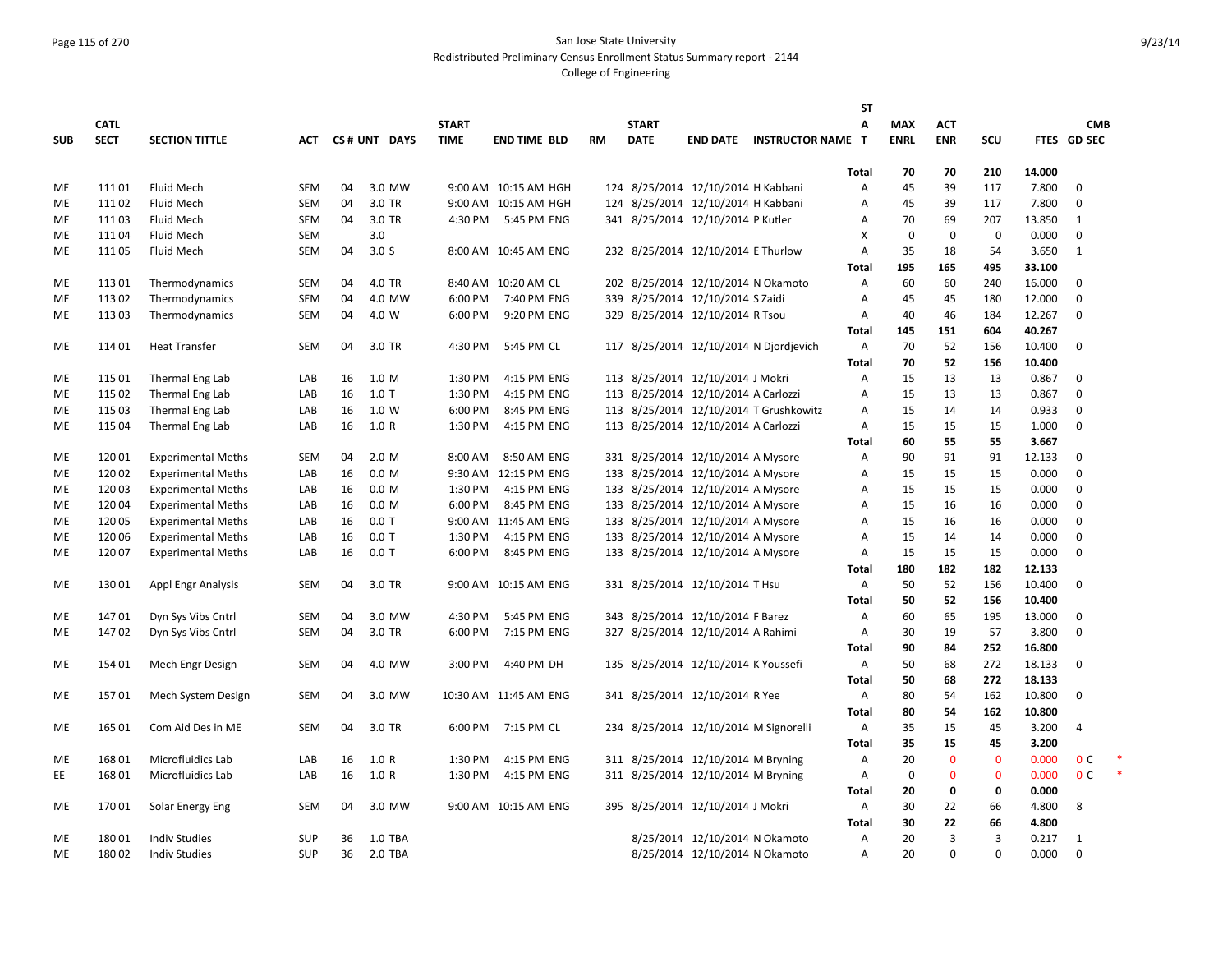# San Jose State University

Redistributed Preliminary Census Enrollment Status Summary report - 2144

College of Engineering

| SUB | CATL SECT | SECTION TITTLE | ACT | CS # | UNT | DAYS | START TIME | END TIME | BLD | RM | START DATE | END DATE | INSTRUCTOR NAME | ST A T | MAX ENRL | ACT ENR | SCU | FTES | GD | CMB SEC |
|---|---|---|---|---|---|---|---|---|---|---|---|---|---|---|---|---|---|---|---|---|
| | | | | | | | | | | | | | | Total | 70 | 70 | 210 | 14.000 | | |
| ME | 111 01 | Fluid Mech | SEM | 04 | 3.0 | MW | 9:00 AM | 10:15 AM | HGH | 124 | 8/25/2014 | 12/10/2014 | H Kabbani | A | 45 | 39 | 117 | 7.800 | 0 | |
| ME | 111 02 | Fluid Mech | SEM | 04 | 3.0 | TR | 9:00 AM | 10:15 AM | HGH | 124 | 8/25/2014 | 12/10/2014 | H Kabbani | A | 45 | 39 | 117 | 7.800 | 0 | |
| ME | 111 03 | Fluid Mech | SEM | 04 | 3.0 | TR | 4:30 PM | 5:45 PM | ENG | 341 | 8/25/2014 | 12/10/2014 | P Kutler | A | 70 | 69 | 207 | 13.850 | 1 | |
| ME | 111 04 | Fluid Mech | SEM | | 3.0 | | | | | | | | | X | 0 | 0 | 0 | 0.000 | 0 | |
| ME | 111 05 | Fluid Mech | SEM | 04 | 3.0 | S | 8:00 AM | 10:45 AM | ENG | 232 | 8/25/2014 | 12/10/2014 | E Thurlow | A | 35 | 18 | 54 | 3.650 | 1 | |
| | | | | | | | | | | | | | | Total | 195 | 165 | 495 | 33.100 | | |
| ME | 113 01 | Thermodynamics | SEM | 04 | 4.0 | TR | 8:40 AM | 10:20 AM | CL | 202 | 8/25/2014 | 12/10/2014 | N Okamoto | A | 60 | 60 | 240 | 16.000 | 0 | |
| ME | 113 02 | Thermodynamics | SEM | 04 | 4.0 | MW | 6:00 PM | 7:40 PM | ENG | 339 | 8/25/2014 | 12/10/2014 | S Zaidi | A | 45 | 45 | 180 | 12.000 | 0 | |
| ME | 113 03 | Thermodynamics | SEM | 04 | 4.0 | W | 6:00 PM | 9:20 PM | ENG | 329 | 8/25/2014 | 12/10/2014 | R Tsou | A | 40 | 46 | 184 | 12.267 | 0 | |
| | | | | | | | | | | | | | | Total | 145 | 151 | 604 | 40.267 | | |
| ME | 114 01 | Heat Transfer | SEM | 04 | 3.0 | TR | 4:30 PM | 5:45 PM | CL | 117 | 8/25/2014 | 12/10/2014 | N Djordjevich | A | 70 | 52 | 156 | 10.400 | 0 | |
| | | | | | | | | | | | | | | Total | 70 | 52 | 156 | 10.400 | | |
| ME | 115 01 | Thermal Eng Lab | LAB | 16 | 1.0 | M | 1:30 PM | 4:15 PM | ENG | 113 | 8/25/2014 | 12/10/2014 | J Mokri | A | 15 | 13 | 13 | 0.867 | 0 | |
| ME | 115 02 | Thermal Eng Lab | LAB | 16 | 1.0 | T | 1:30 PM | 4:15 PM | ENG | 113 | 8/25/2014 | 12/10/2014 | A Carlozzi | A | 15 | 13 | 13 | 0.867 | 0 | |
| ME | 115 03 | Thermal Eng Lab | LAB | 16 | 1.0 | W | 6:00 PM | 8:45 PM | ENG | 113 | 8/25/2014 | 12/10/2014 | T Grushkowitz | A | 15 | 14 | 14 | 0.933 | 0 | |
| ME | 115 04 | Thermal Eng Lab | LAB | 16 | 1.0 | R | 1:30 PM | 4:15 PM | ENG | 113 | 8/25/2014 | 12/10/2014 | A Carlozzi | A | 15 | 15 | 15 | 1.000 | 0 | |
| | | | | | | | | | | | | | | Total | 60 | 55 | 55 | 3.667 | | |
| ME | 120 01 | Experimental Meths | SEM | 04 | 2.0 | M | 8:00 AM | 8:50 AM | ENG | 331 | 8/25/2014 | 12/10/2014 | A Mysore | A | 90 | 91 | 91 | 12.133 | 0 | |
| ME | 120 02 | Experimental Meths | LAB | 16 | 0.0 | M | 9:30 AM | 12:15 PM | ENG | 133 | 8/25/2014 | 12/10/2014 | A Mysore | A | 15 | 15 | 15 | 0.000 | 0 | |
| ME | 120 03 | Experimental Meths | LAB | 16 | 0.0 | M | 1:30 PM | 4:15 PM | ENG | 133 | 8/25/2014 | 12/10/2014 | A Mysore | A | 15 | 15 | 15 | 0.000 | 0 | |
| ME | 120 04 | Experimental Meths | LAB | 16 | 0.0 | M | 6:00 PM | 8:45 PM | ENG | 133 | 8/25/2014 | 12/10/2014 | A Mysore | A | 15 | 16 | 16 | 0.000 | 0 | |
| ME | 120 05 | Experimental Meths | LAB | 16 | 0.0 | T | 9:00 AM | 11:45 AM | ENG | 133 | 8/25/2014 | 12/10/2014 | A Mysore | A | 15 | 16 | 16 | 0.000 | 0 | |
| ME | 120 06 | Experimental Meths | LAB | 16 | 0.0 | T | 1:30 PM | 4:15 PM | ENG | 133 | 8/25/2014 | 12/10/2014 | A Mysore | A | 15 | 14 | 14 | 0.000 | 0 | |
| ME | 120 07 | Experimental Meths | LAB | 16 | 0.0 | T | 6:00 PM | 8:45 PM | ENG | 133 | 8/25/2014 | 12/10/2014 | A Mysore | A | 15 | 15 | 15 | 0.000 | 0 | |
| | | | | | | | | | | | | | | Total | 180 | 182 | 182 | 12.133 | | |
| ME | 130 01 | Appl Engr Analysis | SEM | 04 | 3.0 | TR | 9:00 AM | 10:15 AM | ENG | 331 | 8/25/2014 | 12/10/2014 | T Hsu | A | 50 | 52 | 156 | 10.400 | 0 | |
| | | | | | | | | | | | | | | Total | 50 | 52 | 156 | 10.400 | | |
| ME | 147 01 | Dyn Sys Vibs Cntrl | SEM | 04 | 3.0 | MW | 4:30 PM | 5:45 PM | ENG | 343 | 8/25/2014 | 12/10/2014 | F Barez | A | 60 | 65 | 195 | 13.000 | 0 | |
| ME | 147 02 | Dyn Sys Vibs Cntrl | SEM | 04 | 3.0 | TR | 6:00 PM | 7:15 PM | ENG | 327 | 8/25/2014 | 12/10/2014 | A Rahimi | A | 30 | 19 | 57 | 3.800 | 0 | |
| | | | | | | | | | | | | | | Total | 90 | 84 | 252 | 16.800 | | |
| ME | 154 01 | Mech Engr Design | SEM | 04 | 4.0 | MW | 3:00 PM | 4:40 PM | DH | 135 | 8/25/2014 | 12/10/2014 | K Youssefi | A | 50 | 68 | 272 | 18.133 | 0 | |
| | | | | | | | | | | | | | | Total | 50 | 68 | 272 | 18.133 | | |
| ME | 157 01 | Mech System Design | SEM | 04 | 3.0 | MW | 10:30 AM | 11:45 AM | ENG | 341 | 8/25/2014 | 12/10/2014 | R Yee | A | 80 | 54 | 162 | 10.800 | 0 | |
| | | | | | | | | | | | | | | Total | 80 | 54 | 162 | 10.800 | | |
| ME | 165 01 | Com Aid Des in ME | SEM | 04 | 3.0 | TR | 6:00 PM | 7:15 PM | CL | 234 | 8/25/2014 | 12/10/2014 | M Signorelli | A | 35 | 15 | 45 | 3.200 | 4 | |
| | | | | | | | | | | | | | | Total | 35 | 15 | 45 | 3.200 | | |
| ME | 168 01 | Microfluidics Lab | LAB | 16 | 1.0 | R | 1:30 PM | 4:15 PM | ENG | 311 | 8/25/2014 | 12/10/2014 | M Bryning | A | 20 | 0 | 0 | 0.000 | 0 | C * |
| EE | 168 01 | Microfluidics Lab | LAB | 16 | 1.0 | R | 1:30 PM | 4:15 PM | ENG | 311 | 8/25/2014 | 12/10/2014 | M Bryning | A | 0 | 0 | 0 | 0.000 | 0 | C * |
| | | | | | | | | | | | | | | Total | 20 | 0 | 0 | 0.000 | | |
| ME | 170 01 | Solar Energy Eng | SEM | 04 | 3.0 | MW | 9:00 AM | 10:15 AM | ENG | 395 | 8/25/2014 | 12/10/2014 | J Mokri | A | 30 | 22 | 66 | 4.800 | 8 | |
| | | | | | | | | | | | | | | Total | 30 | 22 | 66 | 4.800 | | |
| ME | 180 01 | Indiv Studies | SUP | 36 | 1.0 | TBA | | | | | 8/25/2014 | 12/10/2014 | N Okamoto | A | 20 | 3 | 3 | 0.217 | 1 | |
| ME | 180 02 | Indiv Studies | SUP | 36 | 2.0 | TBA | | | | | 8/25/2014 | 12/10/2014 | N Okamoto | A | 20 | 0 | 0 | 0.000 | 0 | |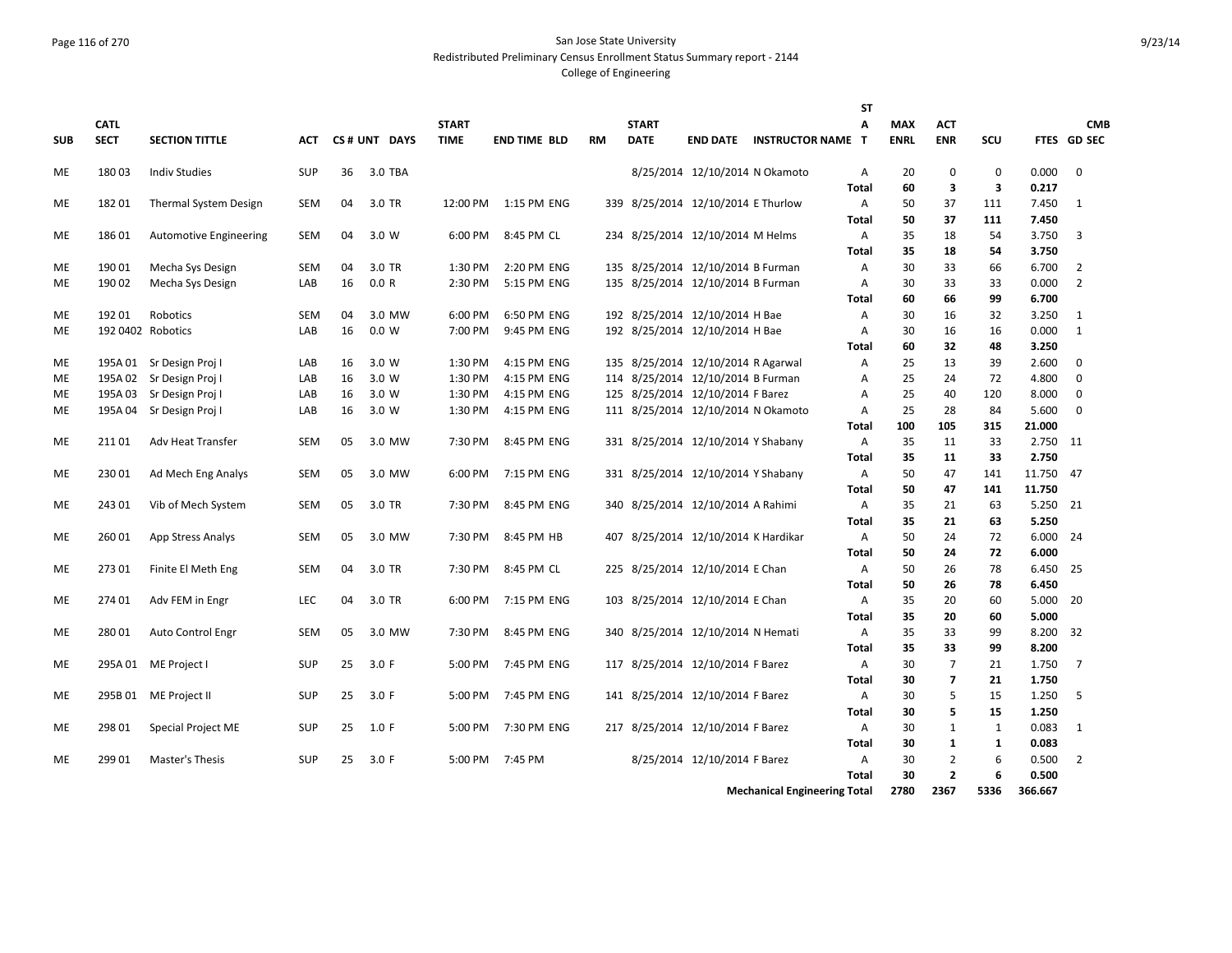San Jose State University
Redistributed Preliminary Census Enrollment Status Summary report - 2144
College of Engineering

| SUB | CATL SECT | SECTION TITTLE | ACT | CS # | UNT | DAYS | START TIME | END TIME | BLD | RM | START DATE | END DATE | INSTRUCTOR NAME | STAT | MAX ENRL | ACT ENR | SCU | FTES | GD | CMB SEC |
|---|---|---|---|---|---|---|---|---|---|---|---|---|---|---|---|---|---|---|---|---|
| ME | 180 03 | Indiv Studies | SUP | 36 | 3.0 | TBA | | | | | 8/25/2014 | 12/10/2014 | N Okamoto | A | 20 | 0 | 0 | 0.000 | 0 | |
| | | | | | | | | | | | | | | **Total** | **60** | **3** | **3** | **0.217** | | |
| ME | 182 01 | Thermal System Design | SEM | 04 | 3.0 | TR | 12:00 PM | 1:15 PM | ENG | 339 | 8/25/2014 | 12/10/2014 | E Thurlow | A | 50 | 37 | 111 | 7.450 | 1 | |
| | | | | | | | | | | | | | | **Total** | **50** | **37** | **111** | **7.450** | | |
| ME | 186 01 | Automotive Engineering | SEM | 04 | 3.0 | W | 6:00 PM | 8:45 PM | CL | 234 | 8/25/2014 | 12/10/2014 | M Helms | A | 35 | 18 | 54 | 3.750 | 3 | |
| | | | | | | | | | | | | | | **Total** | **35** | **18** | **54** | **3.750** | | |
| ME | 190 01 | Mecha Sys Design | SEM | 04 | 3.0 | TR | 1:30 PM | 2:20 PM | ENG | 135 | 8/25/2014 | 12/10/2014 | B Furman | A | 30 | 33 | 66 | 6.700 | 2 | |
| ME | 190 02 | Mecha Sys Design | LAB | 16 | 0.0 | R | 2:30 PM | 5:15 PM | ENG | 135 | 8/25/2014 | 12/10/2014 | B Furman | A | 30 | 33 | 33 | 0.000 | 2 | |
| | | | | | | | | | | | | | | **Total** | **60** | **66** | **99** | **6.700** | | |
| ME | 192 01 | Robotics | SEM | 04 | 3.0 | MW | 6:00 PM | 6:50 PM | ENG | 192 | 8/25/2014 | 12/10/2014 | H Bae | A | 30 | 16 | 32 | 3.250 | 1 | |
| ME | 192 0402 | Robotics | LAB | 16 | 0.0 | W | 7:00 PM | 9:45 PM | ENG | 192 | 8/25/2014 | 12/10/2014 | H Bae | A | 30 | 16 | 16 | 0.000 | 1 | |
| | | | | | | | | | | | | | | **Total** | **60** | **32** | **48** | **3.250** | | |
| ME | 195A 01 | Sr Design Proj I | LAB | 16 | 3.0 | W | 1:30 PM | 4:15 PM | ENG | 135 | 8/25/2014 | 12/10/2014 | R Agarwal | A | 25 | 13 | 39 | 2.600 | 0 | |
| ME | 195A 02 | Sr Design Proj I | LAB | 16 | 3.0 | W | 1:30 PM | 4:15 PM | ENG | 114 | 8/25/2014 | 12/10/2014 | B Furman | A | 25 | 24 | 72 | 4.800 | 0 | |
| ME | 195A 03 | Sr Design Proj I | LAB | 16 | 3.0 | W | 1:30 PM | 4:15 PM | ENG | 125 | 8/25/2014 | 12/10/2014 | F Barez | A | 25 | 40 | 120 | 8.000 | 0 | |
| ME | 195A 04 | Sr Design Proj I | LAB | 16 | 3.0 | W | 1:30 PM | 4:15 PM | ENG | 111 | 8/25/2014 | 12/10/2014 | N Okamoto | A | 25 | 28 | 84 | 5.600 | 0 | |
| | | | | | | | | | | | | | | **Total** | **100** | **105** | **315** | **21.000** | | |
| ME | 211 01 | Adv Heat Transfer | SEM | 05 | 3.0 | MW | 7:30 PM | 8:45 PM | ENG | 331 | 8/25/2014 | 12/10/2014 | Y Shabany | A | 35 | 11 | 33 | 2.750 | 11 | |
| | | | | | | | | | | | | | | **Total** | **35** | **11** | **33** | **2.750** | | |
| ME | 230 01 | Ad Mech Eng Analys | SEM | 05 | 3.0 | MW | 6:00 PM | 7:15 PM | ENG | 331 | 8/25/2014 | 12/10/2014 | Y Shabany | A | 50 | 47 | 141 | 11.750 | 47 | |
| | | | | | | | | | | | | | | **Total** | **50** | **47** | **141** | **11.750** | | |
| ME | 243 01 | Vib of Mech System | SEM | 05 | 3.0 | TR | 7:30 PM | 8:45 PM | ENG | 340 | 8/25/2014 | 12/10/2014 | A Rahimi | A | 35 | 21 | 63 | 5.250 | 21 | |
| | | | | | | | | | | | | | | **Total** | **35** | **21** | **63** | **5.250** | | |
| ME | 260 01 | App Stress Analys | SEM | 05 | 3.0 | MW | 7:30 PM | 8:45 PM | HB | 407 | 8/25/2014 | 12/10/2014 | K Hardikar | A | 50 | 24 | 72 | 6.000 | 24 | |
| | | | | | | | | | | | | | | **Total** | **50** | **24** | **72** | **6.000** | | |
| ME | 273 01 | Finite El Meth Eng | SEM | 04 | 3.0 | TR | 7:30 PM | 8:45 PM | CL | 225 | 8/25/2014 | 12/10/2014 | E Chan | A | 50 | 26 | 78 | 6.450 | 25 | |
| | | | | | | | | | | | | | | **Total** | **50** | **26** | **78** | **6.450** | | |
| ME | 274 01 | Adv FEM in Engr | LEC | 04 | 3.0 | TR | 6:00 PM | 7:15 PM | ENG | 103 | 8/25/2014 | 12/10/2014 | E Chan | A | 35 | 20 | 60 | 5.000 | 20 | |
| | | | | | | | | | | | | | | **Total** | **35** | **20** | **60** | **5.000** | | |
| ME | 280 01 | Auto Control Engr | SEM | 05 | 3.0 | MW | 7:30 PM | 8:45 PM | ENG | 340 | 8/25/2014 | 12/10/2014 | N Hemati | A | 35 | 33 | 99 | 8.200 | 32 | |
| | | | | | | | | | | | | | | **Total** | **35** | **33** | **99** | **8.200** | | |
| ME | 295A 01 | ME Project I | SUP | 25 | 3.0 | F | 5:00 PM | 7:45 PM | ENG | 117 | 8/25/2014 | 12/10/2014 | F Barez | A | 30 | 7 | 21 | 1.750 | 7 | |
| | | | | | | | | | | | | | | **Total** | **30** | **7** | **21** | **1.750** | | |
| ME | 295B 01 | ME Project II | SUP | 25 | 3.0 | F | 5:00 PM | 7:45 PM | ENG | 141 | 8/25/2014 | 12/10/2014 | F Barez | A | 30 | 5 | 15 | 1.250 | 5 | |
| | | | | | | | | | | | | | | **Total** | **30** | **5** | **15** | **1.250** | | |
| ME | 298 01 | Special Project ME | SUP | 25 | 1.0 | F | 5:00 PM | 7:30 PM | ENG | 217 | 8/25/2014 | 12/10/2014 | F Barez | A | 30 | 1 | 1 | 0.083 | 1 | |
| | | | | | | | | | | | | | | **Total** | **30** | **1** | **1** | **0.083** | | |
| ME | 299 01 | Master's Thesis | SUP | 25 | 3.0 | F | 5:00 PM | 7:45 PM | | | 8/25/2014 | 12/10/2014 | F Barez | A | 30 | 2 | 6 | 0.500 | 2 | |
| | | | | | | | | | | | | | | **Total** | **30** | **2** | **6** | **0.500** | | |
| | | | | | | | | | | | | | **Mechanical Engineering Total** | | **2780** | **2367** | **5336** | **366.667** | | |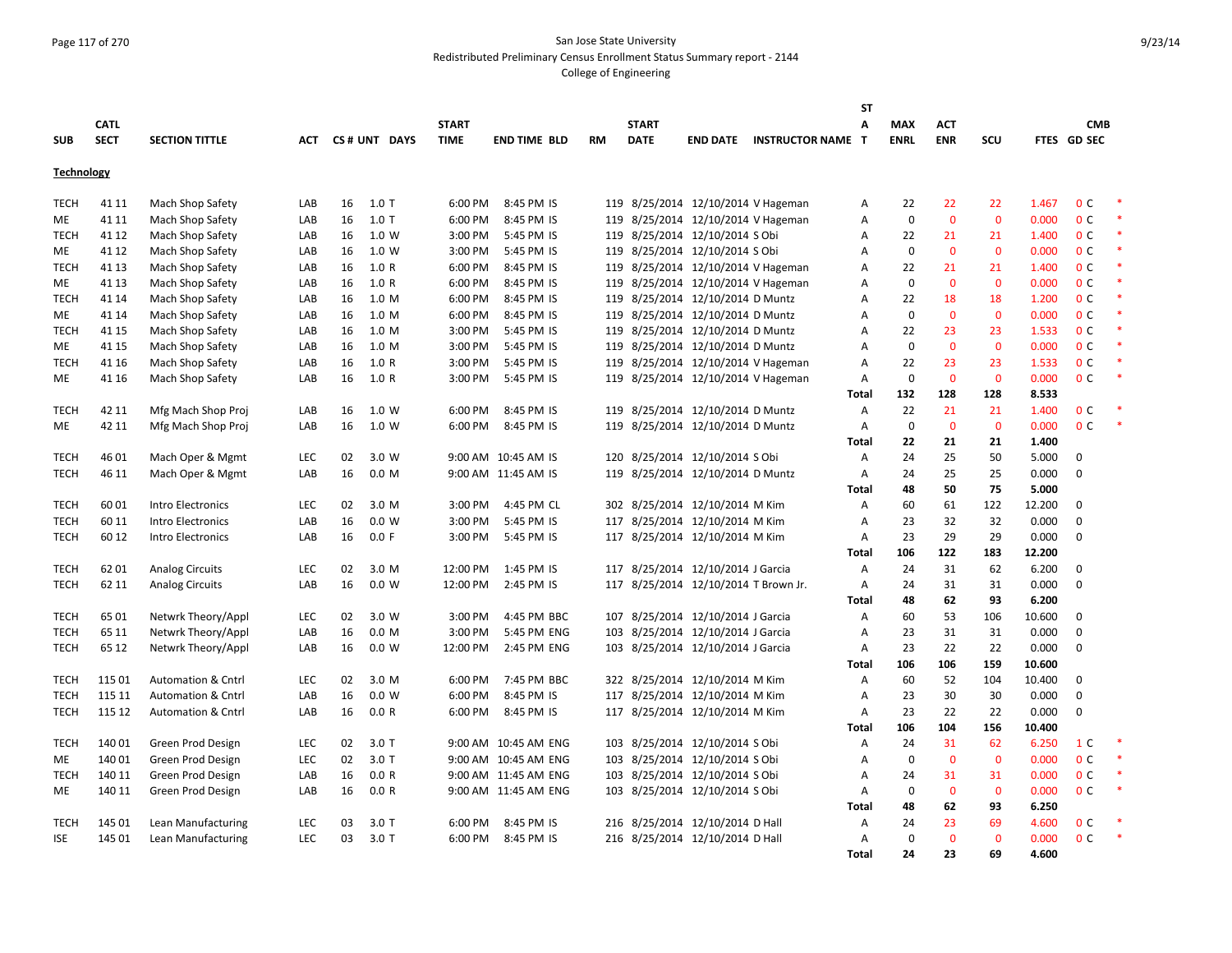San Jose State University
Redistributed Preliminary Census Enrollment Status Summary report - 2144
College of Engineering

**Technology**

| SUB | CATL SECT | SECTION TITTLE | ACT | CS # | UNT | DAYS | START TIME | END TIME | BLD | RM | START DATE | END DATE | INSTRUCTOR NAME | STAT | MAX ENRL | ACT ENR | SCU | FTES | GD | CMB SEC | |
|---|---|---|---|---|---|---|---|---|---|---|---|---|---|---|---|---|---|---|---|---|---|
| TECH | 41 11 | Mach Shop Safety | LAB | 16 | 1.0 | T | 6:00 PM | 8:45 PM | IS | 119 | 8/25/2014 | 12/10/2014 | V Hageman | A | 22 | 22 | 22 | 1.467 | 0 | C | * |
| ME | 41 11 | Mach Shop Safety | LAB | 16 | 1.0 | T | 6:00 PM | 8:45 PM | IS | 119 | 8/25/2014 | 12/10/2014 | V Hageman | A | 0 | 0 | 0 | 0.000 | 0 | C | * |
| TECH | 41 12 | Mach Shop Safety | LAB | 16 | 1.0 | W | 3:00 PM | 5:45 PM | IS | 119 | 8/25/2014 | 12/10/2014 | S Obi | A | 22 | 21 | 21 | 1.400 | 0 | C | * |
| ME | 41 12 | Mach Shop Safety | LAB | 16 | 1.0 | W | 3:00 PM | 5:45 PM | IS | 119 | 8/25/2014 | 12/10/2014 | S Obi | A | 0 | 0 | 0 | 0.000 | 0 | C | * |
| TECH | 41 13 | Mach Shop Safety | LAB | 16 | 1.0 | R | 6:00 PM | 8:45 PM | IS | 119 | 8/25/2014 | 12/10/2014 | V Hageman | A | 22 | 21 | 21 | 1.400 | 0 | C | * |
| ME | 41 13 | Mach Shop Safety | LAB | 16 | 1.0 | R | 6:00 PM | 8:45 PM | IS | 119 | 8/25/2014 | 12/10/2014 | V Hageman | A | 0 | 0 | 0 | 0.000 | 0 | C | * |
| TECH | 41 14 | Mach Shop Safety | LAB | 16 | 1.0 | M | 6:00 PM | 8:45 PM | IS | 119 | 8/25/2014 | 12/10/2014 | D Muntz | A | 22 | 18 | 18 | 1.200 | 0 | C | * |
| ME | 41 14 | Mach Shop Safety | LAB | 16 | 1.0 | M | 6:00 PM | 8:45 PM | IS | 119 | 8/25/2014 | 12/10/2014 | D Muntz | A | 0 | 0 | 0 | 0.000 | 0 | C | * |
| TECH | 41 15 | Mach Shop Safety | LAB | 16 | 1.0 | M | 3:00 PM | 5:45 PM | IS | 119 | 8/25/2014 | 12/10/2014 | D Muntz | A | 22 | 23 | 23 | 1.533 | 0 | C | * |
| ME | 41 15 | Mach Shop Safety | LAB | 16 | 1.0 | M | 3:00 PM | 5:45 PM | IS | 119 | 8/25/2014 | 12/10/2014 | D Muntz | A | 0 | 0 | 0 | 0.000 | 0 | C | * |
| TECH | 41 16 | Mach Shop Safety | LAB | 16 | 1.0 | R | 3:00 PM | 5:45 PM | IS | 119 | 8/25/2014 | 12/10/2014 | V Hageman | A | 22 | 23 | 23 | 1.533 | 0 | C | * |
| ME | 41 16 | Mach Shop Safety | LAB | 16 | 1.0 | R | 3:00 PM | 5:45 PM | IS | 119 | 8/25/2014 | 12/10/2014 | V Hageman | A | 0 | 0 | 0 | 0.000 | 0 | C | * |
| | | | | | | | | | | | | | | **Total** | **132** | **128** | **128** | **8.533** | | | |
| TECH | 42 11 | Mfg Mach Shop Proj | LAB | 16 | 1.0 | W | 6:00 PM | 8:45 PM | IS | 119 | 8/25/2014 | 12/10/2014 | D Muntz | A | 22 | 21 | 21 | 1.400 | 0 | C | * |
| ME | 42 11 | Mfg Mach Shop Proj | LAB | 16 | 1.0 | W | 6:00 PM | 8:45 PM | IS | 119 | 8/25/2014 | 12/10/2014 | D Muntz | A | 0 | 0 | 0 | 0.000 | 0 | C | * |
| | | | | | | | | | | | | | | **Total** | **22** | **21** | **21** | **1.400** | | | |
| TECH | 46 01 | Mach Oper & Mgmt | LEC | 02 | 3.0 | W | 9:00 AM | 10:45 AM | IS | 120 | 8/25/2014 | 12/10/2014 | S Obi | A | 24 | 25 | 50 | 5.000 | 0 | | |
| TECH | 46 11 | Mach Oper & Mgmt | LAB | 16 | 0.0 | M | 9:00 AM | 11:45 AM | IS | 119 | 8/25/2014 | 12/10/2014 | D Muntz | A | 24 | 25 | 25 | 0.000 | 0 | | |
| | | | | | | | | | | | | | | **Total** | **48** | **50** | **75** | **5.000** | | | |
| TECH | 60 01 | Intro Electronics | LEC | 02 | 3.0 | M | 3:00 PM | 4:45 PM | CL | 302 | 8/25/2014 | 12/10/2014 | M Kim | A | 60 | 61 | 122 | 12.200 | 0 | | |
| TECH | 60 11 | Intro Electronics | LAB | 16 | 0.0 | W | 3:00 PM | 5:45 PM | IS | 117 | 8/25/2014 | 12/10/2014 | M Kim | A | 23 | 32 | 32 | 0.000 | 0 | | |
| TECH | 60 12 | Intro Electronics | LAB | 16 | 0.0 | F | 3:00 PM | 5:45 PM | IS | 117 | 8/25/2014 | 12/10/2014 | M Kim | A | 23 | 29 | 29 | 0.000 | 0 | | |
| | | | | | | | | | | | | | | **Total** | **106** | **122** | **183** | **12.200** | | | |
| TECH | 62 01 | Analog Circuits | LEC | 02 | 3.0 | M | 12:00 PM | 1:45 PM | IS | 117 | 8/25/2014 | 12/10/2014 | J Garcia | A | 24 | 31 | 62 | 6.200 | 0 | | |
| TECH | 62 11 | Analog Circuits | LAB | 16 | 0.0 | W | 12:00 PM | 2:45 PM | IS | 117 | 8/25/2014 | 12/10/2014 | T Brown Jr. | A | 24 | 31 | 31 | 0.000 | 0 | | |
| | | | | | | | | | | | | | | **Total** | **48** | **62** | **93** | **6.200** | | | |
| TECH | 65 01 | Netwrk Theory/Appl | LEC | 02 | 3.0 | W | 3:00 PM | 4:45 PM | BBC | 107 | 8/25/2014 | 12/10/2014 | J Garcia | A | 60 | 53 | 106 | 10.600 | 0 | | |
| TECH | 65 11 | Netwrk Theory/Appl | LAB | 16 | 0.0 | M | 3:00 PM | 5:45 PM | ENG | 103 | 8/25/2014 | 12/10/2014 | J Garcia | A | 23 | 31 | 31 | 0.000 | 0 | | |
| TECH | 65 12 | Netwrk Theory/Appl | LAB | 16 | 0.0 | W | 12:00 PM | 2:45 PM | ENG | 103 | 8/25/2014 | 12/10/2014 | J Garcia | A | 23 | 22 | 22 | 0.000 | 0 | | |
| | | | | | | | | | | | | | | **Total** | **106** | **106** | **159** | **10.600** | | | |
| TECH | 115 01 | Automation & Cntrl | LEC | 02 | 3.0 | M | 6:00 PM | 7:45 PM | BBC | 322 | 8/25/2014 | 12/10/2014 | M Kim | A | 60 | 52 | 104 | 10.400 | 0 | | |
| TECH | 115 11 | Automation & Cntrl | LAB | 16 | 0.0 | W | 6:00 PM | 8:45 PM | IS | 117 | 8/25/2014 | 12/10/2014 | M Kim | A | 23 | 30 | 30 | 0.000 | 0 | | |
| TECH | 115 12 | Automation & Cntrl | LAB | 16 | 0.0 | R | 6:00 PM | 8:45 PM | IS | 117 | 8/25/2014 | 12/10/2014 | M Kim | A | 23 | 22 | 22 | 0.000 | 0 | | |
| | | | | | | | | | | | | | | **Total** | **106** | **104** | **156** | **10.400** | | | |
| TECH | 140 01 | Green Prod Design | LEC | 02 | 3.0 | T | 9:00 AM | 10:45 AM | ENG | 103 | 8/25/2014 | 12/10/2014 | S Obi | A | 24 | 31 | 62 | 6.250 | 1 | C | * |
| ME | 140 01 | Green Prod Design | LEC | 02 | 3.0 | T | 9:00 AM | 10:45 AM | ENG | 103 | 8/25/2014 | 12/10/2014 | S Obi | A | 0 | 0 | 0 | 0.000 | 0 | C | * |
| TECH | 140 11 | Green Prod Design | LAB | 16 | 0.0 | R | 9:00 AM | 11:45 AM | ENG | 103 | 8/25/2014 | 12/10/2014 | S Obi | A | 24 | 31 | 31 | 0.000 | 0 | C | * |
| ME | 140 11 | Green Prod Design | LAB | 16 | 0.0 | R | 9:00 AM | 11:45 AM | ENG | 103 | 8/25/2014 | 12/10/2014 | S Obi | A | 0 | 0 | 0 | 0.000 | 0 | C | * |
| | | | | | | | | | | | | | | **Total** | **48** | **62** | **93** | **6.250** | | | |
| TECH | 145 01 | Lean Manufacturing | LEC | 03 | 3.0 | T | 6:00 PM | 8:45 PM | IS | 216 | 8/25/2014 | 12/10/2014 | D Hall | A | 24 | 23 | 69 | 4.600 | 0 | C | * |
| ISE | 145 01 | Lean Manufacturing | LEC | 03 | 3.0 | T | 6:00 PM | 8:45 PM | IS | 216 | 8/25/2014 | 12/10/2014 | D Hall | A | 0 | 0 | 0 | 0.000 | 0 | C | * |
| | | | | | | | | | | | | | | **Total** | **24** | **23** | **69** | **4.600** | | | |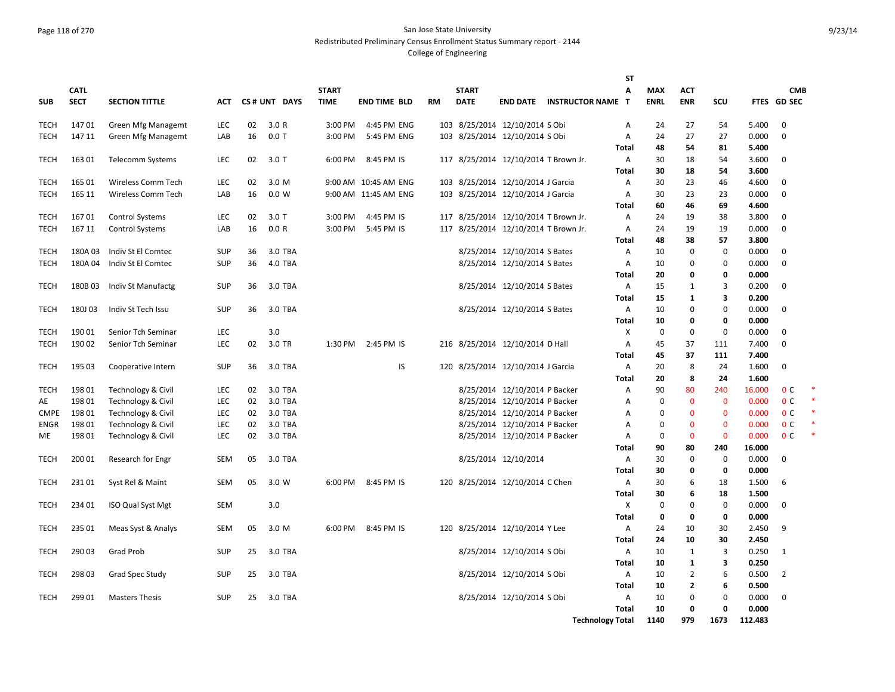San Jose State University
Redistributed Preliminary Census Enrollment Status Summary report - 2144
College of Engineering

| SUB | CATL SECT | SECTION TITTLE | ACT | CS # | UNT | DAYS | START TIME | END TIME | BLD | RM | START DATE | END DATE | INSTRUCTOR NAME | ST A T | MAX ENRL | ACT ENR | SCU | FTES | GD | CMB SEC | |
|---|---|---|---|---|---|---|---|---|---|---|---|---|---|---|---|---|---|---|---|---|---|
| TECH | 147 01 | Green Mfg Managemt | LEC | 02 | 3.0 | R | 3:00 PM | 4:45 PM | ENG | 103 | 8/25/2014 | 12/10/2014 | S Obi | A | 24 | 27 | 54 | 5.400 | 0 | | |
| TECH | 147 11 | Green Mfg Managemt | LAB | 16 | 0.0 | T | 3:00 PM | 5:45 PM | ENG | 103 | 8/25/2014 | 12/10/2014 | S Obi | A | 24 | 27 | 27 | 0.000 | 0 | | |
| | | | | | | | | | | | | | | Total | 48 | 54 | 81 | 5.400 | | | |
| TECH | 163 01 | Telecomm Systems | LEC | 02 | 3.0 | T | 6:00 PM | 8:45 PM | IS | 117 | 8/25/2014 | 12/10/2014 | T Brown Jr. | A | 30 | 18 | 54 | 3.600 | 0 | | |
| | | | | | | | | | | | | | | Total | 30 | 18 | 54 | 3.600 | | | |
| TECH | 165 01 | Wireless Comm Tech | LEC | 02 | 3.0 | M | 9:00 AM | 10:45 AM | ENG | 103 | 8/25/2014 | 12/10/2014 | J Garcia | A | 30 | 23 | 46 | 4.600 | 0 | | |
| TECH | 165 11 | Wireless Comm Tech | LAB | 16 | 0.0 | W | 9:00 AM | 11:45 AM | ENG | 103 | 8/25/2014 | 12/10/2014 | J Garcia | A | 30 | 23 | 23 | 0.000 | 0 | | |
| | | | | | | | | | | | | | | Total | 60 | 46 | 69 | 4.600 | | | |
| TECH | 167 01 | Control Systems | LEC | 02 | 3.0 | T | 3:00 PM | 4:45 PM | IS | 117 | 8/25/2014 | 12/10/2014 | T Brown Jr. | A | 24 | 19 | 38 | 3.800 | 0 | | |
| TECH | 167 11 | Control Systems | LAB | 16 | 0.0 | R | 3:00 PM | 5:45 PM | IS | 117 | 8/25/2014 | 12/10/2014 | T Brown Jr. | A | 24 | 19 | 19 | 0.000 | 0 | | |
| | | | | | | | | | | | | | | Total | 48 | 38 | 57 | 3.800 | | | |
| TECH | 180A 03 | Indiv St El Comtec | SUP | 36 | 3.0 | TBA | | | | | 8/25/2014 | 12/10/2014 | S Bates | A | 10 | 0 | 0 | 0.000 | 0 | | |
| TECH | 180A 04 | Indiv St El Comtec | SUP | 36 | 4.0 | TBA | | | | | 8/25/2014 | 12/10/2014 | S Bates | A | 10 | 0 | 0 | 0.000 | 0 | | |
| | | | | | | | | | | | | | | Total | 20 | 0 | 0 | 0.000 | | | |
| TECH | 180B 03 | Indiv St Manufactg | SUP | 36 | 3.0 | TBA | | | | | 8/25/2014 | 12/10/2014 | S Bates | A | 15 | 1 | 3 | 0.200 | 0 | | |
| | | | | | | | | | | | | | | Total | 15 | 1 | 3 | 0.200 | | | |
| TECH | 180J 03 | Indiv St Tech Issu | SUP | 36 | 3.0 | TBA | | | | | 8/25/2014 | 12/10/2014 | S Bates | A | 10 | 0 | 0 | 0.000 | 0 | | |
| | | | | | | | | | | | | | | Total | 10 | 0 | 0 | 0.000 | | | |
| TECH | 190 01 | Senior Tch Seminar | LEC | | 3.0 | | | | | | | | | X | 0 | 0 | 0 | 0.000 | 0 | | |
| TECH | 190 02 | Senior Tch Seminar | LEC | 02 | 3.0 | TR | 1:30 PM | 2:45 PM | IS | 216 | 8/25/2014 | 12/10/2014 | D Hall | A | 45 | 37 | 111 | 7.400 | 0 | | |
| | | | | | | | | | | | | | | Total | 45 | 37 | 111 | 7.400 | | | |
| TECH | 195 03 | Cooperative Intern | SUP | 36 | 3.0 | TBA | | | IS | 120 | 8/25/2014 | 12/10/2014 | J Garcia | A | 20 | 8 | 24 | 1.600 | 0 | | |
| | | | | | | | | | | | | | | Total | 20 | 8 | 24 | 1.600 | | | |
| TECH | 198 01 | Technology & Civil | LEC | 02 | 3.0 | TBA | | | | | 8/25/2014 | 12/10/2014 | P Backer | A | 90 | 80 | 240 | 16.000 | 0 | C | * |
| AE | 198 01 | Technology & Civil | LEC | 02 | 3.0 | TBA | | | | | 8/25/2014 | 12/10/2014 | P Backer | A | 0 | 0 | 0 | 0.000 | 0 | C | * |
| CMPE | 198 01 | Technology & Civil | LEC | 02 | 3.0 | TBA | | | | | 8/25/2014 | 12/10/2014 | P Backer | A | 0 | 0 | 0 | 0.000 | 0 | C | * |
| ENGR | 198 01 | Technology & Civil | LEC | 02 | 3.0 | TBA | | | | | 8/25/2014 | 12/10/2014 | P Backer | A | 0 | 0 | 0 | 0.000 | 0 | C | * |
| ME | 198 01 | Technology & Civil | LEC | 02 | 3.0 | TBA | | | | | 8/25/2014 | 12/10/2014 | P Backer | A | 0 | 0 | 0 | 0.000 | 0 | C | * |
| | | | | | | | | | | | | | | Total | 90 | 80 | 240 | 16.000 | | | |
| TECH | 200 01 | Research for Engr | SEM | 05 | 3.0 | TBA | | | | | 8/25/2014 | 12/10/2014 | | A | 30 | 0 | 0 | 0.000 | 0 | | |
| | | | | | | | | | | | | | | Total | 30 | 0 | 0 | 0.000 | | | |
| TECH | 231 01 | Syst Rel & Maint | SEM | 05 | 3.0 | W | 6:00 PM | 8:45 PM | IS | 120 | 8/25/2014 | 12/10/2014 | C Chen | A | 30 | 6 | 18 | 1.500 | 6 | | |
| | | | | | | | | | | | | | | Total | 30 | 6 | 18 | 1.500 | | | |
| TECH | 234 01 | ISO Qual Syst Mgt | SEM | | 3.0 | | | | | | | | | X | 0 | 0 | 0 | 0.000 | 0 | | |
| | | | | | | | | | | | | | | Total | 0 | 0 | 0 | 0.000 | | | |
| TECH | 235 01 | Meas Syst & Analys | SEM | 05 | 3.0 | M | 6:00 PM | 8:45 PM | IS | 120 | 8/25/2014 | 12/10/2014 | Y Lee | A | 24 | 10 | 30 | 2.450 | 9 | | |
| | | | | | | | | | | | | | | Total | 24 | 10 | 30 | 2.450 | | | |
| TECH | 290 03 | Grad Prob | SUP | 25 | 3.0 | TBA | | | | | 8/25/2014 | 12/10/2014 | S Obi | A | 10 | 1 | 3 | 0.250 | 1 | | |
| | | | | | | | | | | | | | | Total | 10 | 1 | 3 | 0.250 | | | |
| TECH | 298 03 | Grad Spec Study | SUP | 25 | 3.0 | TBA | | | | | 8/25/2014 | 12/10/2014 | S Obi | A | 10 | 2 | 6 | 0.500 | 2 | | |
| | | | | | | | | | | | | | | Total | 10 | 2 | 6 | 0.500 | | | |
| TECH | 299 01 | Masters Thesis | SUP | 25 | 3.0 | TBA | | | | | 8/25/2014 | 12/10/2014 | S Obi | A | 10 | 0 | 0 | 0.000 | 0 | | |
| | | | | | | | | | | | | | | Total | 10 | 0 | 0 | 0.000 | | | |
| | | | | | | | | | | | | | Technology Total | | 1140 | 979 | 1673 | 112.483 | | | |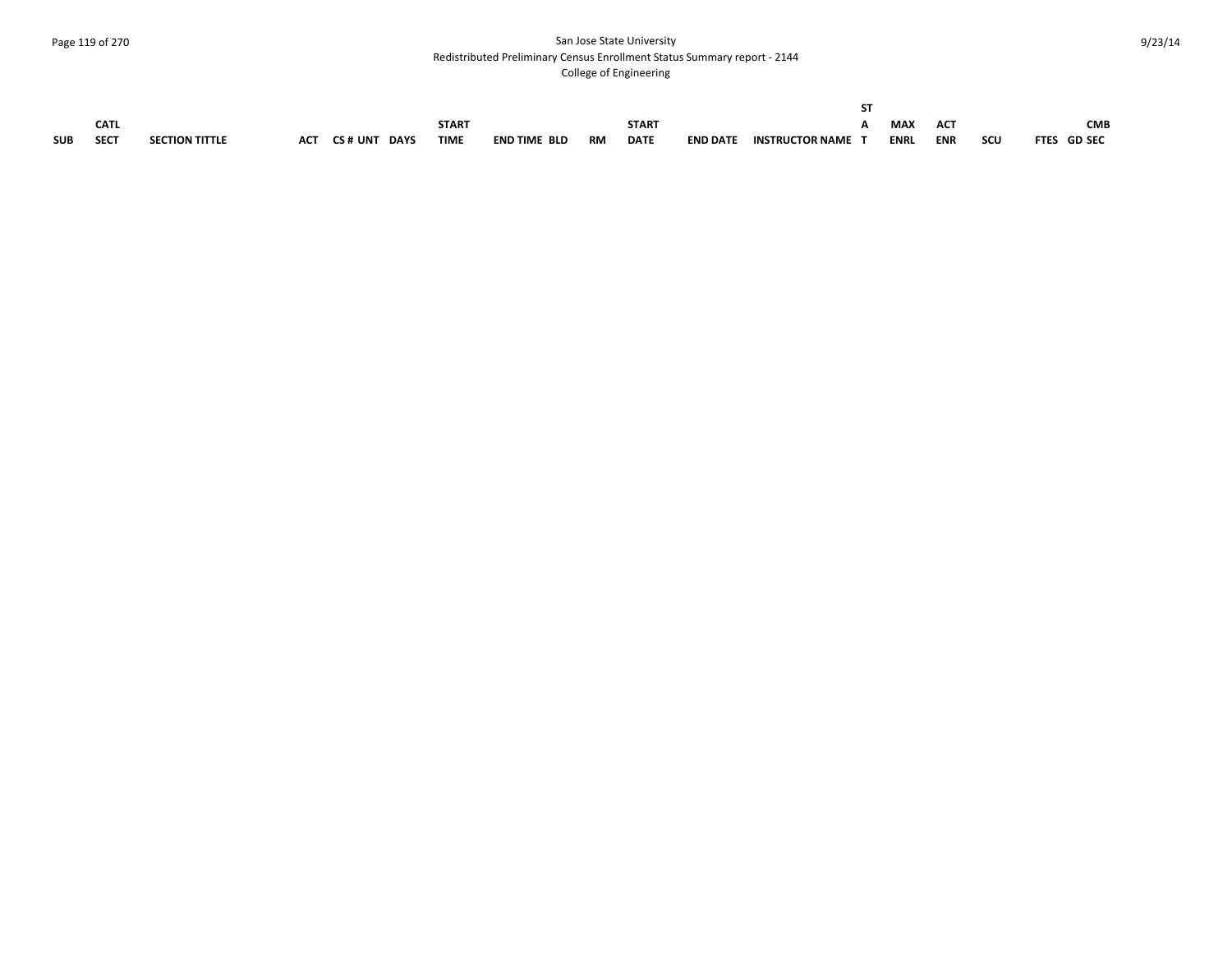| SUB | CATL SECT | SECTION TITTLE | ACT | CS # UNT | DAYS | START TIME | END TIME | BLD | RM | START DATE | END DATE | INSTRUCTOR NAME | STAT | MAX ENRL | ACT ENR | SCU | FTES | GD | CMB SEC |
|---|---|---|---|---|---|---|---|---|---|---|---|---|---|---|---|---|---|---|---|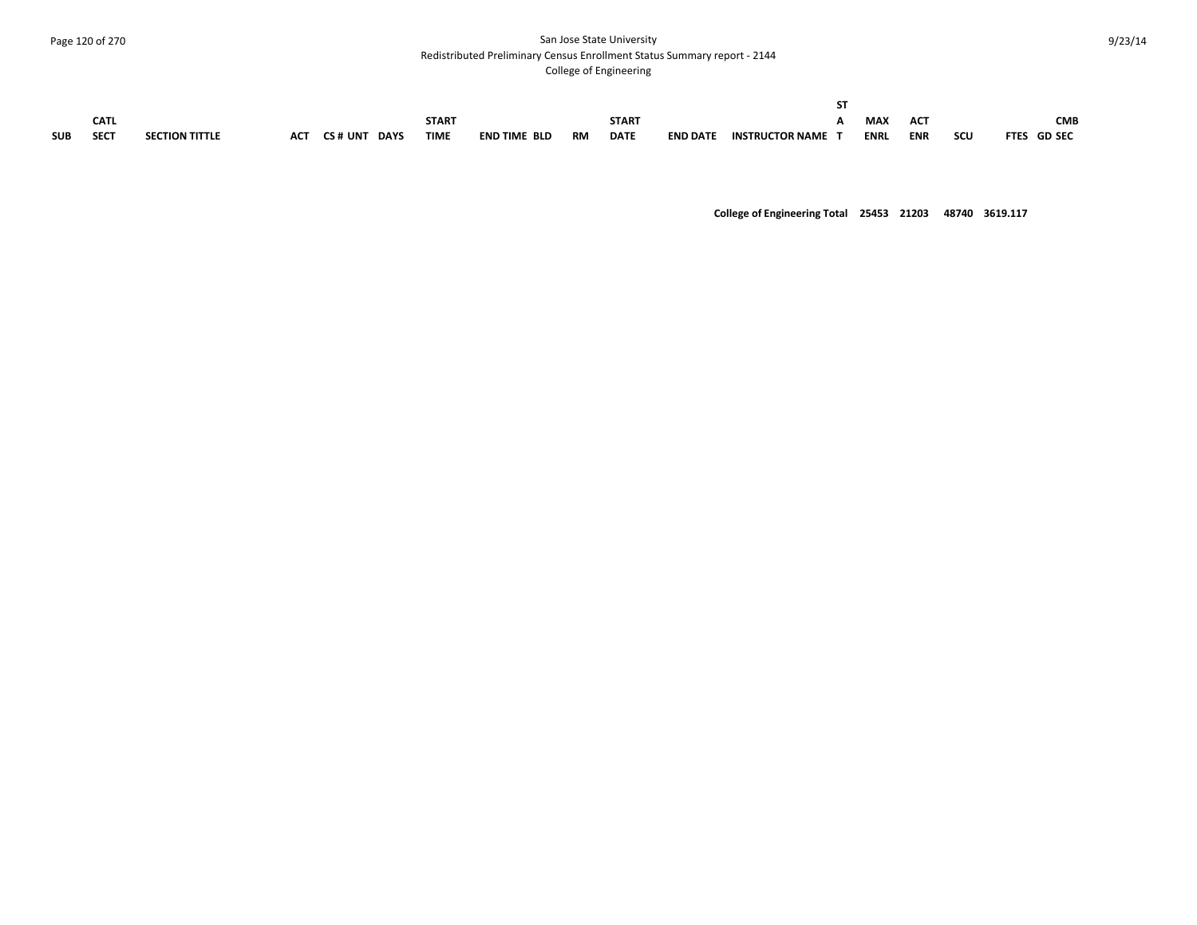| SUB | CATL SECT | SECTION TITTLE | ACT | CS # | UNT | DAYS | START TIME | END TIME | BLD | RM | START DATE | END DATE | INSTRUCTOR NAME | STAT | MAX ENRL | ACT ENR | SCU | FTES | GD | CMB SEC |
|---|---|---|---|---|---|---|---|---|---|---|---|---|---|---|---|---|---|---|---|---|
| | | | | | | | | | | | | | College of Engineering Total | | 25453 | 21203 | 48740 | 3619.117 | | |